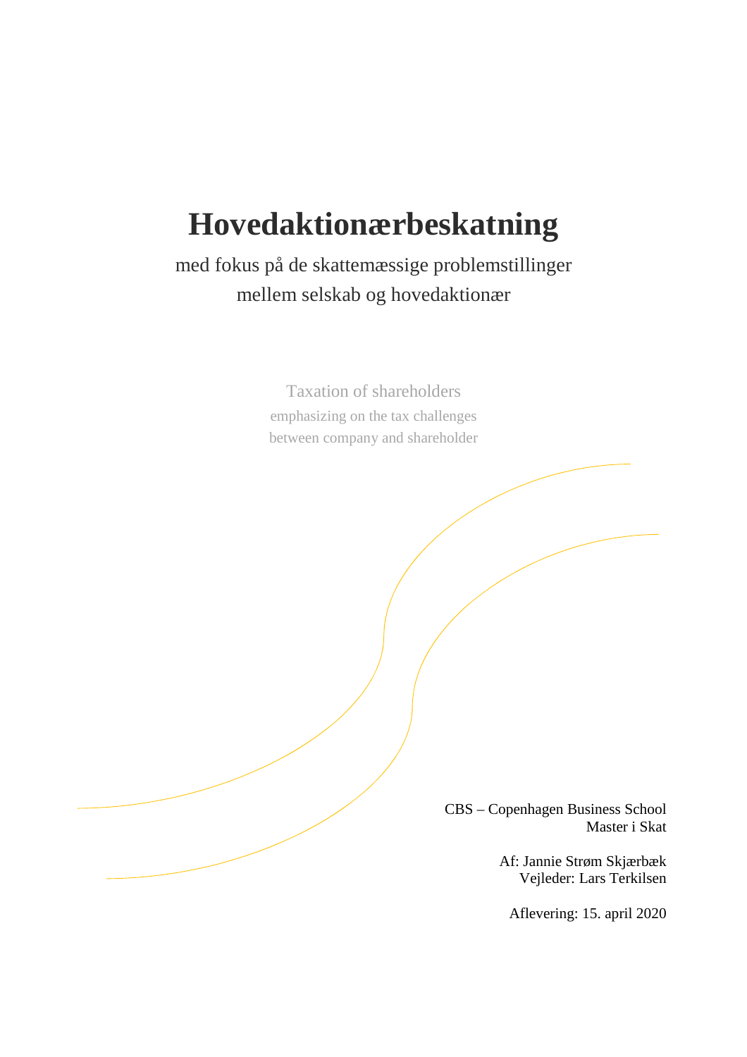# Hovedaktionærbeskatning

med fokus på de skattemæssige problemstillinger
mellem selskab og hovedaktionær

Taxation of shareholders
emphasizing on the tax challenges
between company and shareholder

CBS – Copenhagen Business School
Master i Skat

Af: Jannie Strøm Skjærbæk
Vejleder: Lars Terkilsen

Aflevering: 15. april 2020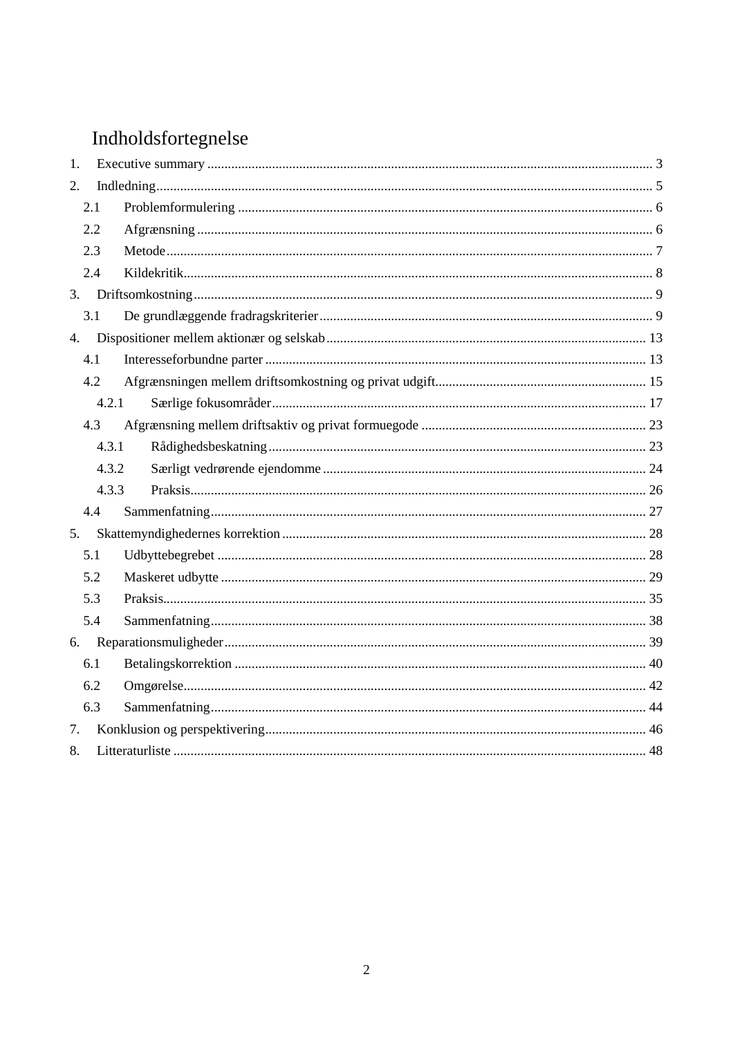# Indholdsfortegnelse

1. Executive summary ..... 3
2. Indledning ..... 5
   - 2.1 Problemformulering ..... 6
   - 2.2 Afgrænsning ..... 6
   - 2.3 Metode ..... 7
   - 2.4 Kildekritik ..... 8
3. Driftsomkostning ..... 9
   - 3.1 De grundlæggende fradragskriterier ..... 9
4. Dispositioner mellem aktionær og selskab ..... 13
   - 4.1 Interesseforbundne parter ..... 13
   - 4.2 Afgrænsningen mellem driftsomkostning og privat udgift ..... 15
     - 4.2.1 Særlige fokusområder ..... 17
   - 4.3 Afgrænsning mellem driftsaktiv og privat formuegode ..... 23
     - 4.3.1 Rådighedsbeskatning ..... 23
     - 4.3.2 Særligt vedrørende ejendomme ..... 24
     - 4.3.3 Praksis ..... 26
   - 4.4 Sammenfatning ..... 27
5. Skattemyndighedernes korrektion ..... 28
   - 5.1 Udbyttebegrebet ..... 28
   - 5.2 Maskeret udbytte ..... 29
   - 5.3 Praksis ..... 35
   - 5.4 Sammenfatning ..... 38
6. Reparationsmuligheder ..... 39
   - 6.1 Betalingskorrektion ..... 40
   - 6.2 Omgørelse ..... 42
   - 6.3 Sammenfatning ..... 44
7. Konklusion og perspektivering ..... 46
8. Litteraturliste ..... 48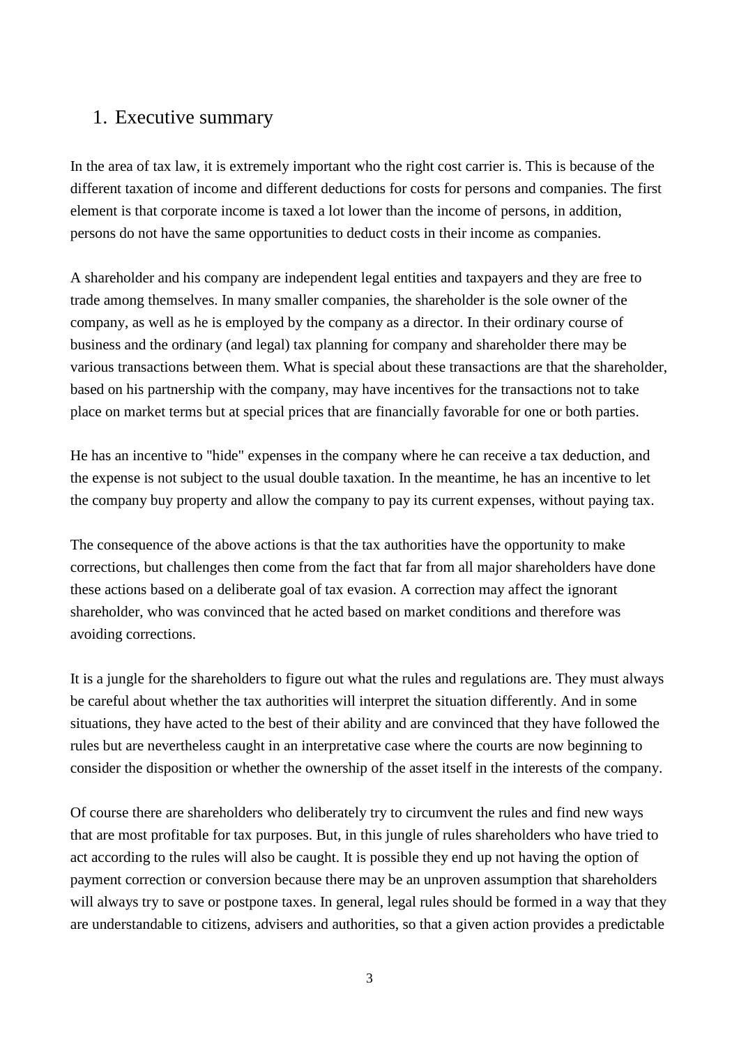# 1. Executive summary

In the area of tax law, it is extremely important who the right cost carrier is. This is because of the different taxation of income and different deductions for costs for persons and companies. The first element is that corporate income is taxed a lot lower than the income of persons, in addition, persons do not have the same opportunities to deduct costs in their income as companies.

A shareholder and his company are independent legal entities and taxpayers and they are free to trade among themselves. In many smaller companies, the shareholder is the sole owner of the company, as well as he is employed by the company as a director. In their ordinary course of business and the ordinary (and legal) tax planning for company and shareholder there may be various transactions between them. What is special about these transactions are that the shareholder, based on his partnership with the company, may have incentives for the transactions not to take place on market terms but at special prices that are financially favorable for one or both parties.

He has an incentive to "hide" expenses in the company where he can receive a tax deduction, and the expense is not subject to the usual double taxation. In the meantime, he has an incentive to let the company buy property and allow the company to pay its current expenses, without paying tax.

The consequence of the above actions is that the tax authorities have the opportunity to make corrections, but challenges then come from the fact that far from all major shareholders have done these actions based on a deliberate goal of tax evasion. A correction may affect the ignorant shareholder, who was convinced that he acted based on market conditions and therefore was avoiding corrections.

It is a jungle for the shareholders to figure out what the rules and regulations are. They must always be careful about whether the tax authorities will interpret the situation differently. And in some situations, they have acted to the best of their ability and are convinced that they have followed the rules but are nevertheless caught in an interpretative case where the courts are now beginning to consider the disposition or whether the ownership of the asset itself in the interests of the company.

Of course there are shareholders who deliberately try to circumvent the rules and find new ways that are most profitable for tax purposes. But, in this jungle of rules shareholders who have tried to act according to the rules will also be caught. It is possible they end up not having the option of payment correction or conversion because there may be an unproven assumption that shareholders will always try to save or postpone taxes. In general, legal rules should be formed in a way that they are understandable to citizens, advisers and authorities, so that a given action provides a predictable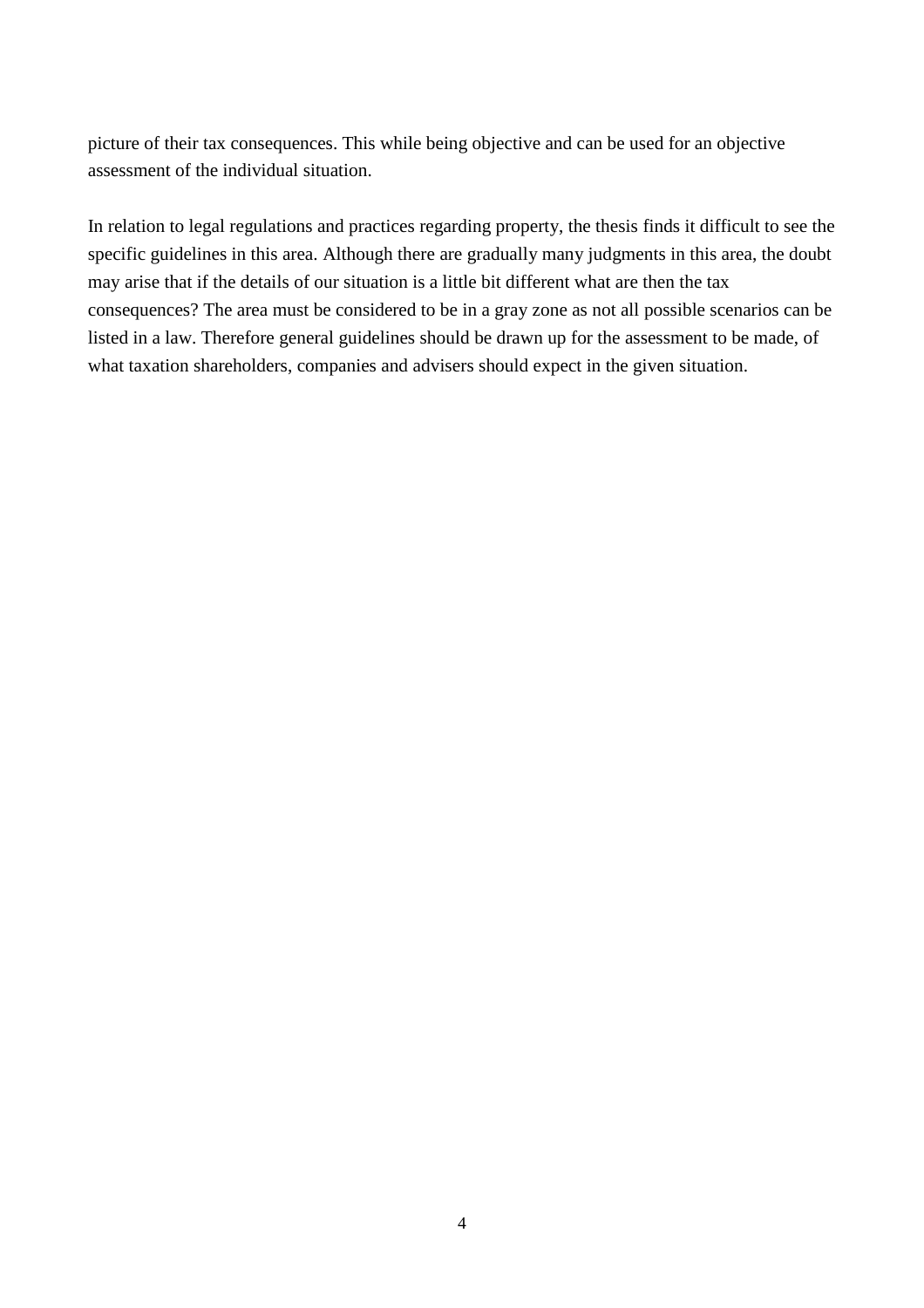picture of their tax consequences. This while being objective and can be used for an objective assessment of the individual situation.

In relation to legal regulations and practices regarding property, the thesis finds it difficult to see the specific guidelines in this area. Although there are gradually many judgments in this area, the doubt may arise that if the details of our situation is a little bit different what are then the tax consequences? The area must be considered to be in a gray zone as not all possible scenarios can be listed in a law. Therefore general guidelines should be drawn up for the assessment to be made, of what taxation shareholders, companies and advisers should expect in the given situation.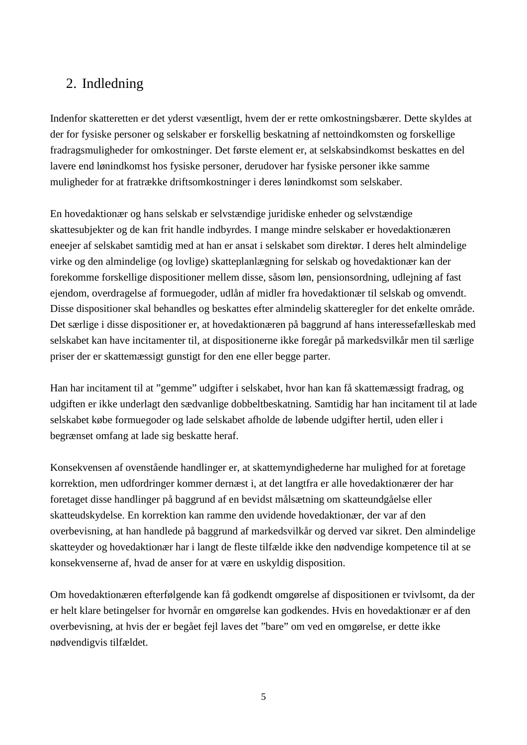## 2. Indledning

Indenfor skatteretten er det yderst væsentligt, hvem der er rette omkostningsbærer. Dette skyldes at der for fysiske personer og selskaber er forskellig beskatning af nettoindkomsten og forskellige fradragsmuligheder for omkostninger. Det første element er, at selskabsindkomst beskattes en del lavere end lønindkomst hos fysiske personer, derudover har fysiske personer ikke samme muligheder for at fratrække driftsomkostninger i deres lønindkomst som selskaber.

En hovedaktionær og hans selskab er selvstændige juridiske enheder og selvstændige skattesubjekter og de kan frit handle indbyrdes. I mange mindre selskaber er hovedaktionæren eneejer af selskabet samtidig med at han er ansat i selskabet som direktør. I deres helt almindelige virke og den almindelige (og lovlige) skatteplanlægning for selskab og hovedaktionær kan der forekomme forskellige dispositioner mellem disse, såsom løn, pensionsordning, udlejning af fast ejendom, overdragelse af formuegoder, udlån af midler fra hovedaktionær til selskab og omvendt. Disse dispositioner skal behandles og beskattes efter almindelig skatteregler for det enkelte område. Det særlige i disse dispositioner er, at hovedaktionæren på baggrund af hans interessefælleskab med selskabet kan have incitamenter til, at dispositionerne ikke foregår på markedsvilkår men til særlige priser der er skattemæssigt gunstigt for den ene eller begge parter.

Han har incitament til at "gemme" udgifter i selskabet, hvor han kan få skattemæssigt fradrag, og udgiften er ikke underlagt den sædvanlige dobbeltbeskatning. Samtidig har han incitament til at lade selskabet købe formuegoder og lade selskabet afholde de løbende udgifter hertil, uden eller i begrænset omfang at lade sig beskatte heraf.

Konsekvensen af ovenstående handlinger er, at skattemyndighederne har mulighed for at foretage korrektion, men udfordringer kommer dernæst i, at det langtfra er alle hovedaktionærer der har foretaget disse handlinger på baggrund af en bevidst målsætning om skatteundgåelse eller skatteudskydelse. En korrektion kan ramme den uvidende hovedaktionær, der var af den overbevisning, at han handlede på baggrund af markedsvilkår og derved var sikret. Den almindelige skatteyder og hovedaktionær har i langt de fleste tilfælde ikke den nødvendige kompetence til at se konsekvenserne af, hvad de anser for at være en uskyldig disposition.

Om hovedaktionæren efterfølgende kan få godkendt omgørelse af dispositionen er tvivlsomt, da der er helt klare betingelser for hvornår en omgørelse kan godkendes. Hvis en hovedaktionær er af den overbevisning, at hvis der er begået fejl laves det "bare" om ved en omgørelse, er dette ikke nødvendigvis tilfældet.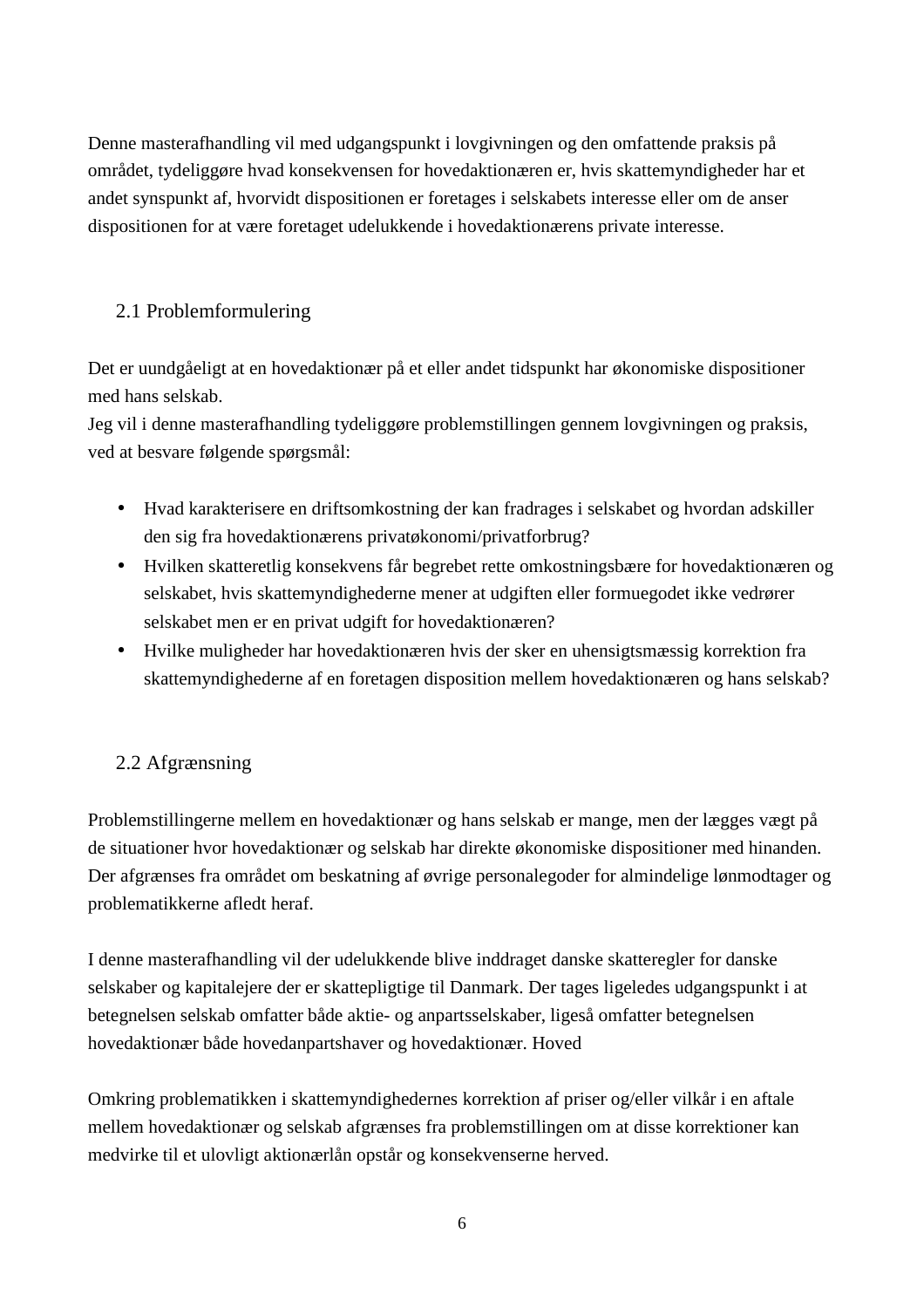Denne masterafhandling vil med udgangspunkt i lovgivningen og den omfattende praksis på området, tydeliggøre hvad konsekvensen for hovedaktionæren er, hvis skattemyndigheder har et andet synspunkt af, hvorvidt dispositionen er foretages i selskabets interesse eller om de anser dispositionen for at være foretaget udelukkende i hovedaktionærens private interesse.

## 2.1 Problemformulering

Det er uundgåeligt at en hovedaktionær på et eller andet tidspunkt har økonomiske dispositioner med hans selskab.
Jeg vil i denne masterafhandling tydeliggøre problemstillingen gennem lovgivningen og praksis, ved at besvare følgende spørgsmål:

- Hvad karakterisere en driftsomkostning der kan fradrages i selskabet og hvordan adskiller den sig fra hovedaktionærens privatøkonomi/privatforbrug?
- Hvilken skatteretlig konsekvens får begrebet rette omkostningsbære for hovedaktionæren og selskabet, hvis skattemyndighederne mener at udgiften eller formuegodet ikke vedrører selskabet men er en privat udgift for hovedaktionæren?
- Hvilke muligheder har hovedaktionæren hvis der sker en uhensigtsmæssig korrektion fra skattemyndighederne af en foretagen disposition mellem hovedaktionæren og hans selskab?

## 2.2 Afgrænsning

Problemstillingerne mellem en hovedaktionær og hans selskab er mange, men der lægges vægt på de situationer hvor hovedaktionær og selskab har direkte økonomiske dispositioner med hinanden. Der afgrænses fra området om beskatning af øvrige personalegoder for almindelige lønmodtager og problematikkerne afledt heraf.

I denne masterafhandling vil der udelukkende blive inddraget danske skatteregler for danske selskaber og kapitalejere der er skattepligtige til Danmark. Der tages ligeledes udgangspunkt i at betegnelsen selskab omfatter både aktie- og anpartsselskaber, ligeså omfatter betegnelsen hovedaktionær både hovedanpartshaver og hovedaktionær. Hoved

Omkring problematikken i skattemyndighedernes korrektion af priser og/eller vilkår i en aftale mellem hovedaktionær og selskab afgrænses fra problemstillingen om at disse korrektioner kan medvirke til et ulovligt aktionærlån opstår og konsekvenserne herved.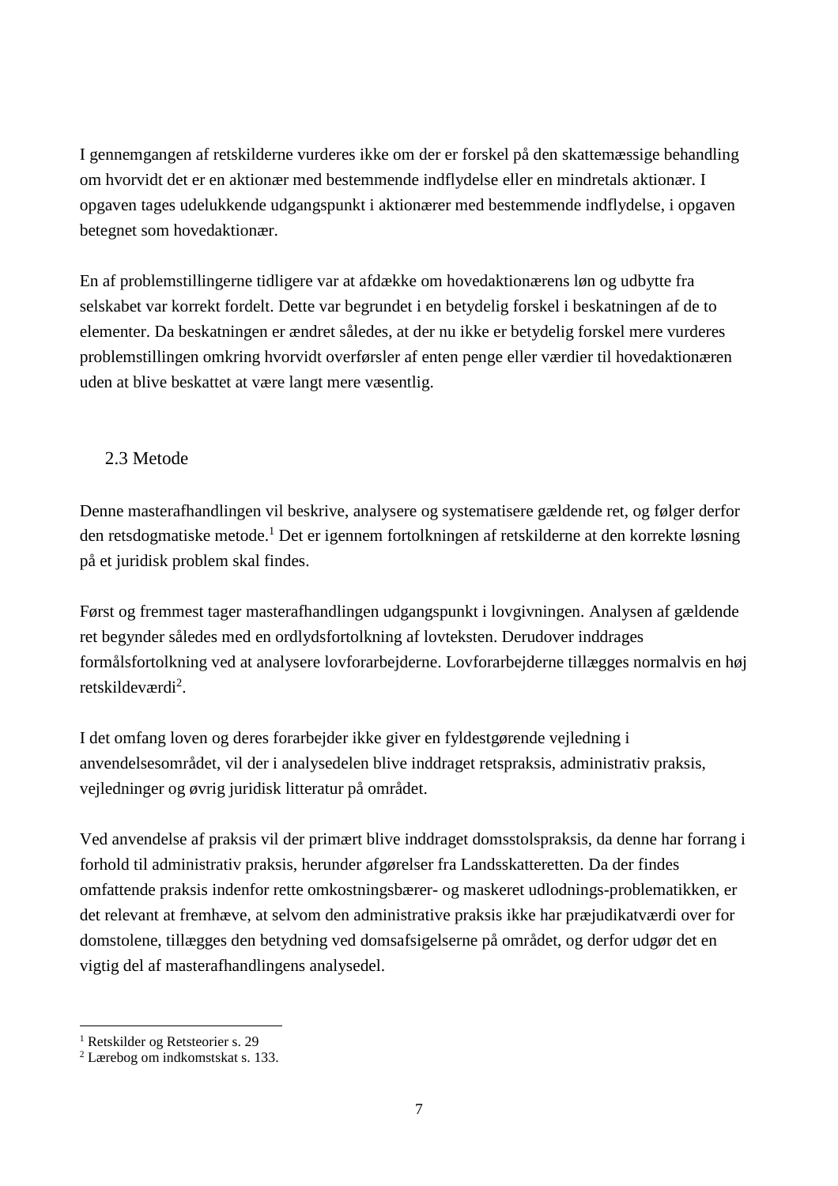I gennemgangen af retskilderne vurderes ikke om der er forskel på den skattemæssige behandling om hvorvidt det er en aktionær med bestemmende indflydelse eller en mindretals aktionær. I opgaven tages udelukkende udgangspunkt i aktionærer med bestemmende indflydelse, i opgaven betegnet som hovedaktionær.

En af problemstillingerne tidligere var at afdække om hovedaktionærens løn og udbytte fra selskabet var korrekt fordelt. Dette var begrundet i en betydelig forskel i beskatningen af de to elementer. Da beskatningen er ændret således, at der nu ikke er betydelig forskel mere vurderes problemstillingen omkring hvorvidt overførsler af enten penge eller værdier til hovedaktionæren uden at blive beskattet at være langt mere væsentlig.

## 2.3 Metode

Denne masterafhandlingen vil beskrive, analysere og systematisere gældende ret, og følger derfor den retsdogmatiske metode.[1] Det er igennem fortolkningen af retskilderne at den korrekte løsning på et juridisk problem skal findes.

Først og fremmest tager masterafhandlingen udgangspunkt i lovgivningen. Analysen af gældende ret begynder således med en ordlydsfortolkning af lovteksten. Derudover inddrages formålsfortolkning ved at analysere lovforarbejderne. Lovforarbejderne tillægges normalvis en høj retskildeværdi[2].

I det omfang loven og deres forarbejder ikke giver en fyldestgørende vejledning i anvendelsesområdet, vil der i analysedelen blive inddraget retspraksis, administrativ praksis, vejledninger og øvrig juridisk litteratur på området.

Ved anvendelse af praksis vil der primært blive inddraget domsstolspraksis, da denne har forrang i forhold til administrativ praksis, herunder afgørelser fra Landsskatteretten. Da der findes omfattende praksis indenfor rette omkostningsbærer- og maskeret udlodnings-problematikken, er det relevant at fremhæve, at selvom den administrative praksis ikke har præjudikatværdi over for domstolene, tillægges den betydning ved domsafsigelserne på området, og derfor udgør det en vigtig del af masterafhandlingens analysedel.

---

[1] Retskilder og Retsteorier s. 29

[2] Lærebog om indkomstskat s. 133.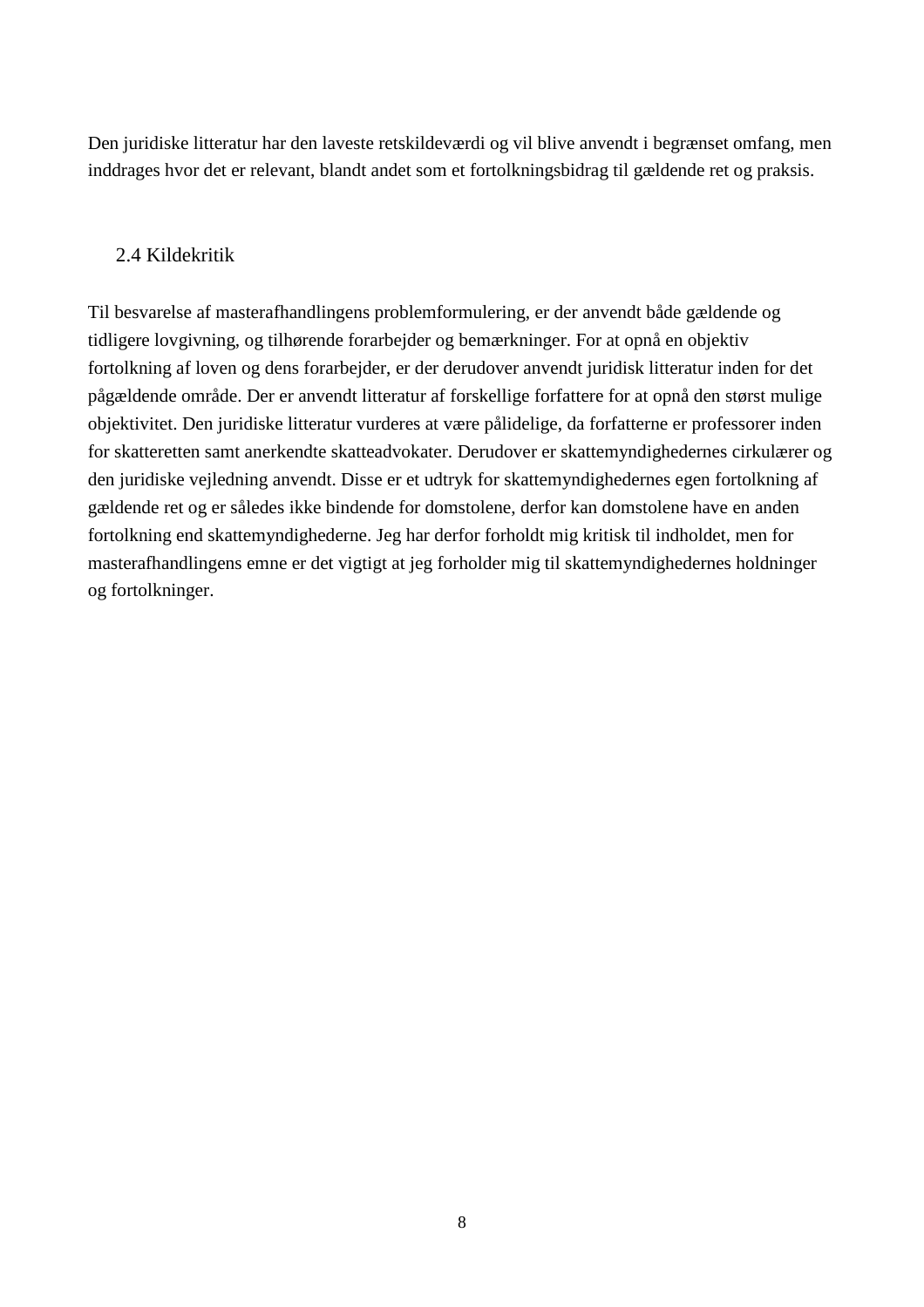Den juridiske litteratur har den laveste retskildeværdi og vil blive anvendt i begrænset omfang, men inddrages hvor det er relevant, blandt andet som et fortolkningsbidrag til gældende ret og praksis.

## 2.4 Kildekritik

Til besvarelse af masterafhandlingens problemformulering, er der anvendt både gældende og tidligere lovgivning, og tilhørende forarbejder og bemærkninger. For at opnå en objektiv fortolkning af loven og dens forarbejder, er der derudover anvendt juridisk litteratur inden for det pågældende område. Der er anvendt litteratur af forskellige forfattere for at opnå den størst mulige objektivitet. Den juridiske litteratur vurderes at være pålidelige, da forfatterne er professorer inden for skatteretten samt anerkendte skatteadvokater. Derudover er skattemyndighedernes cirkulærer og den juridiske vejledning anvendt. Disse er et udtryk for skattemyndighedernes egen fortolkning af gældende ret og er således ikke bindende for domstolene, derfor kan domstolene have en anden fortolkning end skattemyndighederne. Jeg har derfor forholdt mig kritisk til indholdet, men for masterafhandlingens emne er det vigtigt at jeg forholder mig til skattemyndighedernes holdninger og fortolkninger.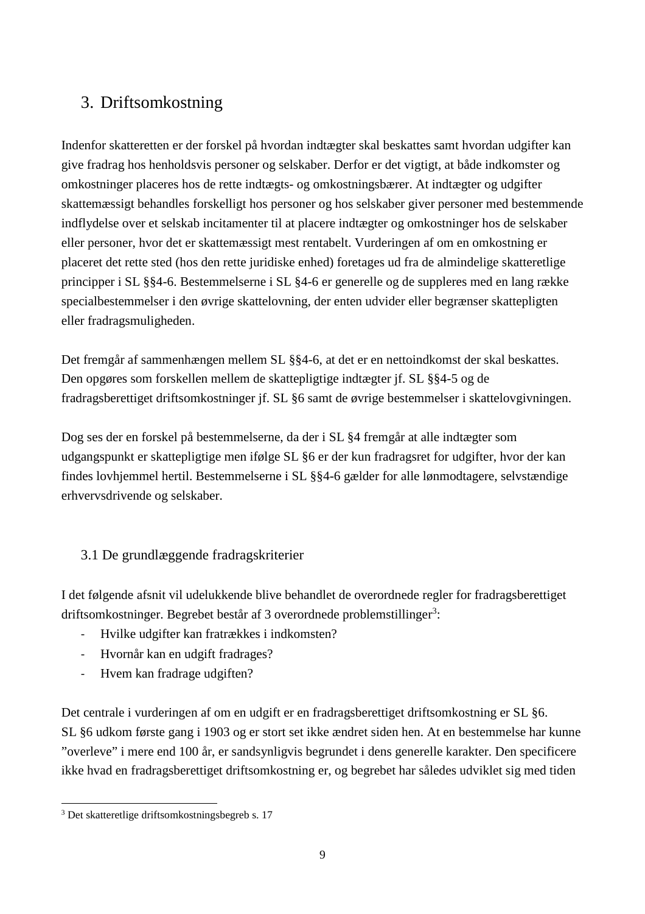# 3. Driftsomkostning

Indenfor skatteretten er der forskel på hvordan indtægter skal beskattes samt hvordan udgifter kan give fradrag hos henholdsvis personer og selskaber. Derfor er det vigtigt, at både indkomster og omkostninger placeres hos de rette indtægts- og omkostningsbærer. At indtægter og udgifter skattemæssigt behandles forskelligt hos personer og hos selskaber giver personer med bestemmende indflydelse over et selskab incitamenter til at placere indtægter og omkostninger hos de selskaber eller personer, hvor det er skattemæssigt mest rentabelt. Vurderingen af om en omkostning er placeret det rette sted (hos den rette juridiske enhed) foretages ud fra de almindelige skatteretlige principper i SL §§4-6. Bestemmelserne i SL §4-6 er generelle og de suppleres med en lang række specialbestemmelser i den øvrige skattelovning, der enten udvider eller begrænser skattepligten eller fradragsmuligheden.

Det fremgår af sammenhængen mellem SL §§4-6, at det er en nettoindkomst der skal beskattes. Den opgøres som forskellen mellem de skattepligtige indtægter jf. SL §§4-5 og de fradragsberettiget driftsomkostninger jf. SL §6 samt de øvrige bestemmelser i skattelovgivningen.

Dog ses der en forskel på bestemmelserne, da der i SL §4 fremgår at alle indtægter som udgangspunkt er skattepligtige men ifølge SL §6 er der kun fradragsret for udgifter, hvor der kan findes lovhjemmel hertil. Bestemmelserne i SL §§4-6 gælder for alle lønmodtagere, selvstændige erhvervsdrivende og selskaber.

## 3.1 De grundlæggende fradragskriterier

I det følgende afsnit vil udelukkende blive behandlet de overordnede regler for fradragsberettiget driftsomkostninger. Begrebet består af 3 overordnede problemstillinger[3]:

- Hvilke udgifter kan fratrækkes i indkomsten?
- Hvornår kan en udgift fradrages?
- Hvem kan fradrage udgiften?

Det centrale i vurderingen af om en udgift er en fradragsberettiget driftsomkostning er SL §6. SL §6 udkom første gang i 1903 og er stort set ikke ændret siden hen. At en bestemmelse har kunne ”overleve” i mere end 100 år, er sandsynligvis begrundet i dens generelle karakter. Den specificere ikke hvad en fradragsberettiget driftsomkostning er, og begrebet har således udviklet sig med tiden

[3] Det skatteretlige driftsomkostningsbegreb s. 17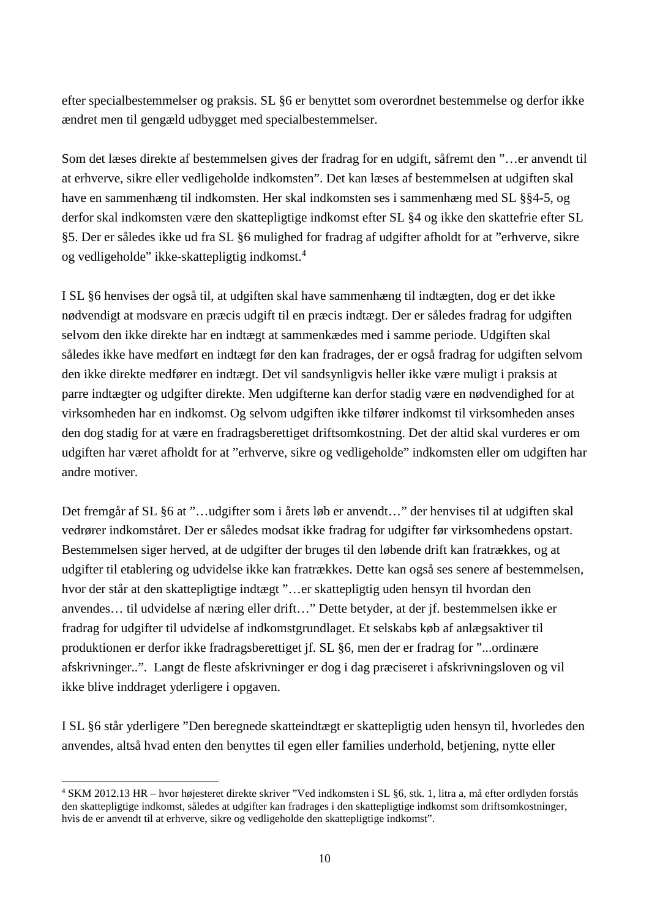efter specialbestemmelser og praksis. SL §6 er benyttet som overordnet bestemmelse og derfor ikke ændret men til gengæld udbygget med specialbestemmelser.

Som det læses direkte af bestemmelsen gives der fradrag for en udgift, såfremt den "…er anvendt til at erhverve, sikre eller vedligeholde indkomsten". Det kan læses af bestemmelsen at udgiften skal have en sammenhæng til indkomsten. Her skal indkomsten ses i sammenhæng med SL §§4-5, og derfor skal indkomsten være den skattepligtige indkomst efter SL §4 og ikke den skattefrie efter SL §5. Der er således ikke ud fra SL §6 mulighed for fradrag af udgifter afholdt for at "erhverve, sikre og vedligeholde" ikke-skattepligtig indkomst.[4]

I SL §6 henvises der også til, at udgiften skal have sammenhæng til indtægten, dog er det ikke nødvendigt at modsvare en præcis udgift til en præcis indtægt. Der er således fradrag for udgiften selvom den ikke direkte har en indtægt at sammenkædes med i samme periode. Udgiften skal således ikke have medført en indtægt før den kan fradrages, der er også fradrag for udgiften selvom den ikke direkte medfører en indtægt. Det vil sandsynligvis heller ikke være muligt i praksis at parre indtægter og udgifter direkte. Men udgifterne kan derfor stadig være en nødvendighed for at virksomheden har en indkomst. Og selvom udgiften ikke tilfører indkomst til virksomheden anses den dog stadig for at være en fradragsberettiget driftsomkostning. Det der altid skal vurderes er om udgiften har været afholdt for at "erhverve, sikre og vedligeholde" indkomsten eller om udgiften har andre motiver.

Det fremgår af SL §6 at "…udgifter som i årets løb er anvendt…" der henvises til at udgiften skal vedrører indkomståret. Der er således modsat ikke fradrag for udgifter før virksomhedens opstart. Bestemmelsen siger herved, at de udgifter der bruges til den løbende drift kan fratrækkes, og at udgifter til etablering og udvidelse ikke kan fratrækkes. Dette kan også ses senere af bestemmelsen, hvor der står at den skattepligtige indtægt "…er skattepligtig uden hensyn til hvordan den anvendes… til udvidelse af næring eller drift…" Dette betyder, at der jf. bestemmelsen ikke er fradrag for udgifter til udvidelse af indkomstgrundlaget. Et selskabs køb af anlægsaktiver til produktionen er derfor ikke fradragsberettiget jf. SL §6, men der er fradrag for "...ordinære afskrivninger..". Langt de fleste afskrivninger er dog i dag præciseret i afskrivningsloven og vil ikke blive inddraget yderligere i opgaven.

I SL §6 står yderligere "Den beregnede skatteindtægt er skattepligtig uden hensyn til, hvorledes den anvendes, altså hvad enten den benyttes til egen eller families underhold, betjening, nytte eller

[4] SKM 2012.13 HR – hvor højesteret direkte skriver "Ved indkomsten i SL §6, stk. 1, litra a, må efter ordlyden forstås den skattepligtige indkomst, således at udgifter kan fradrages i den skattepligtige indkomst som driftsomkostninger, hvis de er anvendt til at erhverve, sikre og vedligeholde den skattepligtige indkomst".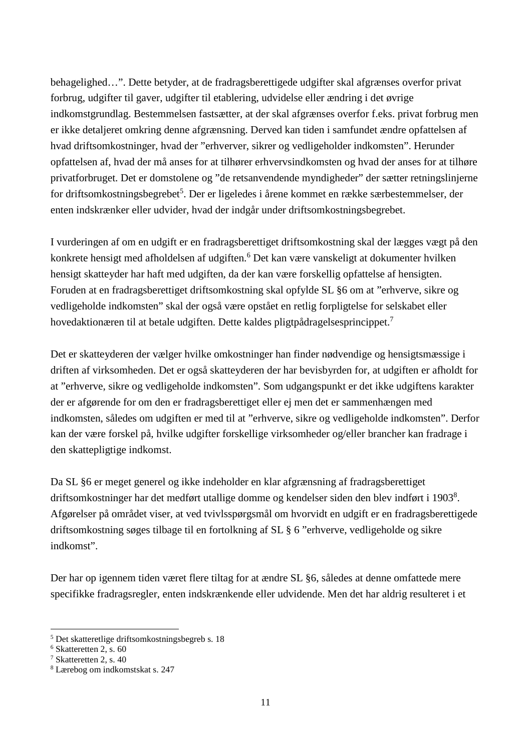behagelighed…”. Dette betyder, at de fradragsberettigede udgifter skal afgrænses overfor privat forbrug, udgifter til gaver, udgifter til etablering, udvidelse eller ændring i det øvrige indkomstgrundlag. Bestemmelsen fastsætter, at der skal afgrænses overfor f.eks. privat forbrug men er ikke detaljeret omkring denne afgrænsning. Derved kan tiden i samfundet ændre opfattelsen af hvad driftsomkostninger, hvad der ”erhverver, sikrer og vedligeholder indkomsten”. Herunder opfattelsen af, hvad der må anses for at tilhører erhvervsindkomsten og hvad der anses for at tilhøre privatforbruget. Det er domstolene og ”de retsanvendende myndigheder” der sætter retningslinjerne for driftsomkostningsbegrebet[5]. Der er ligeledes i årene kommet en række særbestemmelser, der enten indskrænker eller udvider, hvad der indgår under driftsomkostningsbegrebet.

I vurderingen af om en udgift er en fradragsberettiget driftsomkostning skal der lægges vægt på den konkrete hensigt med afholdelsen af udgiften.[6] Det kan være vanskeligt at dokumenter hvilken hensigt skatteyder har haft med udgiften, da der kan være forskellig opfattelse af hensigten. Foruden at en fradragsberettiget driftsomkostning skal opfylde SL §6 om at ”erhverve, sikre og vedligeholde indkomsten” skal der også være opstået en retlig forpligtelse for selskabet eller hovedaktionæren til at betale udgiften. Dette kaldes pligtpådragelsesprincippet.[7]

Det er skatteyderen der vælger hvilke omkostninger han finder nødvendige og hensigtsmæssige i driften af virksomheden. Det er også skatteyderen der har bevisbyrden for, at udgiften er afholdt for at ”erhverve, sikre og vedligeholde indkomsten”. Som udgangspunkt er det ikke udgiftens karakter der er afgørende for om den er fradragsberettiget eller ej men det er sammenhængen med indkomsten, således om udgiften er med til at ”erhverve, sikre og vedligeholde indkomsten”. Derfor kan der være forskel på, hvilke udgifter forskellige virksomheder og/eller brancher kan fradrage i den skattepligtige indkomst.

Da SL §6 er meget generel og ikke indeholder en klar afgrænsning af fradragsberettiget driftsomkostninger har det medført utallige domme og kendelser siden den blev indført i 1903[8]. Afgørelser på området viser, at ved tvivlsspørgsmål om hvorvidt en udgift er en fradragsberettigede driftsomkostning søges tilbage til en fortolkning af SL § 6 ”erhverve, vedligeholde og sikre indkomst”.

Der har op igennem tiden været flere tiltag for at ændre SL §6, således at denne omfattede mere specifikke fradragsregler, enten indskrænkende eller udvidende. Men det har aldrig resulteret i et

---

[5] Det skatteretlige driftsomkostningsbegreb s. 18
[6] Skatteretten 2, s. 60
[7] Skatteretten 2, s. 40
[8] Lærebog om indkomstskat s. 247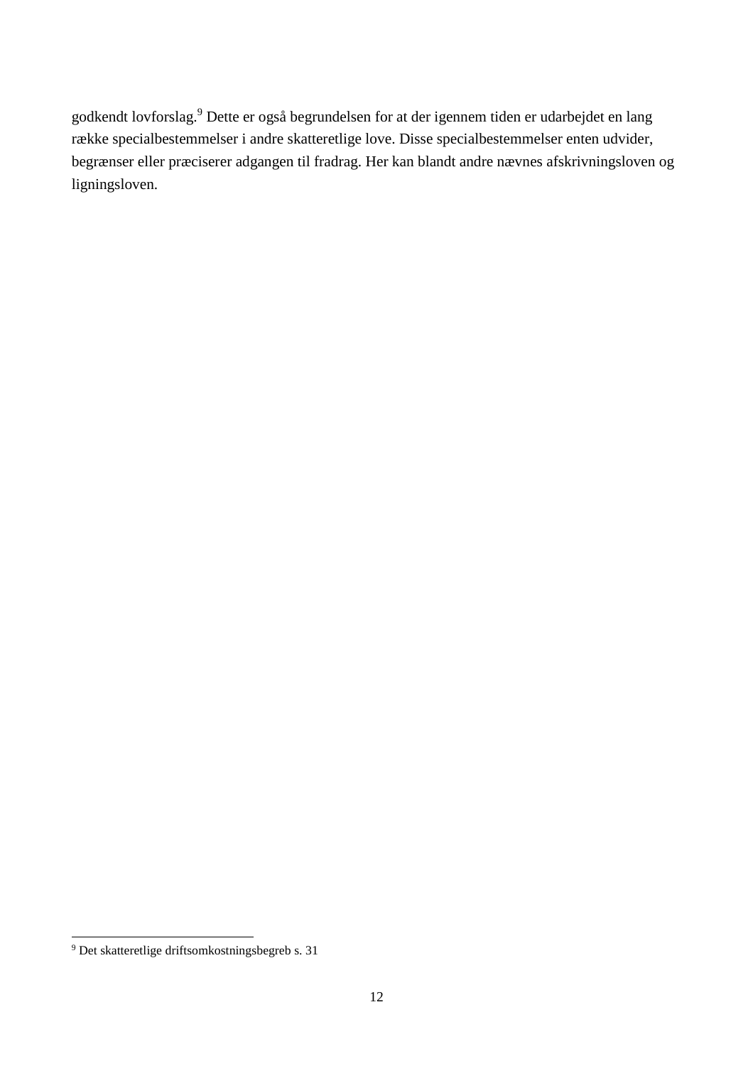godkendt lovforslag.[9] Dette er også begrundelsen for at der igennem tiden er udarbejdet en lang række specialbestemmelser i andre skatteretlige love. Disse specialbestemmelser enten udvider, begrænser eller præciserer adgangen til fradrag. Her kan blandt andre nævnes afskrivningsloven og ligningsloven.

[9] Det skatteretlige driftsomkostningsbegreb s. 31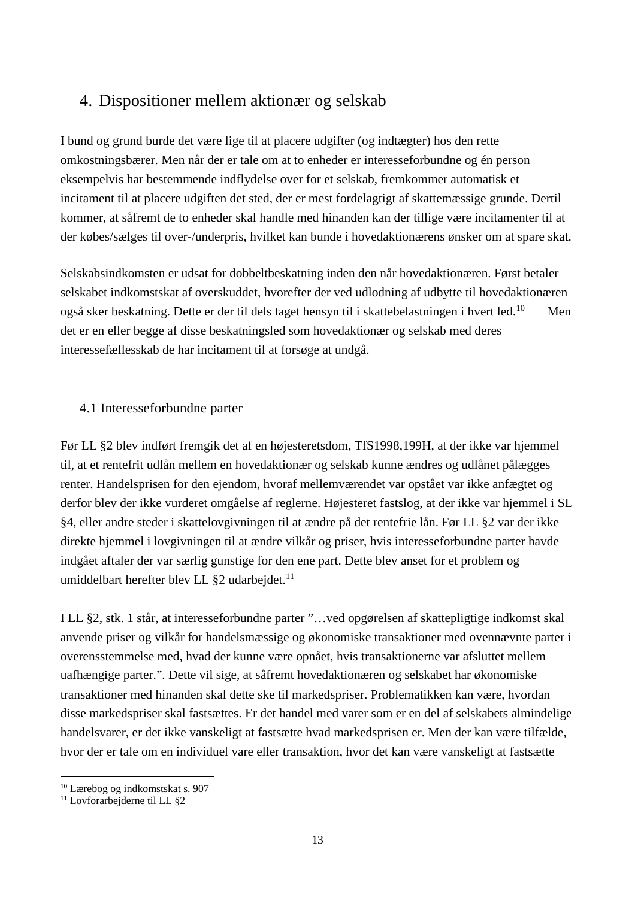# 4. Dispositioner mellem aktionær og selskab

I bund og grund burde det være lige til at placere udgifter (og indtægter) hos den rette omkostningsbærer. Men når der er tale om at to enheder er interesseforbundne og én person eksempelvis har bestemmende indflydelse over for et selskab, fremkommer automatisk et incitament til at placere udgiften det sted, der er mest fordelagtigt af skattemæssige grunde. Dertil kommer, at såfremt de to enheder skal handle med hinanden kan der tillige være incitamenter til at der købes/sælges til over-/underpris, hvilket kan bunde i hovedaktionærens ønsker om at spare skat.

Selskabsindkomsten er udsat for dobbeltbeskatning inden den når hovedaktionæren. Først betaler selskabet indkomstskat af overskuddet, hvorefter der ved udlodning af udbytte til hovedaktionæren også sker beskatning. Dette er der til dels taget hensyn til i skattebelastningen i hvert led.[10] Men det er en eller begge af disse beskatningsled som hovedaktionær og selskab med deres interessefællesskab de har incitament til at forsøge at undgå.

## 4.1 Interesseforbundne parter

Før LL §2 blev indført fremgik det af en højesteretsdom, TfS1998,199H, at der ikke var hjemmel til, at et rentefrit udlån mellem en hovedaktionær og selskab kunne ændres og udlånet pålægges renter. Handelsprisen for den ejendom, hvoraf mellemværendet var opstået var ikke anfægtet og derfor blev der ikke vurderet omgåelse af reglerne. Højesteret fastslog, at der ikke var hjemmel i SL §4, eller andre steder i skattelovgivningen til at ændre på det rentefrie lån. Før LL §2 var der ikke direkte hjemmel i lovgivningen til at ændre vilkår og priser, hvis interesseforbundne parter havde indgået aftaler der var særlig gunstige for den ene part. Dette blev anset for et problem og umiddelbart herefter blev LL §2 udarbejdet.[11]

I LL §2, stk. 1 står, at interesseforbundne parter "…ved opgørelsen af skattepligtige indkomst skal anvende priser og vilkår for handelsmæssige og økonomiske transaktioner med ovennævnte parter i overensstemmelse med, hvad der kunne være opnået, hvis transaktionerne var afsluttet mellem uafhængige parter.". Dette vil sige, at såfremt hovedaktionæren og selskabet har økonomiske transaktioner med hinanden skal dette ske til markedspriser. Problematikken kan være, hvordan disse markedspriser skal fastsættes. Er det handel med varer som er en del af selskabets almindelige handelsvarer, er det ikke vanskeligt at fastsætte hvad markedsprisen er. Men der kan være tilfælde, hvor der er tale om en individuel vare eller transaktion, hvor det kan være vanskeligt at fastsætte

[10] Lærebog og indkomstskat s. 907
[11] Lovforarbejderne til LL §2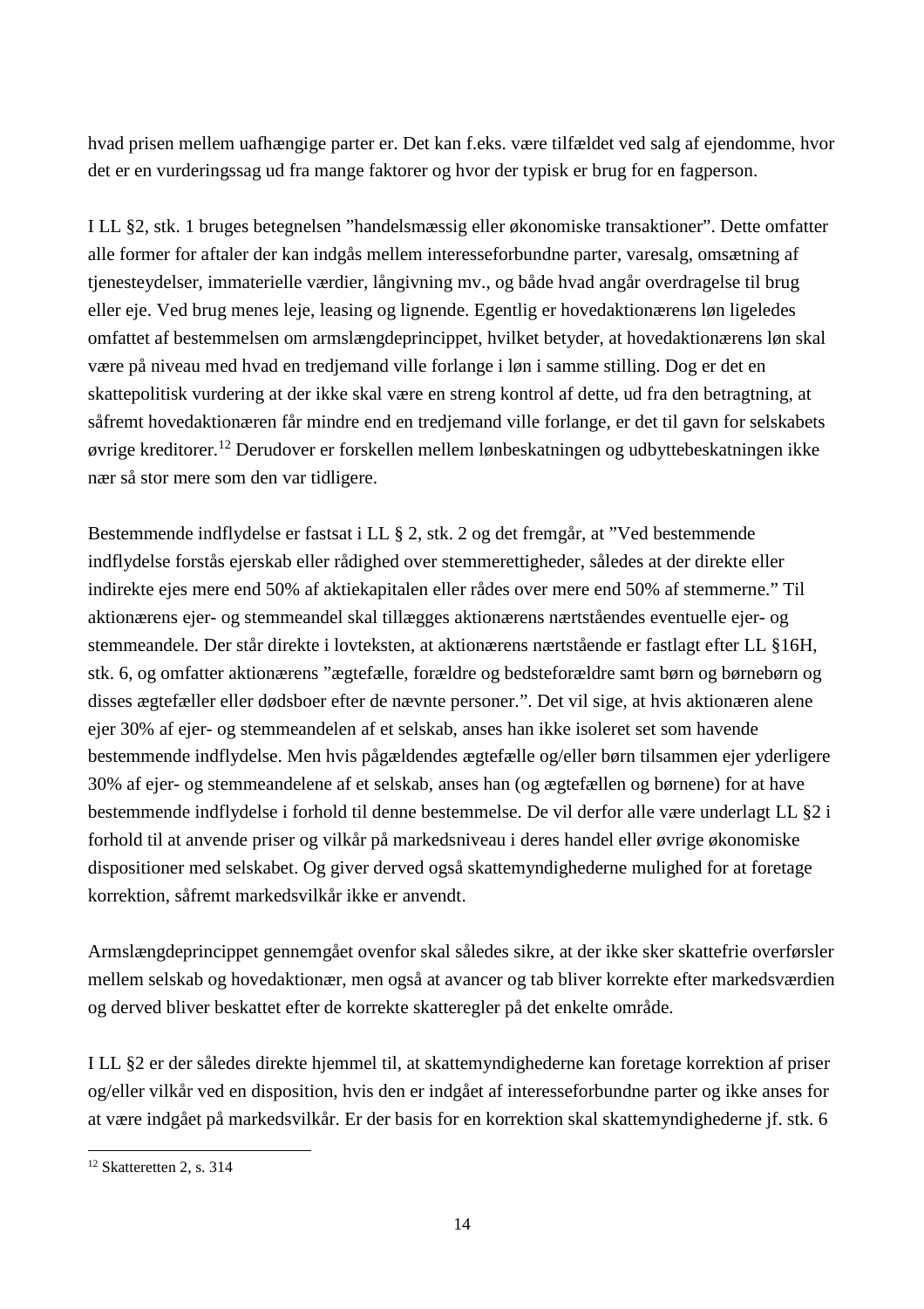hvad prisen mellem uafhængige parter er. Det kan f.eks. være tilfældet ved salg af ejendomme, hvor det er en vurderingssag ud fra mange faktorer og hvor der typisk er brug for en fagperson.

I LL §2, stk. 1 bruges betegnelsen ”handelsmæssig eller økonomiske transaktioner”. Dette omfatter alle former for aftaler der kan indgås mellem interesseforbundne parter, varesalg, omsætning af tjenesteydelser, immaterielle værdier, långivning mv., og både hvad angår overdragelse til brug eller eje. Ved brug menes leje, leasing og lignende. Egentlig er hovedaktionærens løn ligeledes omfattet af bestemmelsen om armslængdeprincippet, hvilket betyder, at hovedaktionærens løn skal være på niveau med hvad en tredjemand ville forlange i løn i samme stilling. Dog er det en skattepolitisk vurdering at der ikke skal være en streng kontrol af dette, ud fra den betragtning, at såfremt hovedaktionæren får mindre end en tredjemand ville forlange, er det til gavn for selskabets øvrige kreditorer.[12] Derudover er forskellen mellem lønbeskatningen og udbyttebeskatningen ikke nær så stor mere som den var tidligere.

Bestemmende indflydelse er fastsat i LL § 2, stk. 2 og det fremgår, at ”Ved bestemmende indflydelse forstås ejerskab eller rådighed over stemmerettigheder, således at der direkte eller indirekte ejes mere end 50% af aktiekapitalen eller rådes over mere end 50% af stemmerne.” Til aktionærens ejer- og stemmeandel skal tillægges aktionærens nærtståendes eventuelle ejer- og stemmeandele. Der står direkte i lovteksten, at aktionærens nærtstående er fastlagt efter LL §16H, stk. 6, og omfatter aktionærens ”ægtefælle, forældre og bedsteforældre samt børn og børnebørn og disses ægtefæller eller dødsboer efter de nævnte personer.”. Det vil sige, at hvis aktionæren alene ejer 30% af ejer- og stemmeandelen af et selskab, anses han ikke isoleret set som havende bestemmende indflydelse. Men hvis pågældendes ægtefælle og/eller børn tilsammen ejer yderligere 30% af ejer- og stemmeandelene af et selskab, anses han (og ægtefællen og børnene) for at have bestemmende indflydelse i forhold til denne bestemmelse. De vil derfor alle være underlagt LL §2 i forhold til at anvende priser og vilkår på markedsniveau i deres handel eller øvrige økonomiske dispositioner med selskabet. Og giver derved også skattemyndighederne mulighed for at foretage korrektion, såfremt markedsvilkår ikke er anvendt.

Armslængdeprincippet gennemgået ovenfor skal således sikre, at der ikke sker skattefrie overførsler mellem selskab og hovedaktionær, men også at avancer og tab bliver korrekte efter markedsværdien og derved bliver beskattet efter de korrekte skatteregler på det enkelte område.

I LL §2 er der således direkte hjemmel til, at skattemyndighederne kan foretage korrektion af priser og/eller vilkår ved en disposition, hvis den er indgået af interesseforbundne parter og ikke anses for at være indgået på markedsvilkår. Er der basis for en korrektion skal skattemyndighederne jf. stk. 6

---

[12] Skatteretten 2, s. 314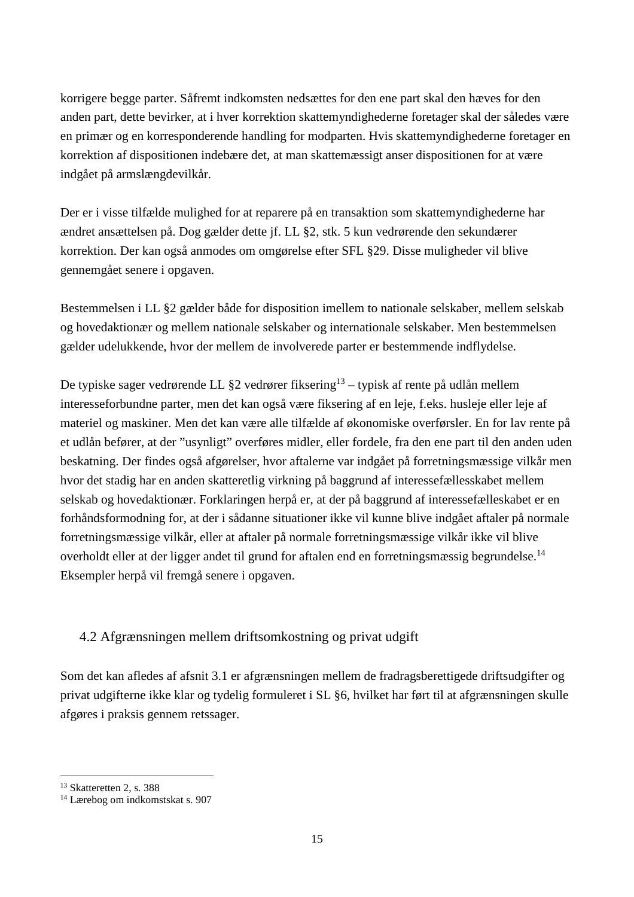korrigere begge parter. Såfremt indkomsten nedsættes for den ene part skal den hæves for den anden part, dette bevirker, at i hver korrektion skattemyndighederne foretager skal der således være en primær og en korresponderende handling for modparten. Hvis skattemyndighederne foretager en korrektion af dispositionen indebære det, at man skattemæssigt anser dispositionen for at være indgået på armslængdevilkår.

Der er i visse tilfælde mulighed for at reparere på en transaktion som skattemyndighederne har ændret ansættelsen på. Dog gælder dette jf. LL §2, stk. 5 kun vedrørende den sekundærer korrektion. Der kan også anmodes om omgørelse efter SFL §29. Disse muligheder vil blive gennemgået senere i opgaven.

Bestemmelsen i LL §2 gælder både for disposition imellem to nationale selskaber, mellem selskab og hovedaktionær og mellem nationale selskaber og internationale selskaber. Men bestemmelsen gælder udelukkende, hvor der mellem de involverede parter er bestemmende indflydelse.

De typiske sager vedrørende LL §2 vedrører fiksering[13] – typisk af rente på udlån mellem interesseforbundne parter, men det kan også være fiksering af en leje, f.eks. husleje eller leje af materiel og maskiner. Men det kan være alle tilfælde af økonomiske overførsler. En for lav rente på et udlån befører, at der "usynligt" overføres midler, eller fordele, fra den ene part til den anden uden beskatning. Der findes også afgørelser, hvor aftalerne var indgået på forretningsmæssige vilkår men hvor det stadig har en anden skatteretlig virkning på baggrund af interessefællesskabet mellem selskab og hovedaktionær. Forklaringen herpå er, at der på baggrund af interessefælleskabet er en forhåndsformodning for, at der i sådanne situationer ikke vil kunne blive indgået aftaler på normale forretningsmæssige vilkår, eller at aftaler på normale forretningsmæssige vilkår ikke vil blive overholdt eller at der ligger andet til grund for aftalen end en forretningsmæssig begrundelse.[14] Eksempler herpå vil fremgå senere i opgaven.

## 4.2 Afgrænsningen mellem driftsomkostning og privat udgift

Som det kan afledes af afsnit 3.1 er afgrænsningen mellem de fradragsberettigede driftsudgifter og privat udgifterne ikke klar og tydelig formuleret i SL §6, hvilket har ført til at afgrænsningen skulle afgøres i praksis gennem retssager.

---

[13] Skatteretten 2, s. 388

[14] Lærebog om indkomstskat s. 907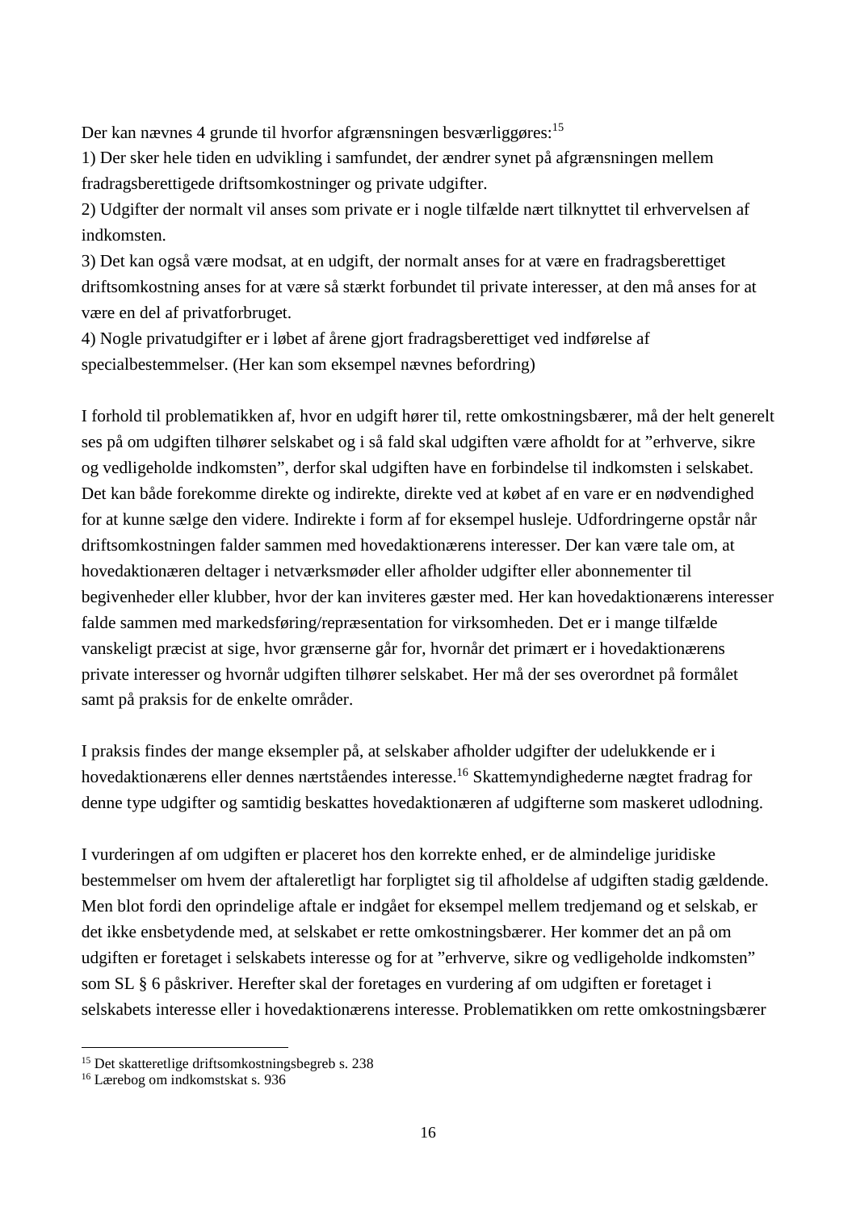Der kan nævnes 4 grunde til hvorfor afgrænsningen besværliggøres:[15]

1) Der sker hele tiden en udvikling i samfundet, der ændrer synet på afgrænsningen mellem fradragsberettigede driftsomkostninger og private udgifter.

2) Udgifter der normalt vil anses som private er i nogle tilfælde nært tilknyttet til erhvervelsen af indkomsten.

3) Det kan også være modsat, at en udgift, der normalt anses for at være en fradragsberettiget driftsomkostning anses for at være så stærkt forbundet til private interesser, at den må anses for at være en del af privatforbruget.

4) Nogle privatudgifter er i løbet af årene gjort fradragsberettiget ved indførelse af specialbestemmelser. (Her kan som eksempel nævnes befordring)

I forhold til problematikken af, hvor en udgift hører til, rette omkostningsbærer, må der helt generelt ses på om udgiften tilhører selskabet og i så fald skal udgiften være afholdt for at "erhverve, sikre og vedligeholde indkomsten", derfor skal udgiften have en forbindelse til indkomsten i selskabet. Det kan både forekomme direkte og indirekte, direkte ved at købet af en vare er en nødvendighed for at kunne sælge den videre. Indirekte i form af for eksempel husleje. Udfordringerne opstår når driftsomkostningen falder sammen med hovedaktionærens interesser. Der kan være tale om, at hovedaktionæren deltager i netværksmøder eller afholder udgifter eller abonnementer til begivenheder eller klubber, hvor der kan inviteres gæster med. Her kan hovedaktionærens interesser falde sammen med markedsføring/repræsentation for virksomheden. Det er i mange tilfælde vanskeligt præcist at sige, hvor grænserne går for, hvornår det primært er i hovedaktionærens private interesser og hvornår udgiften tilhører selskabet. Her må der ses overordnet på formålet samt på praksis for de enkelte områder.

I praksis findes der mange eksempler på, at selskaber afholder udgifter der udelukkende er i hovedaktionærens eller dennes nærtståendes interesse.[16] Skattemyndighederne nægtet fradrag for denne type udgifter og samtidig beskattes hovedaktionæren af udgifterne som maskeret udlodning.

I vurderingen af om udgiften er placeret hos den korrekte enhed, er de almindelige juridiske bestemmelser om hvem der aftaleretligt har forpligtet sig til afholdelse af udgiften stadig gældende. Men blot fordi den oprindelige aftale er indgået for eksempel mellem tredjemand og et selskab, er det ikke ensbetydende med, at selskabet er rette omkostningsbærer. Her kommer det an på om udgiften er foretaget i selskabets interesse og for at "erhverve, sikre og vedligeholde indkomsten" som SL § 6 påskriver. Herefter skal der foretages en vurdering af om udgiften er foretaget i selskabets interesse eller i hovedaktionærens interesse. Problematikken om rette omkostningsbærer

[15] Det skatteretlige driftsomkostningsbegreb s. 238

[16] Lærebog om indkomstskat s. 936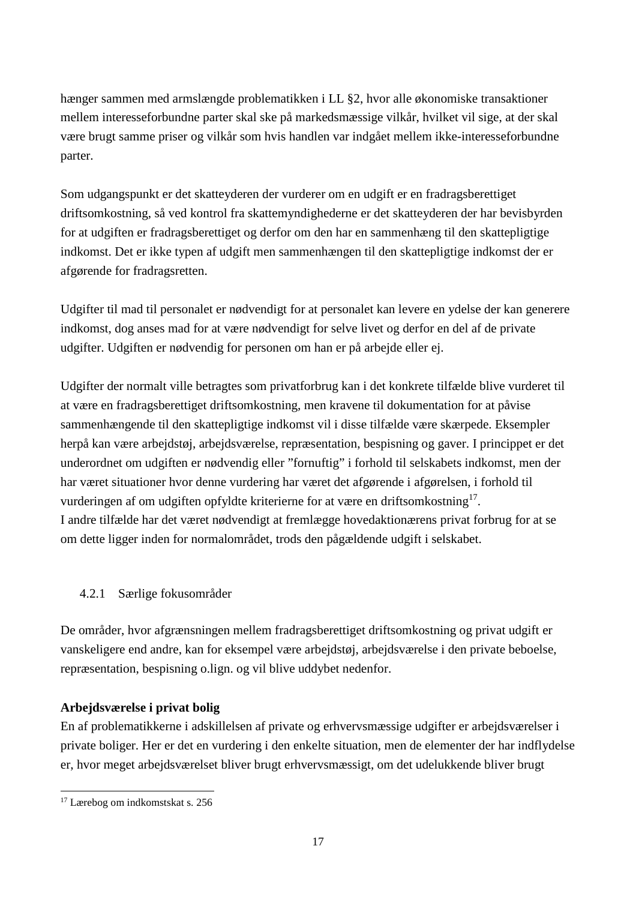hænger sammen med armslængde problematikken i LL §2, hvor alle økonomiske transaktioner mellem interesseforbundne parter skal ske på markedsmæssige vilkår, hvilket vil sige, at der skal være brugt samme priser og vilkår som hvis handlen var indgået mellem ikke-interesseforbundne parter.

Som udgangspunkt er det skatteyderen der vurderer om en udgift er en fradragsberettiget driftsomkostning, så ved kontrol fra skattemyndighederne er det skatteyderen der har bevisbyrden for at udgiften er fradragsberettiget og derfor om den har en sammenhæng til den skattepligtige indkomst. Det er ikke typen af udgift men sammenhængen til den skattepligtige indkomst der er afgørende for fradragsretten.

Udgifter til mad til personalet er nødvendigt for at personalet kan levere en ydelse der kan generere indkomst, dog anses mad for at være nødvendigt for selve livet og derfor en del af de private udgifter. Udgiften er nødvendig for personen om han er på arbejde eller ej.

Udgifter der normalt ville betragtes som privatforbrug kan i det konkrete tilfælde blive vurderet til at være en fradragsberettiget driftsomkostning, men kravene til dokumentation for at påvise sammenhængende til den skattepligtige indkomst vil i disse tilfælde være skærpede. Eksempler herpå kan være arbejdstøj, arbejdsværelse, repræsentation, bespisning og gaver. I princippet er det underordnet om udgiften er nødvendig eller "fornuftig" i forhold til selskabets indkomst, men der har været situationer hvor denne vurdering har været det afgørende i afgørelsen, i forhold til vurderingen af om udgiften opfyldte kriterierne for at være en driftsomkostning[17].
I andre tilfælde har det været nødvendigt at fremlægge hovedaktionærens privat forbrug for at se om dette ligger inden for normalområdet, trods den pågældende udgift i selskabet.

### 4.2.1 Særlige fokusområder

De områder, hvor afgrænsningen mellem fradragsberettiget driftsomkostning og privat udgift er vanskeligere end andre, kan for eksempel være arbejdstøj, arbejdsværelse i den private beboelse, repræsentation, bespisning o.lign. og vil blive uddybet nedenfor.

**Arbejdsværelse i privat bolig**
En af problematikkerne i adskillelsen af private og erhvervsmæssige udgifter er arbejdsværelser i private boliger. Her er det en vurdering i den enkelte situation, men de elementer der har indflydelse er, hvor meget arbejdsværelset bliver brugt erhvervsmæssigt, om det udelukkende bliver brugt

[17] Lærebog om indkomstskat s. 256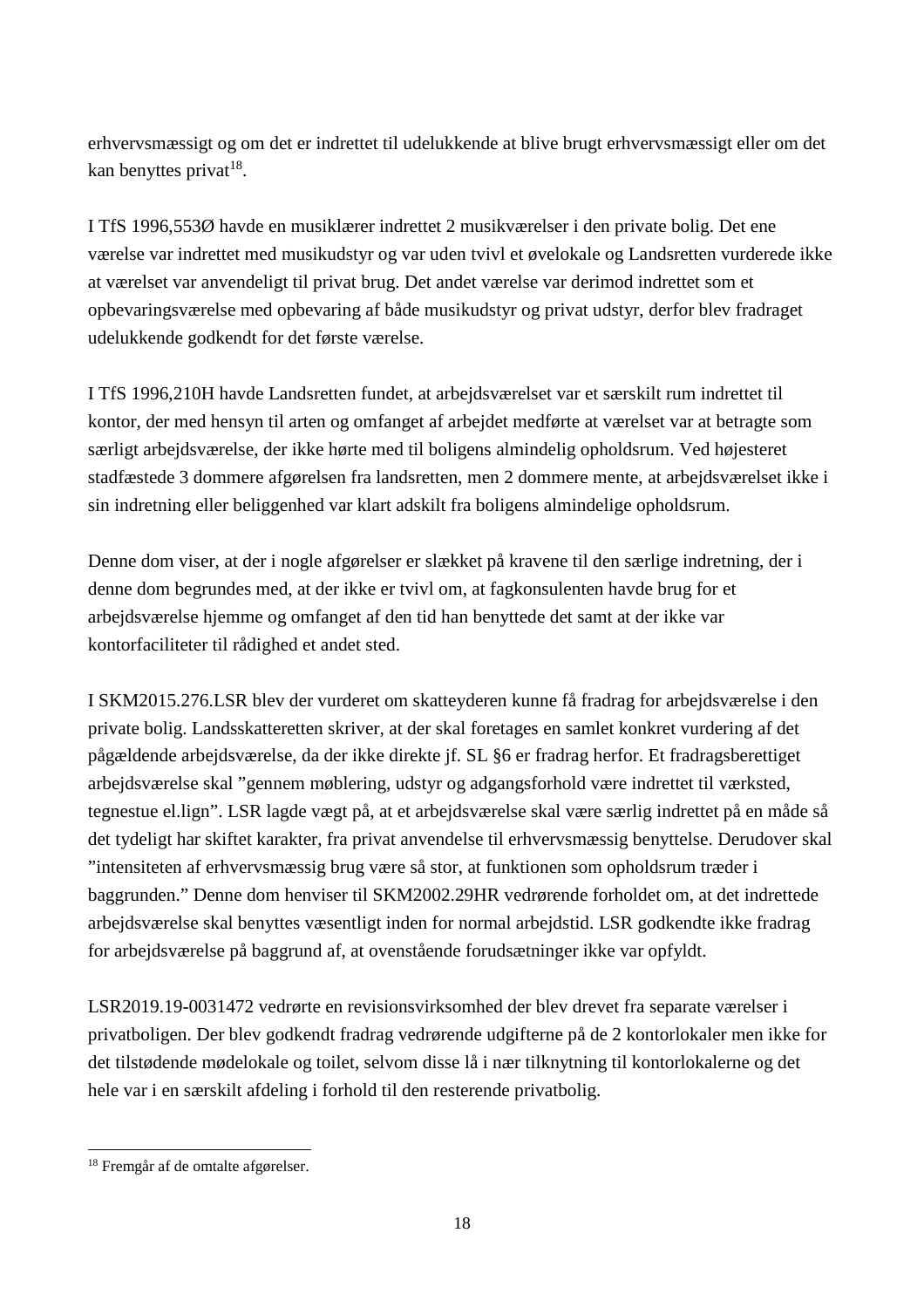erhvervsmæssigt og om det er indrettet til udelukkende at blive brugt erhvervsmæssigt eller om det kan benyttes privat[18].

I TfS 1996,553Ø havde en musiklærer indrettet 2 musikværelser i den private bolig. Det ene værelse var indrettet med musikudstyr og var uden tvivl et øvelokale og Landsretten vurderede ikke at værelset var anvendeligt til privat brug. Det andet værelse var derimod indrettet som et opbevaringsværelse med opbevaring af både musikudstyr og privat udstyr, derfor blev fradraget udelukkende godkendt for det første værelse.

I TfS 1996,210H havde Landsretten fundet, at arbejdsværelset var et særskilt rum indrettet til kontor, der med hensyn til arten og omfanget af arbejdet medførte at værelset var at betragte som særligt arbejdsværelse, der ikke hørte med til boligens almindelig opholdsrum. Ved højesteret stadfæstede 3 dommere afgørelsen fra landsretten, men 2 dommere mente, at arbejdsværelset ikke i sin indretning eller beliggenhed var klart adskilt fra boligens almindelige opholdsrum.

Denne dom viser, at der i nogle afgørelser er slækket på kravene til den særlige indretning, der i denne dom begrundes med, at der ikke er tvivl om, at fagkonsulenten havde brug for et arbejdsværelse hjemme og omfanget af den tid han benyttede det samt at der ikke var kontorfaciliteter til rådighed et andet sted.

I SKM2015.276.LSR blev der vurderet om skatteyderen kunne få fradrag for arbejdsværelse i den private bolig. Landsskatteretten skriver, at der skal foretages en samlet konkret vurdering af det pågældende arbejdsværelse, da der ikke direkte jf. SL §6 er fradrag herfor. Et fradragsberettiget arbejdsværelse skal "gennem møblering, udstyr og adgangsforhold være indrettet til værksted, tegnestue el.lign". LSR lagde vægt på, at et arbejdsværelse skal være særlig indrettet på en måde så det tydeligt har skiftet karakter, fra privat anvendelse til erhvervsmæssig benyttelse. Derudover skal "intensiteten af erhvervsmæssig brug være så stor, at funktionen som opholdsrum træder i baggrunden." Denne dom henviser til SKM2002.29HR vedrørende forholdet om, at det indrettede arbejdsværelse skal benyttes væsentligt inden for normal arbejdstid. LSR godkendte ikke fradrag for arbejdsværelse på baggrund af, at ovenstående forudsætninger ikke var opfyldt.

LSR2019.19-0031472 vedrørte en revisionsvirksomhed der blev drevet fra separate værelser i privatboligen. Der blev godkendt fradrag vedrørende udgifterne på de 2 kontorlokaler men ikke for det tilstødende mødelokale og toilet, selvom disse lå i nær tilknytning til kontorlokalerne og det hele var i en særskilt afdeling i forhold til den resterende privatbolig.

[18] Fremgår af de omtalte afgørelser.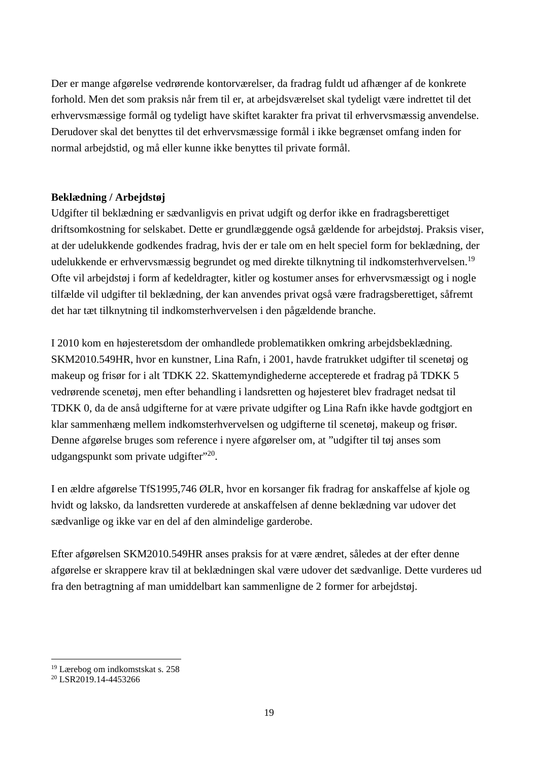Der er mange afgørelse vedrørende kontorværelser, da fradrag fuldt ud afhænger af de konkrete forhold. Men det som praksis når frem til er, at arbejdsværelset skal tydeligt være indrettet til det erhvervsmæssige formål og tydeligt have skiftet karakter fra privat til erhvervsmæssig anvendelse. Derudover skal det benyttes til det erhvervsmæssige formål i ikke begrænset omfang inden for normal arbejdstid, og må eller kunne ikke benyttes til private formål.

**Beklædning / Arbejdstøj**

Udgifter til beklædning er sædvanligvis en privat udgift og derfor ikke en fradragsberettiget driftsomkostning for selskabet. Dette er grundlæggende også gældende for arbejdstøj. Praksis viser, at der udelukkende godkendes fradrag, hvis der er tale om en helt speciel form for beklædning, der udelukkende er erhvervsmæssig begrundet og med direkte tilknytning til indkomsterhvervelsen.[19] Ofte vil arbejdstøj i form af kedeldragter, kitler og kostumer anses for erhvervsmæssigt og i nogle tilfælde vil udgifter til beklædning, der kan anvendes privat også være fradragsberettiget, såfremt det har tæt tilknytning til indkomsterhvervelsen i den pågældende branche.

I 2010 kom en højesteretsdom der omhandlede problematikken omkring arbejdsbeklædning. SKM2010.549HR, hvor en kunstner, Lina Rafn, i 2001, havde fratrukket udgifter til scenetøj og makeup og frisør for i alt TDKK 22. Skattemyndighederne accepterede et fradrag på TDKK 5 vedrørende scenetøj, men efter behandling i landsretten og højesteret blev fradraget nedsat til TDKK 0, da de anså udgifterne for at være private udgifter og Lina Rafn ikke havde godtgjort en klar sammenhæng mellem indkomsterhvervelsen og udgifterne til scenetøj, makeup og frisør. Denne afgørelse bruges som reference i nyere afgørelser om, at "udgifter til tøj anses som udgangspunkt som private udgifter"[20].

I en ældre afgørelse TfS1995,746 ØLR, hvor en korsanger fik fradrag for anskaffelse af kjole og hvidt og laksko, da landsretten vurderede at anskaffelsen af denne beklædning var udover det sædvanlige og ikke var en del af den almindelige garderobe.

Efter afgørelsen SKM2010.549HR anses praksis for at være ændret, således at der efter denne afgørelse er skrappere krav til at beklædningen skal være udover det sædvanlige. Dette vurderes ud fra den betragtning af man umiddelbart kan sammenligne de 2 former for arbejdstøj.

---

[19] Lærebog om indkomstskat s. 258

[20] LSR2019.14-4453266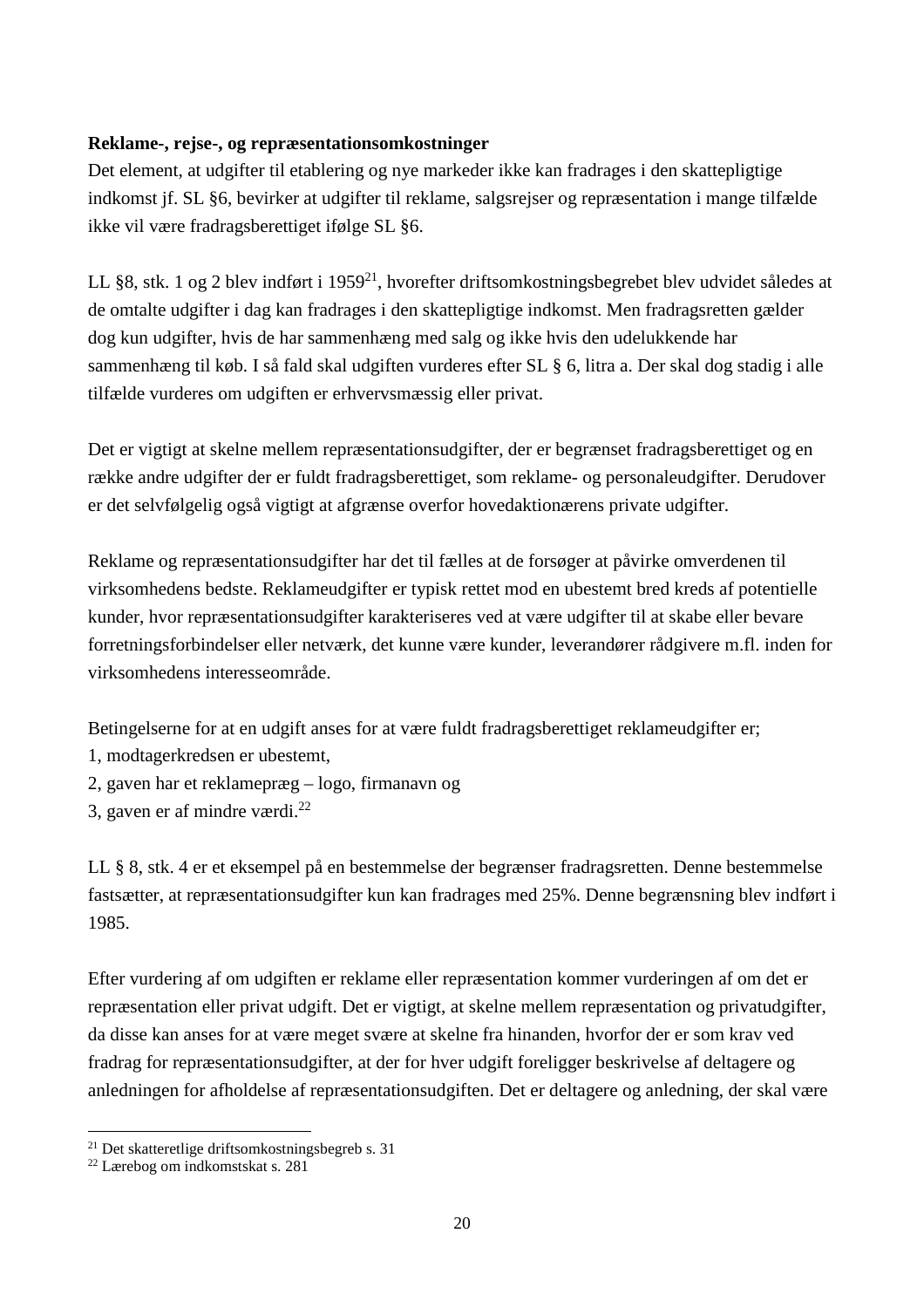**Reklame-, rejse-, og repræsentationsomkostninger**

Det element, at udgifter til etablering og nye markeder ikke kan fradrages i den skattepligtige indkomst jf. SL §6, bevirker at udgifter til reklame, salgsrejser og repræsentation i mange tilfælde ikke vil være fradragsberettiget ifølge SL §6.

LL §8, stk. 1 og 2 blev indført i 1959[21], hvorefter driftsomkostningsbegrebet blev udvidet således at de omtalte udgifter i dag kan fradrages i den skattepligtige indkomst. Men fradragsretten gælder dog kun udgifter, hvis de har sammenhæng med salg og ikke hvis den udelukkende har sammenhæng til køb. I så fald skal udgiften vurderes efter SL § 6, litra a. Der skal dog stadig i alle tilfælde vurderes om udgiften er erhvervsmæssig eller privat.

Det er vigtigt at skelne mellem repræsentationsudgifter, der er begrænset fradragsberettiget og en række andre udgifter der er fuldt fradragsberettiget, som reklame- og personaleudgifter. Derudover er det selvfølgelig også vigtigt at afgrænse overfor hovedaktionærens private udgifter.

Reklame og repræsentationsudgifter har det til fælles at de forsøger at påvirke omverdenen til virksomhedens bedste. Reklameudgifter er typisk rettet mod en ubestemt bred kreds af potentielle kunder, hvor repræsentationsudgifter karakteriseres ved at være udgifter til at skabe eller bevare forretningsforbindelser eller netværk, det kunne være kunder, leverandører rådgivere m.fl. inden for virksomhedens interesseområde.

Betingelserne for at en udgift anses for at være fuldt fradragsberettiget reklameudgifter er;
1, modtagerkredsen er ubestemt,
2, gaven har et reklamepræg – logo, firmanavn og
3, gaven er af mindre værdi.[22]

LL § 8, stk. 4 er et eksempel på en bestemmelse der begrænser fradragsretten. Denne bestemmelse fastsætter, at repræsentationsudgifter kun kan fradrages med 25%. Denne begrænsning blev indført i 1985.

Efter vurdering af om udgiften er reklame eller repræsentation kommer vurderingen af om det er repræsentation eller privat udgift. Det er vigtigt, at skelne mellem repræsentation og privatudgifter, da disse kan anses for at være meget svære at skelne fra hinanden, hvorfor der er som krav ved fradrag for repræsentationsudgifter, at der for hver udgift foreligger beskrivelse af deltagere og anledningen for afholdelse af repræsentationsudgiften. Det er deltagere og anledning, der skal være

[21] Det skatteretlige driftsomkostningsbegreb s. 31
[22] Lærebog om indkomstskat s. 281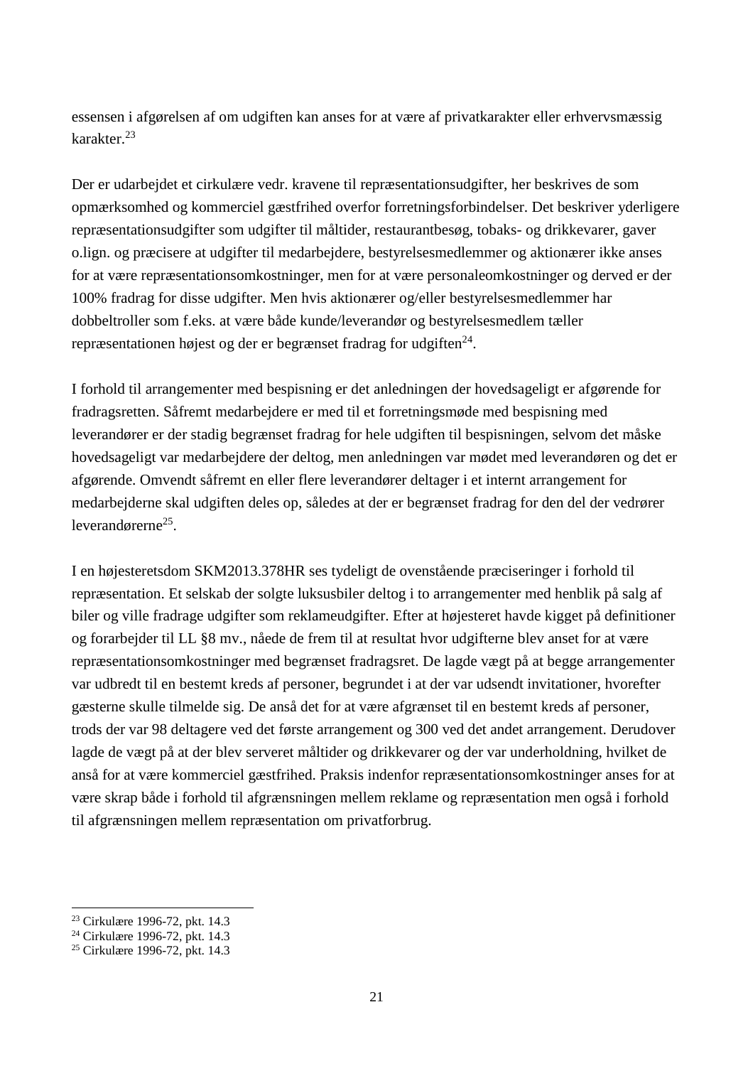essensen i afgørelsen af om udgiften kan anses for at være af privatkarakter eller erhvervsmæssig karakter.[23]

Der er udarbejdet et cirkulære vedr. kravene til repræsentationsudgifter, her beskrives de som opmærksomhed og kommerciel gæstfrihed overfor forretningsforbindelser. Det beskriver yderligere repræsentationsudgifter som udgifter til måltider, restaurantbesøg, tobaks- og drikkevarer, gaver o.lign. og præcisere at udgifter til medarbejdere, bestyrelsesmedlemmer og aktionærer ikke anses for at være repræsentationsomkostninger, men for at være personaleomkostninger og derved er der 100% fradrag for disse udgifter. Men hvis aktionærer og/eller bestyrelsesmedlemmer har dobbeltroller som f.eks. at være både kunde/leverandør og bestyrelsesmedlem tæller repræsentationen højest og der er begrænset fradrag for udgiften[24].

I forhold til arrangementer med bespisning er det anledningen der hovedsageligt er afgørende for fradragsretten. Såfremt medarbejdere er med til et forretningsmøde med bespisning med leverandører er der stadig begrænset fradrag for hele udgiften til bespisningen, selvom det måske hovedsageligt var medarbejdere der deltog, men anledningen var mødet med leverandøren og det er afgørende. Omvendt såfremt en eller flere leverandører deltager i et internt arrangement for medarbejderne skal udgiften deles op, således at der er begrænset fradrag for den del der vedrører leverandørerne[25].

I en højesteretsdom SKM2013.378HR ses tydeligt de ovenstående præciseringer i forhold til repræsentation. Et selskab der solgte luksusbiler deltog i to arrangementer med henblik på salg af biler og ville fradrage udgifter som reklameudgifter. Efter at højesteret havde kigget på definitioner og forarbejder til LL §8 mv., nåede de frem til at resultat hvor udgifterne blev anset for at være repræsentationsomkostninger med begrænset fradragsret. De lagde vægt på at begge arrangementer var udbredt til en bestemt kreds af personer, begrundet i at der var udsendt invitationer, hvorefter gæsterne skulle tilmelde sig. De anså det for at være afgrænset til en bestemt kreds af personer, trods der var 98 deltagere ved det første arrangement og 300 ved det andet arrangement. Derudover lagde de vægt på at der blev serveret måltider og drikkevarer og der var underholdning, hvilket de anså for at være kommerciel gæstfrihed. Praksis indenfor repræsentationsomkostninger anses for at være skrap både i forhold til afgrænsningen mellem reklame og repræsentation men også i forhold til afgrænsningen mellem repræsentation om privatforbrug.

---

[23] Cirkulære 1996-72, pkt. 14.3
[24] Cirkulære 1996-72, pkt. 14.3
[25] Cirkulære 1996-72, pkt. 14.3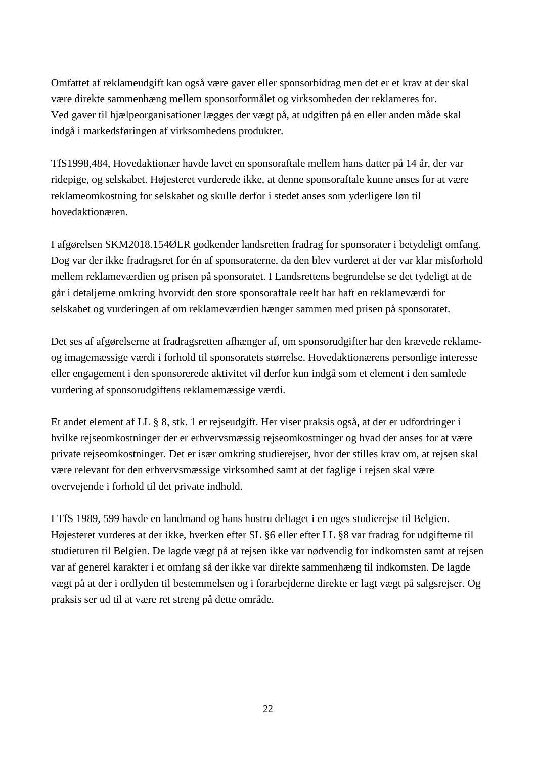Omfattet af reklameudgift kan også være gaver eller sponsorbidrag men det er et krav at der skal være direkte sammenhæng mellem sponsorformålet og virksomheden der reklameres for.
Ved gaver til hjælpeorganisationer lægges der vægt på, at udgiften på en eller anden måde skal indgå i markedsføringen af virksomhedens produkter.

TfS1998,484, Hovedaktionær havde lavet en sponsoraftale mellem hans datter på 14 år, der var ridepige, og selskabet. Højesteret vurderede ikke, at denne sponsoraftale kunne anses for at være reklameomkostning for selskabet og skulle derfor i stedet anses som yderligere løn til hovedaktionæren.

I afgørelsen SKM2018.154ØLR godkender landsretten fradrag for sponsorater i betydeligt omfang. Dog var der ikke fradragsret for én af sponsoraterne, da den blev vurderet at der var klar misforhold mellem reklameværdien og prisen på sponsoratet. I Landsrettens begrundelse se det tydeligt at de går i detaljerne omkring hvorvidt den store sponsoraftale reelt har haft en reklameværdi for selskabet og vurderingen af om reklameværdien hænger sammen med prisen på sponsoratet.

Det ses af afgørelserne at fradragsretten afhænger af, om sponsorudgifter har den krævede reklame- og imagemæssige værdi i forhold til sponsoratets størrelse. Hovedaktionærens personlige interesse eller engagement i den sponsorerede aktivitet vil derfor kun indgå som et element i den samlede vurdering af sponsorudgiftens reklamemæssige værdi.

Et andet element af LL § 8, stk. 1 er rejseudgift. Her viser praksis også, at der er udfordringer i hvilke rejseomkostninger der er erhvervsmæssig rejseomkostninger og hvad der anses for at være private rejseomkostninger. Det er især omkring studierejser, hvor der stilles krav om, at rejsen skal være relevant for den erhvervsmæssige virksomhed samt at det faglige i rejsen skal være overvejende i forhold til det private indhold.

I TfS 1989, 599 havde en landmand og hans hustru deltaget i en uges studierejse til Belgien. Højesteret vurderes at der ikke, hverken efter SL §6 eller efter LL §8 var fradrag for udgifterne til studieturen til Belgien. De lagde vægt på at rejsen ikke var nødvendig for indkomsten samt at rejsen var af generel karakter i et omfang så der ikke var direkte sammenhæng til indkomsten. De lagde vægt på at der i ordlyden til bestemmelsen og i forarbejderne direkte er lagt vægt på salgsrejser. Og praksis ser ud til at være ret streng på dette område.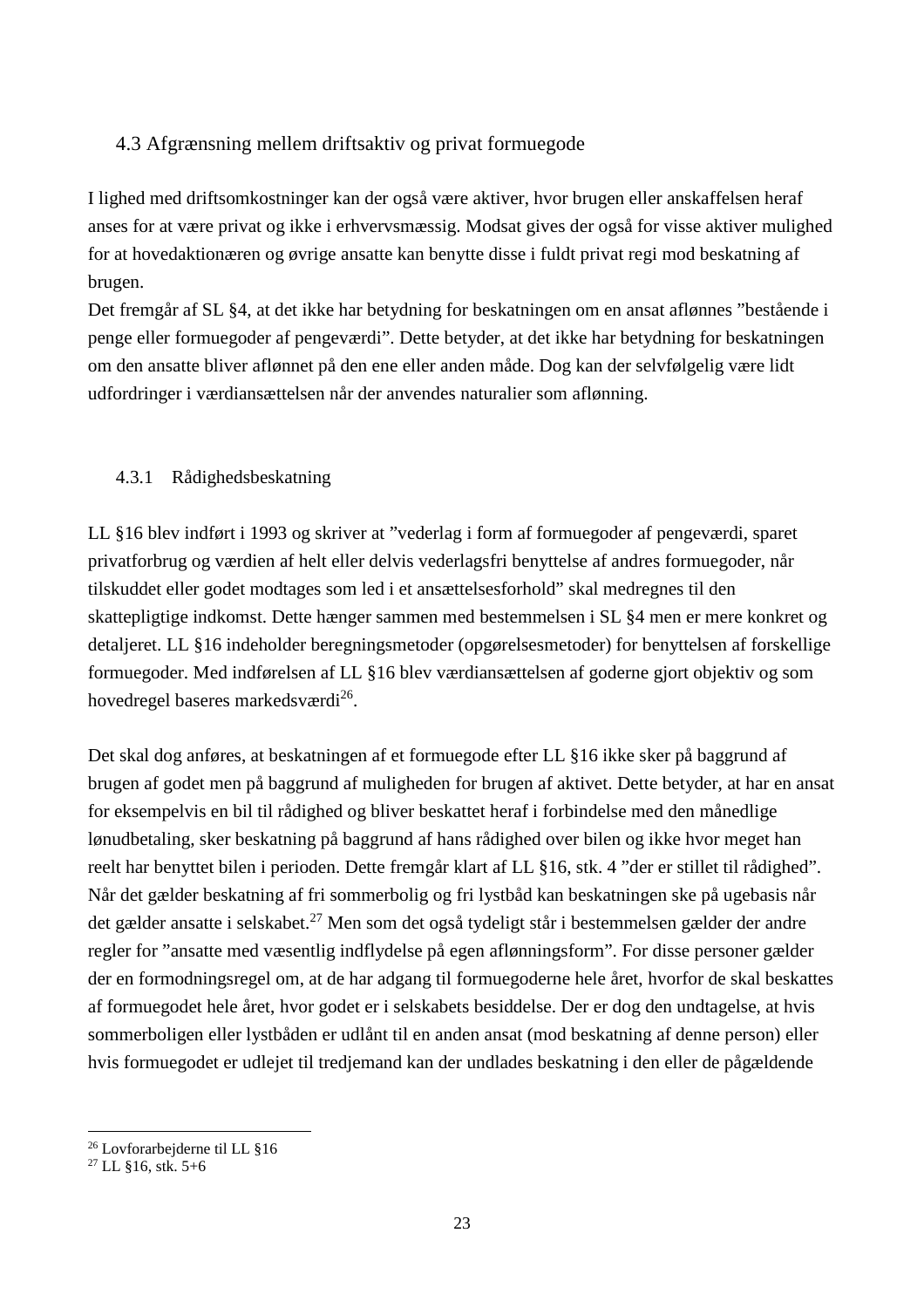## 4.3 Afgrænsning mellem driftsaktiv og privat formuegode

I lighed med driftsomkostninger kan der også være aktiver, hvor brugen eller anskaffelsen heraf anses for at være privat og ikke i erhvervsmæssig. Modsat gives der også for visse aktiver mulighed for at hovedaktionæren og øvrige ansatte kan benytte disse i fuldt privat regi mod beskatning af brugen.
Det fremgår af SL §4, at det ikke har betydning for beskatningen om en ansat aflønnes ”bestående i penge eller formuegoder af pengeværdi”. Dette betyder, at det ikke har betydning for beskatningen om den ansatte bliver aflønnet på den ene eller anden måde. Dog kan der selvfølgelig være lidt udfordringer i værdiansættelsen når der anvendes naturalier som aflønning.

### 4.3.1 Rådighedsbeskatning

LL §16 blev indført i 1993 og skriver at ”vederlag i form af formuegoder af pengeværdi, sparet privatforbrug og værdien af helt eller delvis vederlagsfri benyttelse af andres formuegoder, når tilskuddet eller godet modtages som led i et ansættelsesforhold” skal medregnes til den skattepligtige indkomst. Dette hænger sammen med bestemmelsen i SL §4 men er mere konkret og detaljeret. LL §16 indeholder beregningsmetoder (opgørelsesmetoder) for benyttelsen af forskellige formuegoder. Med indførelsen af LL §16 blev værdiansættelsen af goderne gjort objektiv og som hovedregel baseres markedsværdi[26].

Det skal dog anføres, at beskatningen af et formuegode efter LL §16 ikke sker på baggrund af brugen af godet men på baggrund af muligheden for brugen af aktivet. Dette betyder, at har en ansat for eksempelvis en bil til rådighed og bliver beskattet heraf i forbindelse med den månedlige lønudbetaling, sker beskatning på baggrund af hans rådighed over bilen og ikke hvor meget han reelt har benyttet bilen i perioden. Dette fremgår klart af LL §16, stk. 4 ”der er stillet til rådighed”. Når det gælder beskatning af fri sommerbolig og fri lystbåd kan beskatningen ske på ugebasis når det gælder ansatte i selskabet.[27] Men som det også tydeligt står i bestemmelsen gælder der andre regler for ”ansatte med væsentlig indflydelse på egen aflønningsform”. For disse personer gælder der en formodningsregel om, at de har adgang til formuegoderne hele året, hvorfor de skal beskattes af formuegodet hele året, hvor godet er i selskabets besiddelse. Der er dog den undtagelse, at hvis sommerboligen eller lystbåden er udlånt til en anden ansat (mod beskatning af denne person) eller hvis formuegodet er udlejet til tredjemand kan der undlades beskatning i den eller de pågældende

[26] Lovforarbejderne til LL §16
[27] LL §16, stk. 5+6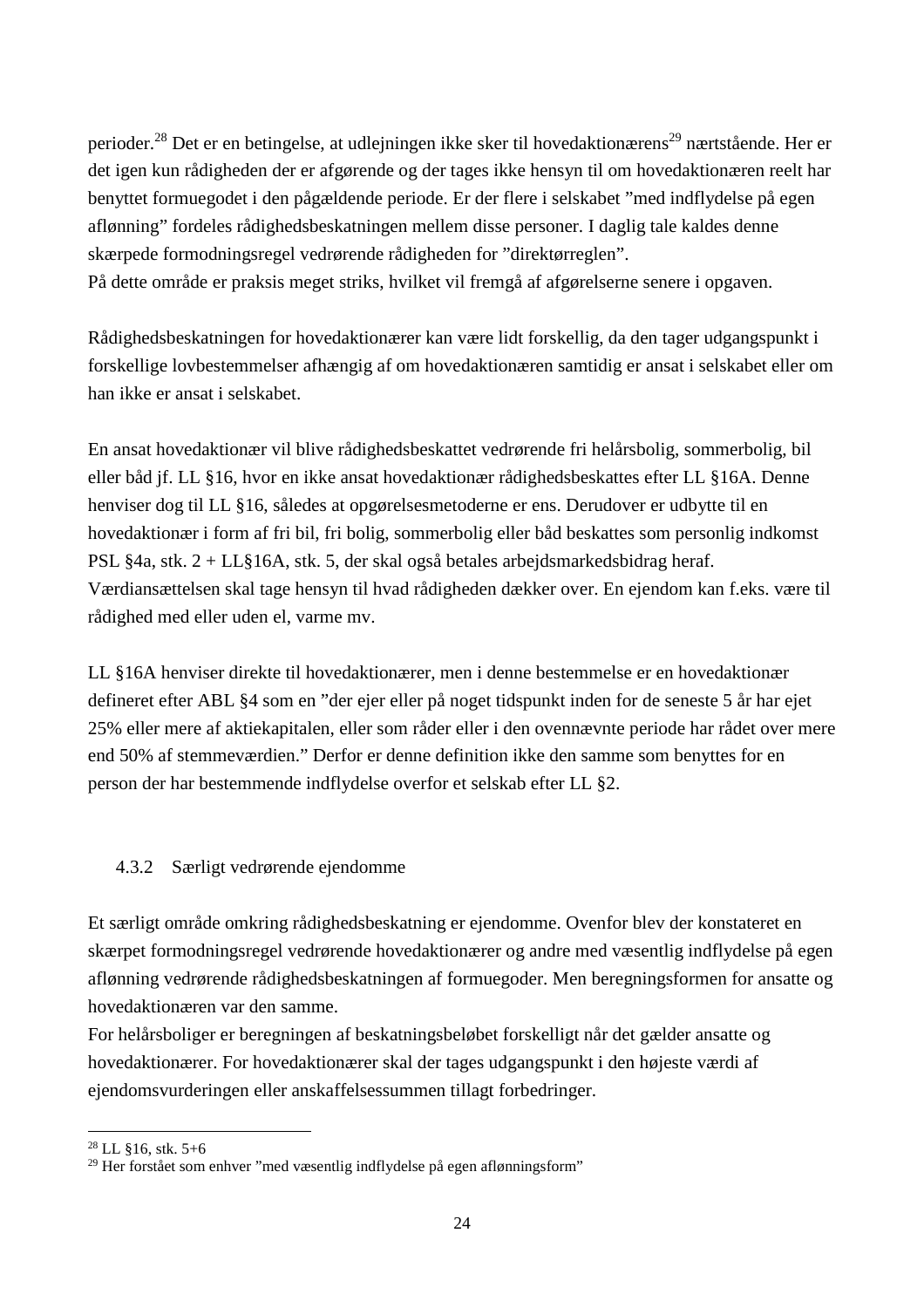perioder.[28] Det er en betingelse, at udlejningen ikke sker til hovedaktionærens[29] nærtstående. Her er det igen kun rådigheden der er afgørende og der tages ikke hensyn til om hovedaktionæren reelt har benyttet formuegodet i den pågældende periode. Er der flere i selskabet ”med indflydelse på egen aflønning” fordeles rådighedsbeskatningen mellem disse personer. I daglig tale kaldes denne skærpede formodningsregel vedrørende rådigheden for ”direktørreglen”.
På dette område er praksis meget striks, hvilket vil fremgå af afgørelserne senere i opgaven.

Rådighedsbeskatningen for hovedaktionærer kan være lidt forskellig, da den tager udgangspunkt i forskellige lovbestemmelser afhængig af om hovedaktionæren samtidig er ansat i selskabet eller om han ikke er ansat i selskabet.

En ansat hovedaktionær vil blive rådighedsbeskattet vedrørende fri helårsbolig, sommerbolig, bil eller båd jf. LL §16, hvor en ikke ansat hovedaktionær rådighedsbeskattes efter LL §16A. Denne henviser dog til LL §16, således at opgørelsesmetoderne er ens. Derudover er udbytte til en hovedaktionær i form af fri bil, fri bolig, sommerbolig eller båd beskattes som personlig indkomst PSL §4a, stk. 2 + LL§16A, stk. 5, der skal også betales arbejdsmarkedsbidrag heraf.
Værdiansættelsen skal tage hensyn til hvad rådigheden dækker over. En ejendom kan f.eks. være til rådighed med eller uden el, varme mv.

LL §16A henviser direkte til hovedaktionærer, men i denne bestemmelse er en hovedaktionær defineret efter ABL §4 som en ”der ejer eller på noget tidspunkt inden for de seneste 5 år har ejet 25% eller mere af aktiekapitalen, eller som råder eller i den ovennævnte periode har rådet over mere end 50% af stemmeværdien.” Derfor er denne definition ikke den samme som benyttes for en person der har bestemmende indflydelse overfor et selskab efter LL §2.

### 4.3.2 Særligt vedrørende ejendomme

Et særligt område omkring rådighedsbeskatning er ejendomme. Ovenfor blev der konstateret en skærpet formodningsregel vedrørende hovedaktionærer og andre med væsentlig indflydelse på egen aflønning vedrørende rådighedsbeskatningen af formuegoder. Men beregningsformen for ansatte og hovedaktionæren var den samme.
For helårsboliger er beregningen af beskatningsbeløbet forskelligt når det gælder ansatte og hovedaktionærer. For hovedaktionærer skal der tages udgangspunkt i den højeste værdi af ejendomsvurderingen eller anskaffelsessummen tillagt forbedringer.

---

[28] LL §16, stk. 5+6

[29] Her forstået som enhver ”med væsentlig indflydelse på egen aflønningsform”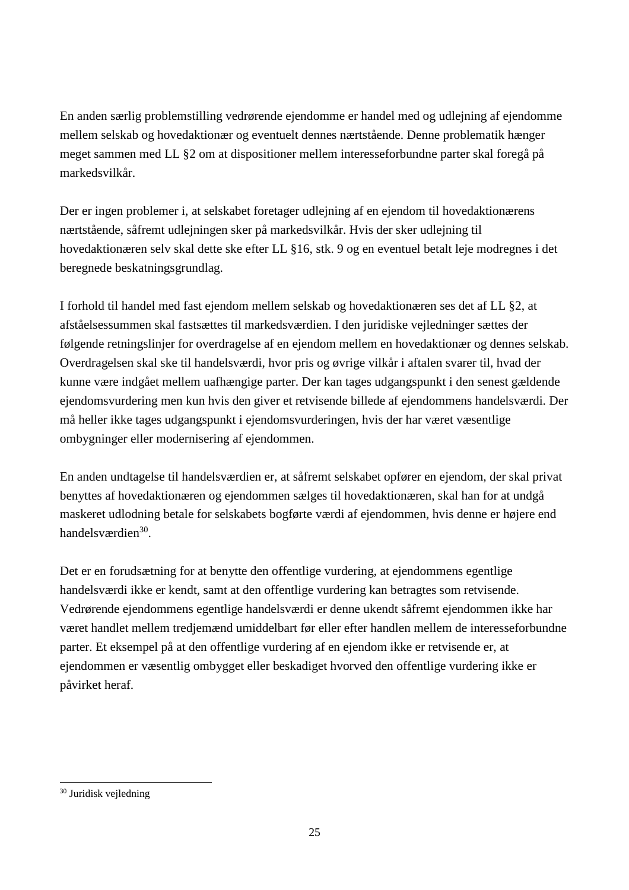En anden særlig problemstilling vedrørende ejendomme er handel med og udlejning af ejendomme mellem selskab og hovedaktionær og eventuelt dennes nærtstående. Denne problematik hænger meget sammen med LL §2 om at dispositioner mellem interesseforbundne parter skal foregå på markedsvilkår.

Der er ingen problemer i, at selskabet foretager udlejning af en ejendom til hovedaktionærens nærtstående, såfremt udlejningen sker på markedsvilkår. Hvis der sker udlejning til hovedaktionæren selv skal dette ske efter LL §16, stk. 9 og en eventuel betalt leje modregnes i det beregnede beskatningsgrundlag.

I forhold til handel med fast ejendom mellem selskab og hovedaktionæren ses det af LL §2, at afståelsessummen skal fastsættes til markedsværdien. I den juridiske vejledninger sættes der følgende retningslinjer for overdragelse af en ejendom mellem en hovedaktionær og dennes selskab. Overdragelsen skal ske til handelsværdi, hvor pris og øvrige vilkår i aftalen svarer til, hvad der kunne være indgået mellem uafhængige parter. Der kan tages udgangspunkt i den senest gældende ejendomsvurdering men kun hvis den giver et retvisende billede af ejendommens handelsværdi. Der må heller ikke tages udgangspunkt i ejendomsvurderingen, hvis der har været væsentlige ombygninger eller modernisering af ejendommen.

En anden undtagelse til handelsværdien er, at såfremt selskabet opfører en ejendom, der skal privat benyttes af hovedaktionæren og ejendommen sælges til hovedaktionæren, skal han for at undgå maskeret udlodning betale for selskabets bogførte værdi af ejendommen, hvis denne er højere end handelsværdien[30].

Det er en forudsætning for at benytte den offentlige vurdering, at ejendommens egentlige handelsværdi ikke er kendt, samt at den offentlige vurdering kan betragtes som retvisende. Vedrørende ejendommens egentlige handelsværdi er denne ukendt såfremt ejendommen ikke har været handlet mellem tredjemænd umiddelbart før eller efter handlen mellem de interesseforbundne parter. Et eksempel på at den offentlige vurdering af en ejendom ikke er retvisende er, at ejendommen er væsentlig ombygget eller beskadiget hvorved den offentlige vurdering ikke er påvirket heraf.

---

[30] Juridisk vejledning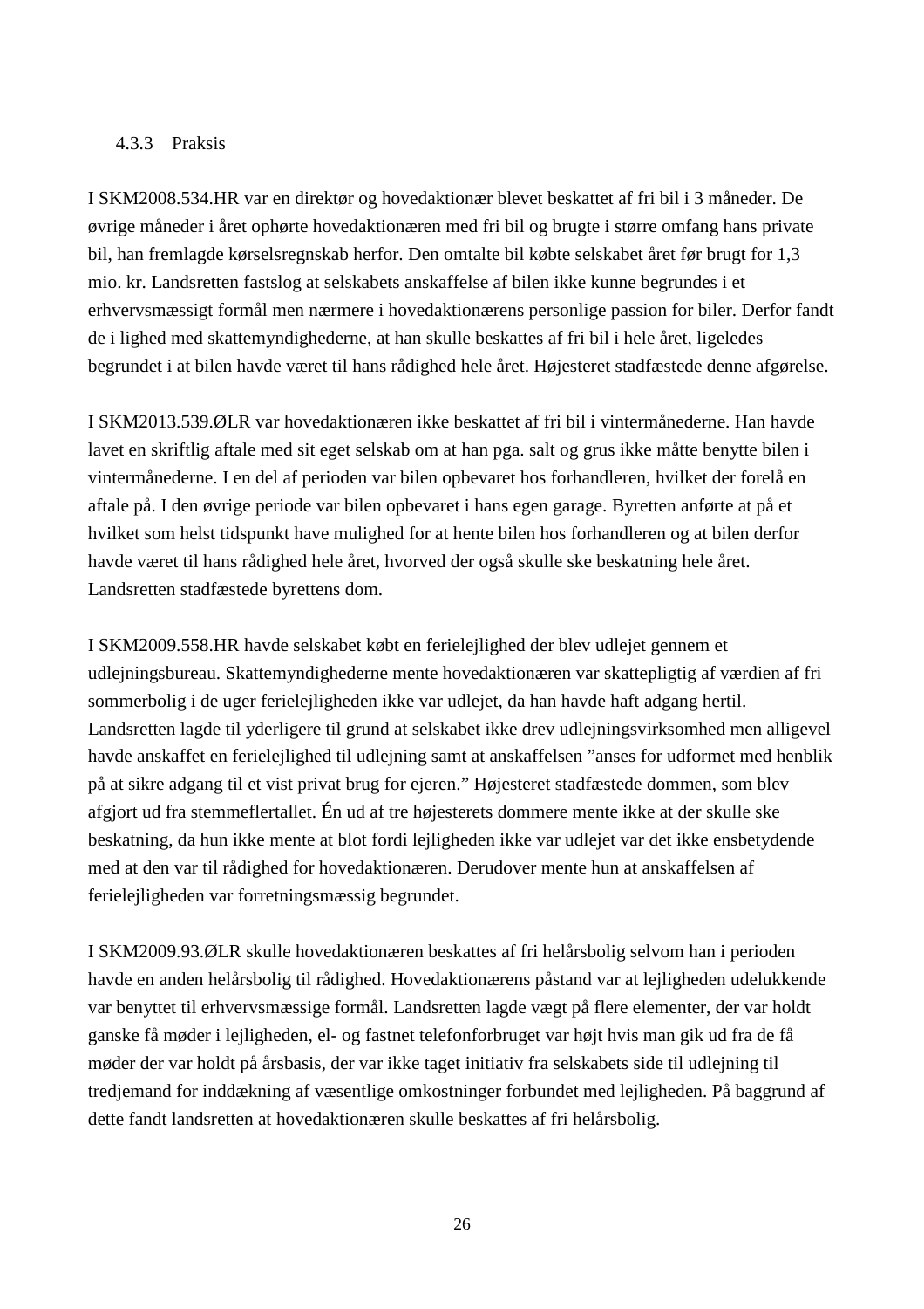### 4.3.3 Praksis

I SKM2008.534.HR var en direktør og hovedaktionær blevet beskattet af fri bil i 3 måneder. De øvrige måneder i året ophørte hovedaktionæren med fri bil og brugte i større omfang hans private bil, han fremlagde kørselsregnskab herfor. Den omtalte bil købte selskabet året før brugt for 1,3 mio. kr. Landsretten fastslog at selskabets anskaffelse af bilen ikke kunne begrundes i et erhvervsmæssigt formål men nærmere i hovedaktionærens personlige passion for biler. Derfor fandt de i lighed med skattemyndighederne, at han skulle beskattes af fri bil i hele året, ligeledes begrundet i at bilen havde været til hans rådighed hele året. Højesteret stadfæstede denne afgørelse.

I SKM2013.539.ØLR var hovedaktionæren ikke beskattet af fri bil i vintermånederne. Han havde lavet en skriftlig aftale med sit eget selskab om at han pga. salt og grus ikke måtte benytte bilen i vintermånederne. I en del af perioden var bilen opbevaret hos forhandleren, hvilket der forelå en aftale på. I den øvrige periode var bilen opbevaret i hans egen garage. Byretten anførte at på et hvilket som helst tidspunkt have mulighed for at hente bilen hos forhandleren og at bilen derfor havde været til hans rådighed hele året, hvorved der også skulle ske beskatning hele året. Landsretten stadfæstede byrettens dom.

I SKM2009.558.HR havde selskabet købt en ferielejlighed der blev udlejet gennem et udlejningsbureau. Skattemyndighederne mente hovedaktionæren var skattepligtig af værdien af fri sommerbolig i de uger ferielejligheden ikke var udlejet, da han havde haft adgang hertil. Landsretten lagde til yderligere til grund at selskabet ikke drev udlejningsvirksomhed men alligevel havde anskaffet en ferielejlighed til udlejning samt at anskaffelsen ”anses for udformet med henblik på at sikre adgang til et vist privat brug for ejeren.” Højesteret stadfæstede dommen, som blev afgjort ud fra stemmeflertallet. Én ud af tre højesterets dommere mente ikke at der skulle ske beskatning, da hun ikke mente at blot fordi lejligheden ikke var udlejet var det ikke ensbetydende med at den var til rådighed for hovedaktionæren. Derudover mente hun at anskaffelsen af ferielejligheden var forretningsmæssig begrundet.

I SKM2009.93.ØLR skulle hovedaktionæren beskattes af fri helårsbolig selvom han i perioden havde en anden helårsbolig til rådighed. Hovedaktionærens påstand var at lejligheden udelukkende var benyttet til erhvervsmæssige formål. Landsretten lagde vægt på flere elementer, der var holdt ganske få møder i lejligheden, el- og fastnet telefonforbruget var højt hvis man gik ud fra de få møder der var holdt på årsbasis, der var ikke taget initiativ fra selskabets side til udlejning til tredjemand for inddækning af væsentlige omkostninger forbundet med lejligheden. På baggrund af dette fandt landsretten at hovedaktionæren skulle beskattes af fri helårsbolig.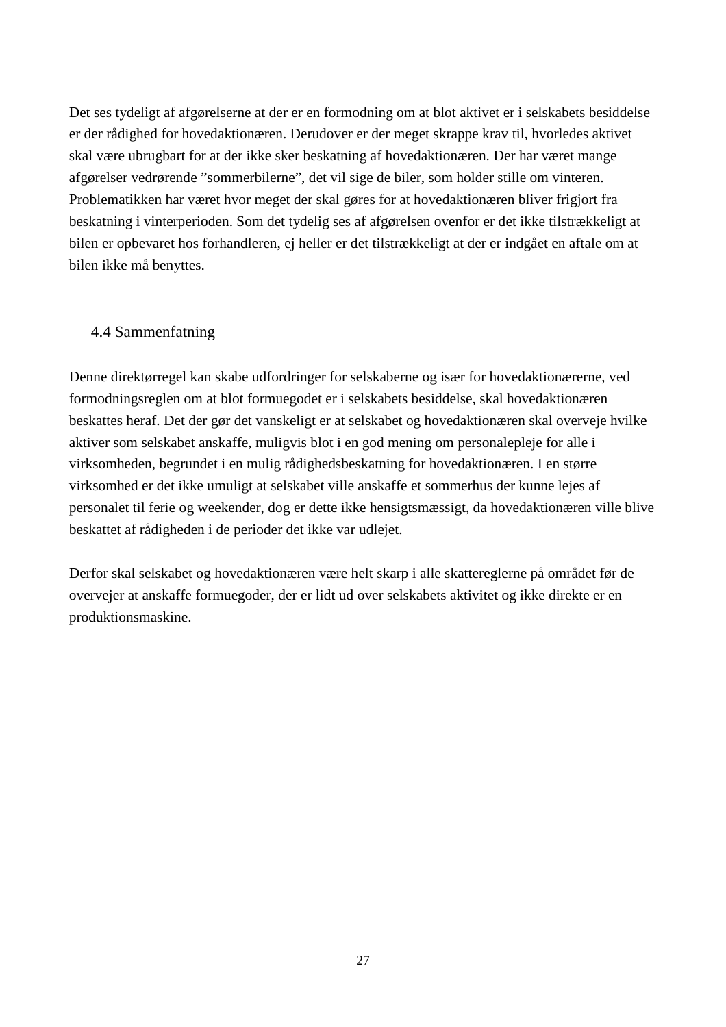Det ses tydeligt af afgørelserne at der er en formodning om at blot aktivet er i selskabets besiddelse er der rådighed for hovedaktionæren. Derudover er der meget skrappe krav til, hvorledes aktivet skal være ubrugbart for at der ikke sker beskatning af hovedaktionæren. Der har været mange afgørelser vedrørende ”sommerbilerne”, det vil sige de biler, som holder stille om vinteren. Problematikken har været hvor meget der skal gøres for at hovedaktionæren bliver frigjort fra beskatning i vinterperioden. Som det tydelig ses af afgørelsen ovenfor er det ikke tilstrækkeligt at bilen er opbevaret hos forhandleren, ej heller er det tilstrækkeligt at der er indgået en aftale om at bilen ikke må benyttes.

### 4.4 Sammenfatning

Denne direktørregel kan skabe udfordringer for selskaberne og især for hovedaktionærerne, ved formodningsreglen om at blot formuegodet er i selskabets besiddelse, skal hovedaktionæren beskattes heraf. Det der gør det vanskeligt er at selskabet og hovedaktionæren skal overveje hvilke aktiver som selskabet anskaffe, muligvis blot i en god mening om personalepleje for alle i virksomheden, begrundet i en mulig rådighedsbeskatning for hovedaktionæren. I en større virksomhed er det ikke umuligt at selskabet ville anskaffe et sommerhus der kunne lejes af personalet til ferie og weekender, dog er dette ikke hensigtsmæssigt, da hovedaktionæren ville blive beskattet af rådigheden i de perioder det ikke var udlejet.

Derfor skal selskabet og hovedaktionæren være helt skarp i alle skattereglerne på området før de overvejer at anskaffe formuegoder, der er lidt ud over selskabets aktivitet og ikke direkte er en produktionsmaskine.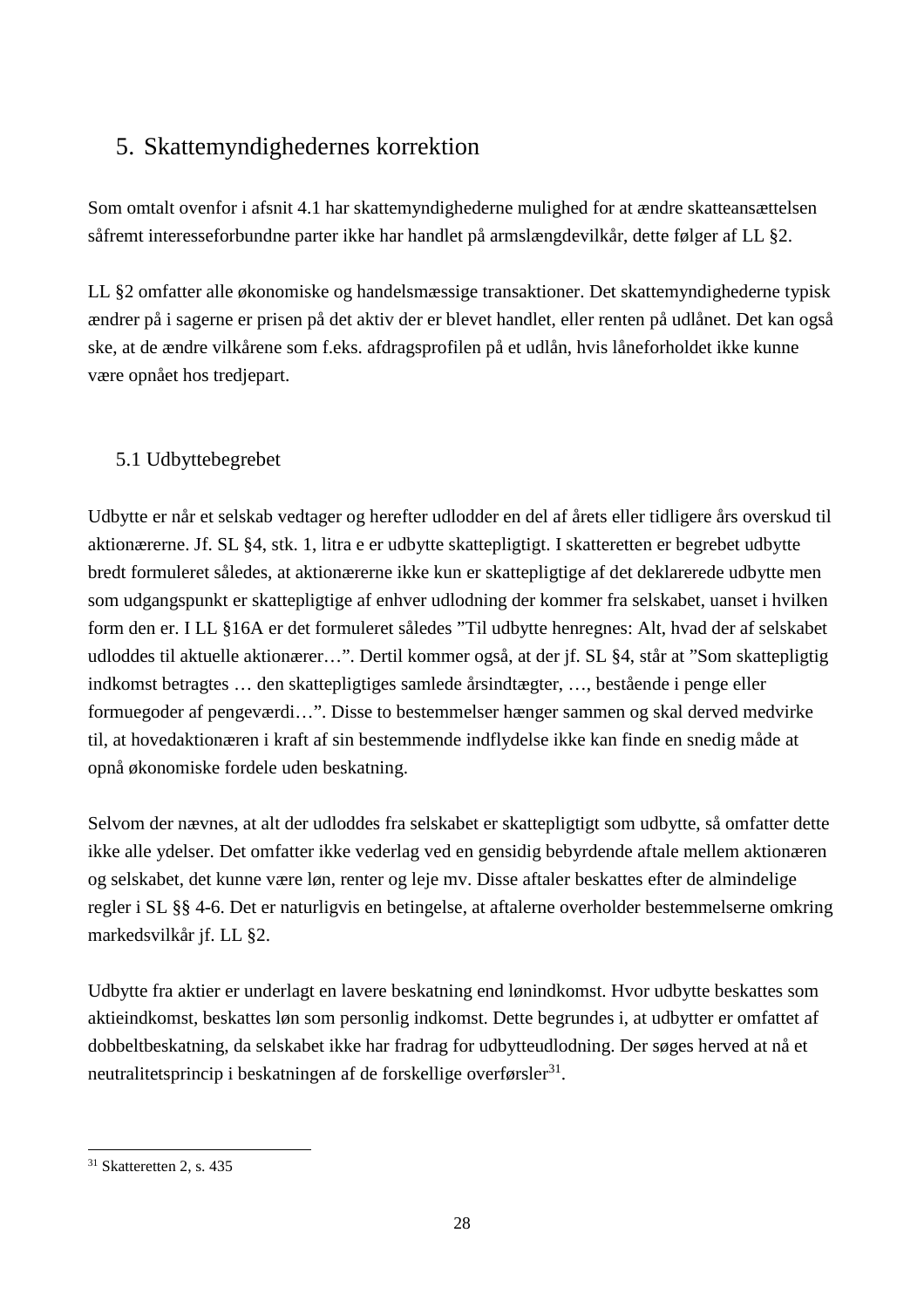# 5. Skattemyndighedernes korrektion

Som omtalt ovenfor i afsnit 4.1 har skattemyndighederne mulighed for at ændre skatteansættelsen såfremt interesseforbundne parter ikke har handlet på armslængdevilkår, dette følger af LL §2.

LL §2 omfatter alle økonomiske og handelsmæssige transaktioner. Det skattemyndighederne typisk ændrer på i sagerne er prisen på det aktiv der er blevet handlet, eller renten på udlånet. Det kan også ske, at de ændre vilkårene som f.eks. afdragsprofilen på et udlån, hvis låneforholdet ikke kunne være opnået hos tredjepart.

## 5.1 Udbyttebegrebet

Udbytte er når et selskab vedtager og herefter udlodder en del af årets eller tidligere års overskud til aktionærerne. Jf. SL §4, stk. 1, litra e er udbytte skattepligtigt. I skatteretten er begrebet udbytte bredt formuleret således, at aktionærerne ikke kun er skattepligtige af det deklarerede udbytte men som udgangspunkt er skattepligtige af enhver udlodning der kommer fra selskabet, uanset i hvilken form den er. I LL §16A er det formuleret således ”Til udbytte henregnes: Alt, hvad der af selskabet udloddes til aktuelle aktionærer…”. Dertil kommer også, at der jf. SL §4, står at ”Som skattepligtig indkomst betragtes … den skattepligtiges samlede årsindtægter, …, bestående i penge eller formuegoder af pengeværdi…”. Disse to bestemmelser hænger sammen og skal derved medvirke til, at hovedaktionæren i kraft af sin bestemmende indflydelse ikke kan finde en snedig måde at opnå økonomiske fordele uden beskatning.

Selvom der nævnes, at alt der udloddes fra selskabet er skattepligtigt som udbytte, så omfatter dette ikke alle ydelser. Det omfatter ikke vederlag ved en gensidig bebyrdende aftale mellem aktionæren og selskabet, det kunne være løn, renter og leje mv. Disse aftaler beskattes efter de almindelige regler i SL §§ 4-6. Det er naturligvis en betingelse, at aftalerne overholder bestemmelserne omkring markedsvilkår jf. LL §2.

Udbytte fra aktier er underlagt en lavere beskatning end lønindkomst. Hvor udbytte beskattes som aktieindkomst, beskattes løn som personlig indkomst. Dette begrundes i, at udbytter er omfattet af dobbeltbeskatning, da selskabet ikke har fradrag for udbytteudlodning. Der søges herved at nå et neutralitetsprincip i beskatningen af de forskellige overførsler[31].

[31] Skatteretten 2, s. 435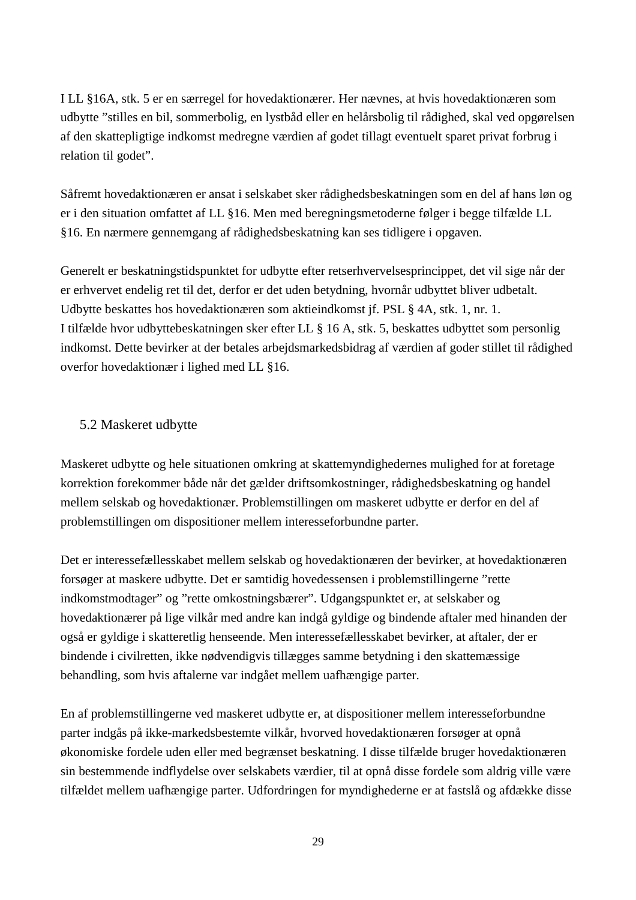I LL §16A, stk. 5 er en særregel for hovedaktionærer. Her nævnes, at hvis hovedaktionæren som udbytte "stilles en bil, sommerbolig, en lystbåd eller en helårsbolig til rådighed, skal ved opgørelsen af den skattepligtige indkomst medregne værdien af godet tillagt eventuelt sparet privat forbrug i relation til godet".

Såfremt hovedaktionæren er ansat i selskabet sker rådighedsbeskatningen som en del af hans løn og er i den situation omfattet af LL §16. Men med beregningsmetoderne følger i begge tilfælde LL §16. En nærmere gennemgang af rådighedsbeskatning kan ses tidligere i opgaven.

Generelt er beskatningstidspunktet for udbytte efter retserhvervelsesprincippet, det vil sige når der er erhvervet endelig ret til det, derfor er det uden betydning, hvornår udbyttet bliver udbetalt. Udbytte beskattes hos hovedaktionæren som aktieindkomst jf. PSL § 4A, stk. 1, nr. 1.
I tilfælde hvor udbyttebeskatningen sker efter LL § 16 A, stk. 5, beskattes udbyttet som personlig indkomst. Dette bevirker at der betales arbejdsmarkedsbidrag af værdien af goder stillet til rådighed overfor hovedaktionær i lighed med LL §16.

## 5.2 Maskeret udbytte

Maskeret udbytte og hele situationen omkring at skattemyndighedernes mulighed for at foretage korrektion forekommer både når det gælder driftsomkostninger, rådighedsbeskatning og handel mellem selskab og hovedaktionær. Problemstillingen om maskeret udbytte er derfor en del af problemstillingen om dispositioner mellem interesseforbundne parter.

Det er interessefællesskabet mellem selskab og hovedaktionæren der bevirker, at hovedaktionæren forsøger at maskere udbytte. Det er samtidig hovedessensen i problemstillingerne "rette indkomstmodtager" og "rette omkostningsbærer". Udgangspunktet er, at selskaber og hovedaktionærer på lige vilkår med andre kan indgå gyldige og bindende aftaler med hinanden der også er gyldige i skatteretlig henseende. Men interessefællesskabet bevirker, at aftaler, der er bindende i civilretten, ikke nødvendigvis tillægges samme betydning i den skattemæssige behandling, som hvis aftalerne var indgået mellem uafhængige parter.

En af problemstillingerne ved maskeret udbytte er, at dispositioner mellem interesseforbundne parter indgås på ikke-markedsbestemte vilkår, hvorved hovedaktionæren forsøger at opnå økonomiske fordele uden eller med begrænset beskatning. I disse tilfælde bruger hovedaktionæren sin bestemmende indflydelse over selskabets værdier, til at opnå disse fordele som aldrig ville være tilfældet mellem uafhængige parter. Udfordringen for myndighederne er at fastslå og afdække disse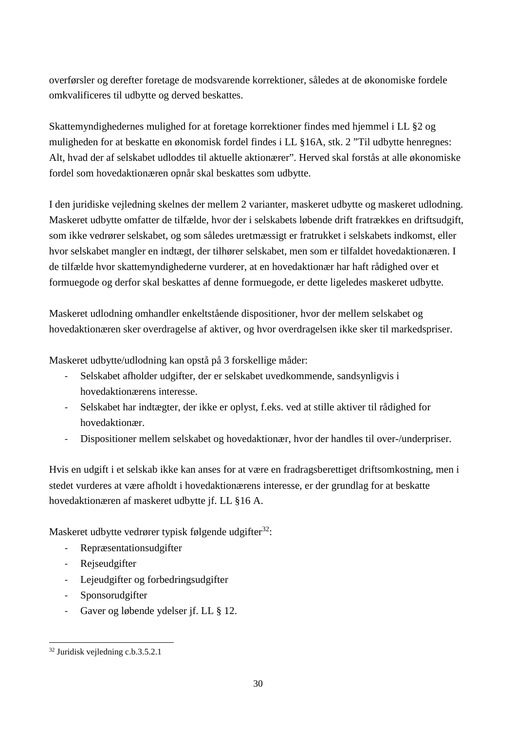overførsler og derefter foretage de modsvarende korrektioner, således at de økonomiske fordele omkvalificeres til udbytte og derved beskattes.

Skattemyndighedernes mulighed for at foretage korrektioner findes med hjemmel i LL §2 og muligheden for at beskatte en økonomisk fordel findes i LL §16A, stk. 2 ”Til udbytte henregnes: Alt, hvad der af selskabet udloddes til aktuelle aktionærer”. Herved skal forstås at alle økonomiske fordel som hovedaktionæren opnår skal beskattes som udbytte.

I den juridiske vejledning skelnes der mellem 2 varianter, maskeret udbytte og maskeret udlodning. Maskeret udbytte omfatter de tilfælde, hvor der i selskabets løbende drift fratrækkes en driftsudgift, som ikke vedrører selskabet, og som således uretmæssigt er fratrukket i selskabets indkomst, eller hvor selskabet mangler en indtægt, der tilhører selskabet, men som er tilfaldet hovedaktionæren. I de tilfælde hvor skattemyndighederne vurderer, at en hovedaktionær har haft rådighed over et formuegode og derfor skal beskattes af denne formuegode, er dette ligeledes maskeret udbytte.

Maskeret udlodning omhandler enkeltstående dispositioner, hvor der mellem selskabet og hovedaktionæren sker overdragelse af aktiver, og hvor overdragelsen ikke sker til markedspriser.

Maskeret udbytte/udlodning kan opstå på 3 forskellige måder:

- Selskabet afholder udgifter, der er selskabet uvedkommende, sandsynligvis i hovedaktionærens interesse.
- Selskabet har indtægter, der ikke er oplyst, f.eks. ved at stille aktiver til rådighed for hovedaktionær.
- Dispositioner mellem selskabet og hovedaktionær, hvor der handles til over-/underpriser.

Hvis en udgift i et selskab ikke kan anses for at være en fradragsberettiget driftsomkostning, men i stedet vurderes at være afholdt i hovedaktionærens interesse, er der grundlag for at beskatte hovedaktionæren af maskeret udbytte jf. LL §16 A.

Maskeret udbytte vedrører typisk følgende udgifter[32]:

- Repræsentationsudgifter
- Rejseudgifter
- Lejeudgifter og forbedringsudgifter
- Sponsorudgifter
- Gaver og løbende ydelser jf. LL § 12.

[32] Juridisk vejledning c.b.3.5.2.1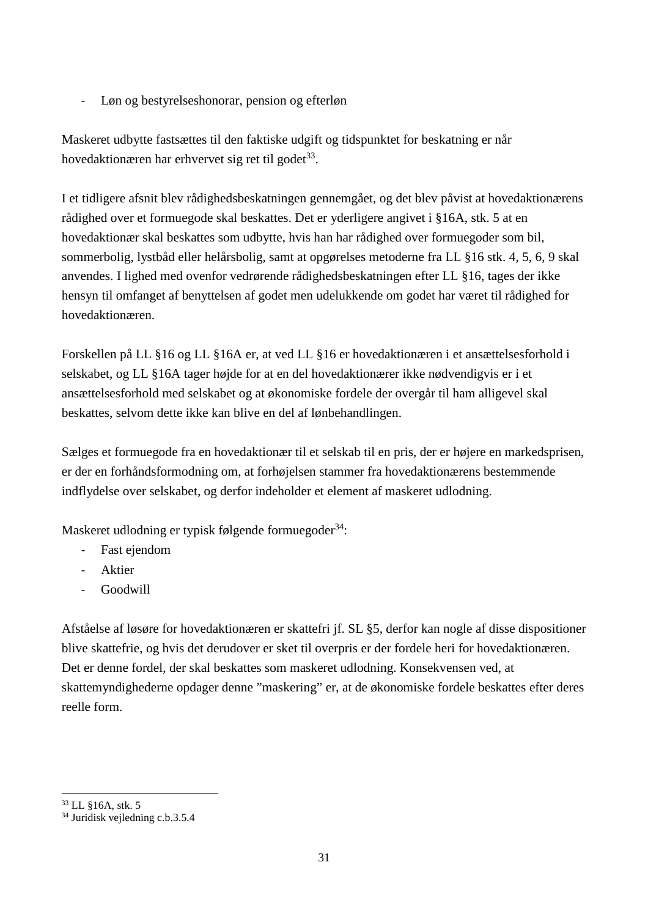- Løn og bestyrelseshonorar, pension og efterløn

Maskeret udbytte fastsættes til den faktiske udgift og tidspunktet for beskatning er når hovedaktionæren har erhvervet sig ret til godet[33].

I et tidligere afsnit blev rådighedsbeskatningen gennemgået, og det blev påvist at hovedaktionærens rådighed over et formuegode skal beskattes. Det er yderligere angivet i §16A, stk. 5 at en hovedaktionær skal beskattes som udbytte, hvis han har rådighed over formuegoder som bil, sommerbolig, lystbåd eller helårsbolig, samt at opgørelses metoderne fra LL §16 stk. 4, 5, 6, 9 skal anvendes. I lighed med ovenfor vedrørende rådighedsbeskatningen efter LL §16, tages der ikke hensyn til omfanget af benyttelsen af godet men udelukkende om godet har været til rådighed for hovedaktionæren.

Forskellen på LL §16 og LL §16A er, at ved LL §16 er hovedaktionæren i et ansættelsesforhold i selskabet, og LL §16A tager højde for at en del hovedaktionærer ikke nødvendigvis er i et ansættelsesforhold med selskabet og at økonomiske fordele der overgår til ham alligevel skal beskattes, selvom dette ikke kan blive en del af lønbehandlingen.

Sælges et formuegode fra en hovedaktionær til et selskab til en pris, der er højere en markedsprisen, er der en forhåndsformodning om, at forhøjelsen stammer fra hovedaktionærens bestemmende indflydelse over selskabet, og derfor indeholder et element af maskeret udlodning.

Maskeret udlodning er typisk følgende formuegoder[34]:
- Fast ejendom
- Aktier
- Goodwill

Afståelse af løsøre for hovedaktionæren er skattefri jf. SL §5, derfor kan nogle af disse dispositioner blive skattefrie, og hvis det derudover er sket til overpris er der fordele heri for hovedaktionæren. Det er denne fordel, der skal beskattes som maskeret udlodning. Konsekvensen ved, at skattemyndighederne opdager denne "maskering" er, at de økonomiske fordele beskattes efter deres reelle form.

[33] LL §16A, stk. 5
[34] Juridisk vejledning c.b.3.5.4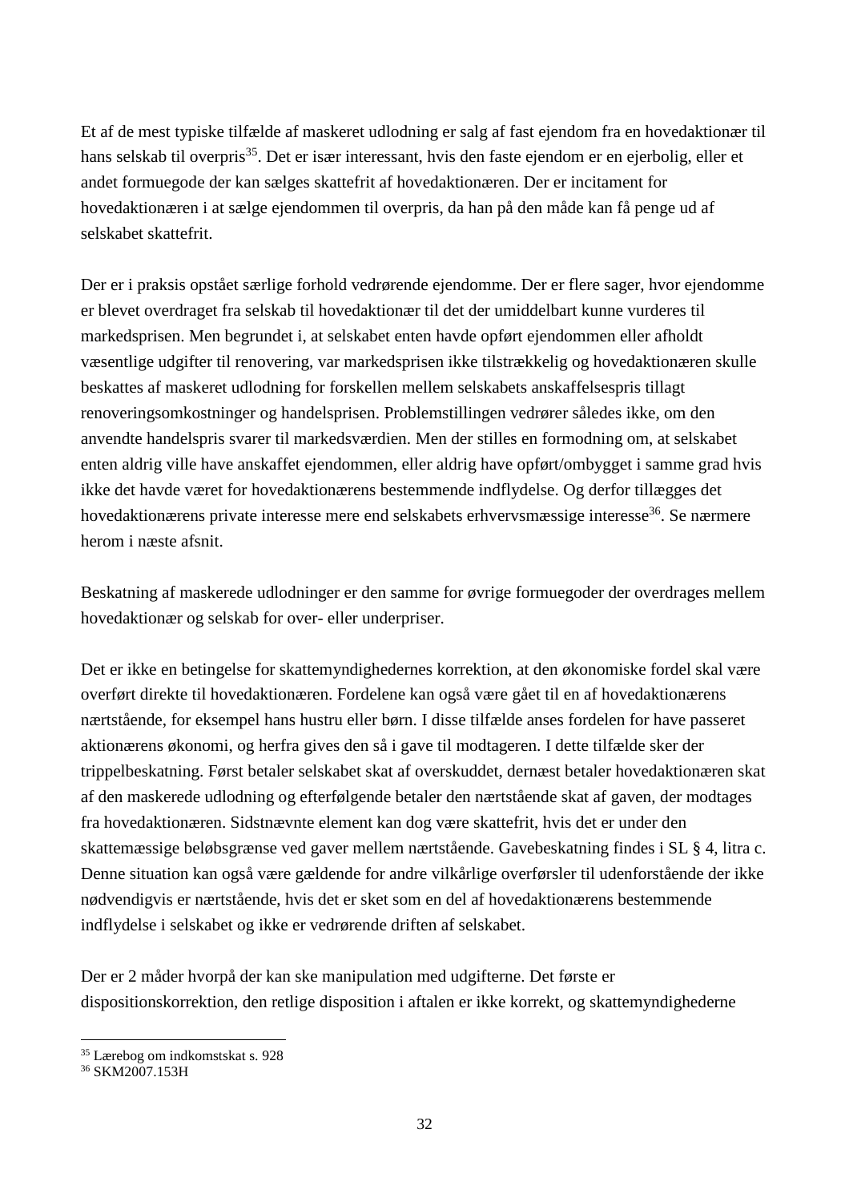Et af de mest typiske tilfælde af maskeret udlodning er salg af fast ejendom fra en hovedaktionær til hans selskab til overpris[35]. Det er især interessant, hvis den faste ejendom er en ejerbolig, eller et andet formuegode der kan sælges skattefrit af hovedaktionæren. Der er incitament for hovedaktionæren i at sælge ejendommen til overpris, da han på den måde kan få penge ud af selskabet skattefrit.

Der er i praksis opstået særlige forhold vedrørende ejendomme. Der er flere sager, hvor ejendomme er blevet overdraget fra selskab til hovedaktionær til det der umiddelbart kunne vurderes til markedsprisen. Men begrundet i, at selskabet enten havde opført ejendommen eller afholdt væsentlige udgifter til renovering, var markedsprisen ikke tilstrækkelig og hovedaktionæren skulle beskattes af maskeret udlodning for forskellen mellem selskabets anskaffelsespris tillagt renoveringsomkostninger og handelsprisen. Problemstillingen vedrører således ikke, om den anvendte handelspris svarer til markedsværdien. Men der stilles en formodning om, at selskabet enten aldrig ville have anskaffet ejendommen, eller aldrig have opført/ombygget i samme grad hvis ikke det havde været for hovedaktionærens bestemmende indflydelse. Og derfor tillægges det hovedaktionærens private interesse mere end selskabets erhvervsmæssige interesse[36]. Se nærmere herom i næste afsnit.

Beskatning af maskerede udlodninger er den samme for øvrige formuegoder der overdrages mellem hovedaktionær og selskab for over- eller underpriser.

Det er ikke en betingelse for skattemyndighedernes korrektion, at den økonomiske fordel skal være overført direkte til hovedaktionæren. Fordelene kan også være gået til en af hovedaktionærens nærtstående, for eksempel hans hustru eller børn. I disse tilfælde anses fordelen for have passeret aktionærens økonomi, og herfra gives den så i gave til modtageren. I dette tilfælde sker der trippelbeskatning. Først betaler selskabet skat af overskuddet, dernæst betaler hovedaktionæren skat af den maskerede udlodning og efterfølgende betaler den nærtstående skat af gaven, der modtages fra hovedaktionæren. Sidstnævnte element kan dog være skattefrit, hvis det er under den skattemæssige beløbsgrænse ved gaver mellem nærtstående. Gavebeskatning findes i SL § 4, litra c. Denne situation kan også være gældende for andre vilkårlige overførsler til udenforstående der ikke nødvendigvis er nærtstående, hvis det er sket som en del af hovedaktionærens bestemmende indflydelse i selskabet og ikke er vedrørende driften af selskabet.

Der er 2 måder hvorpå der kan ske manipulation med udgifterne. Det første er dispositionskorrektion, den retlige disposition i aftalen er ikke korrekt, og skattemyndighederne

---

[35] Lærebog om indkomstskat s. 928

[36] SKM2007.153H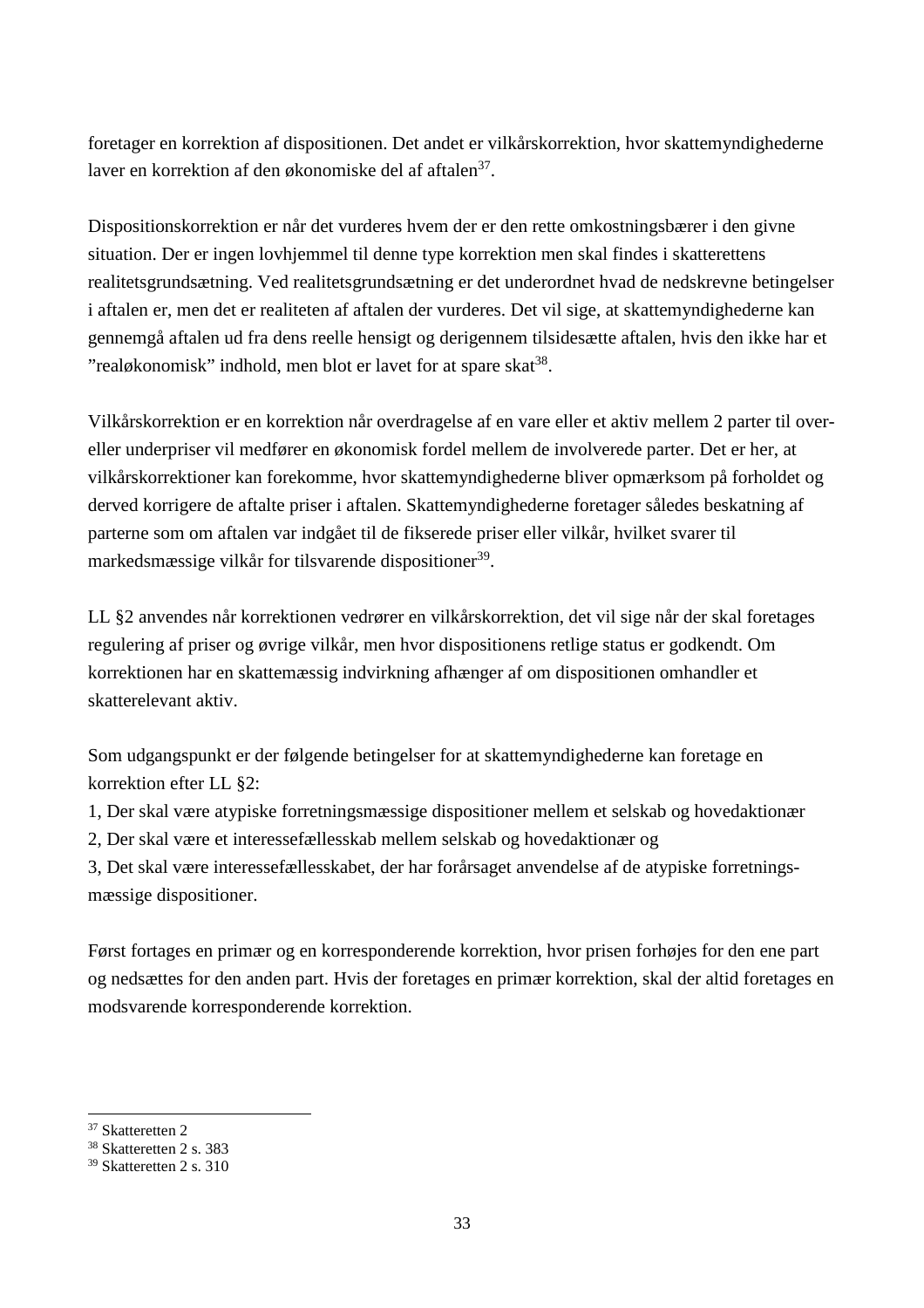foretager en korrektion af dispositionen. Det andet er vilkårskorrektion, hvor skattemyndighederne laver en korrektion af den økonomiske del af aftalen[37].

Dispositionskorrektion er når det vurderes hvem der er den rette omkostningsbærer i den givne situation. Der er ingen lovhjemmel til denne type korrektion men skal findes i skatterettens realitetsgrundsætning. Ved realitetsgrundsætning er det underordnet hvad de nedskrevne betingelser i aftalen er, men det er realiteten af aftalen der vurderes. Det vil sige, at skattemyndighederne kan gennemgå aftalen ud fra dens reelle hensigt og derigennem tilsidesætte aftalen, hvis den ikke har et ”realøkonomisk” indhold, men blot er lavet for at spare skat[38].

Vilkårskorrektion er en korrektion når overdragelse af en vare eller et aktiv mellem 2 parter til over- eller underpriser vil medfører en økonomisk fordel mellem de involverede parter. Det er her, at vilkårskorrektioner kan forekomme, hvor skattemyndighederne bliver opmærksom på forholdet og derved korrigere de aftalte priser i aftalen. Skattemyndighederne foretager således beskatning af parterne som om aftalen var indgået til de fikserede priser eller vilkår, hvilket svarer til markedsmæssige vilkår for tilsvarende dispositioner[39].

LL §2 anvendes når korrektionen vedrører en vilkårskorrektion, det vil sige når der skal foretages regulering af priser og øvrige vilkår, men hvor dispositionens retlige status er godkendt. Om korrektionen har en skattemæssig indvirkning afhænger af om dispositionen omhandler et skatterelevant aktiv.

Som udgangspunkt er der følgende betingelser for at skattemyndighederne kan foretage en korrektion efter LL §2:
1, Der skal være atypiske forretningsmæssige dispositioner mellem et selskab og hovedaktionær
2, Der skal være et interessefællesskab mellem selskab og hovedaktionær og
3, Det skal være interessefællesskabet, der har forårsaget anvendelse af de atypiske forretningsmæssige dispositioner.

Først fortages en primær og en korresponderende korrektion, hvor prisen forhøjes for den ene part og nedsættes for den anden part. Hvis der foretages en primær korrektion, skal der altid foretages en modsvarende korresponderende korrektion.

---

[37] Skatteretten 2
[38] Skatteretten 2 s. 383
[39] Skatteretten 2 s. 310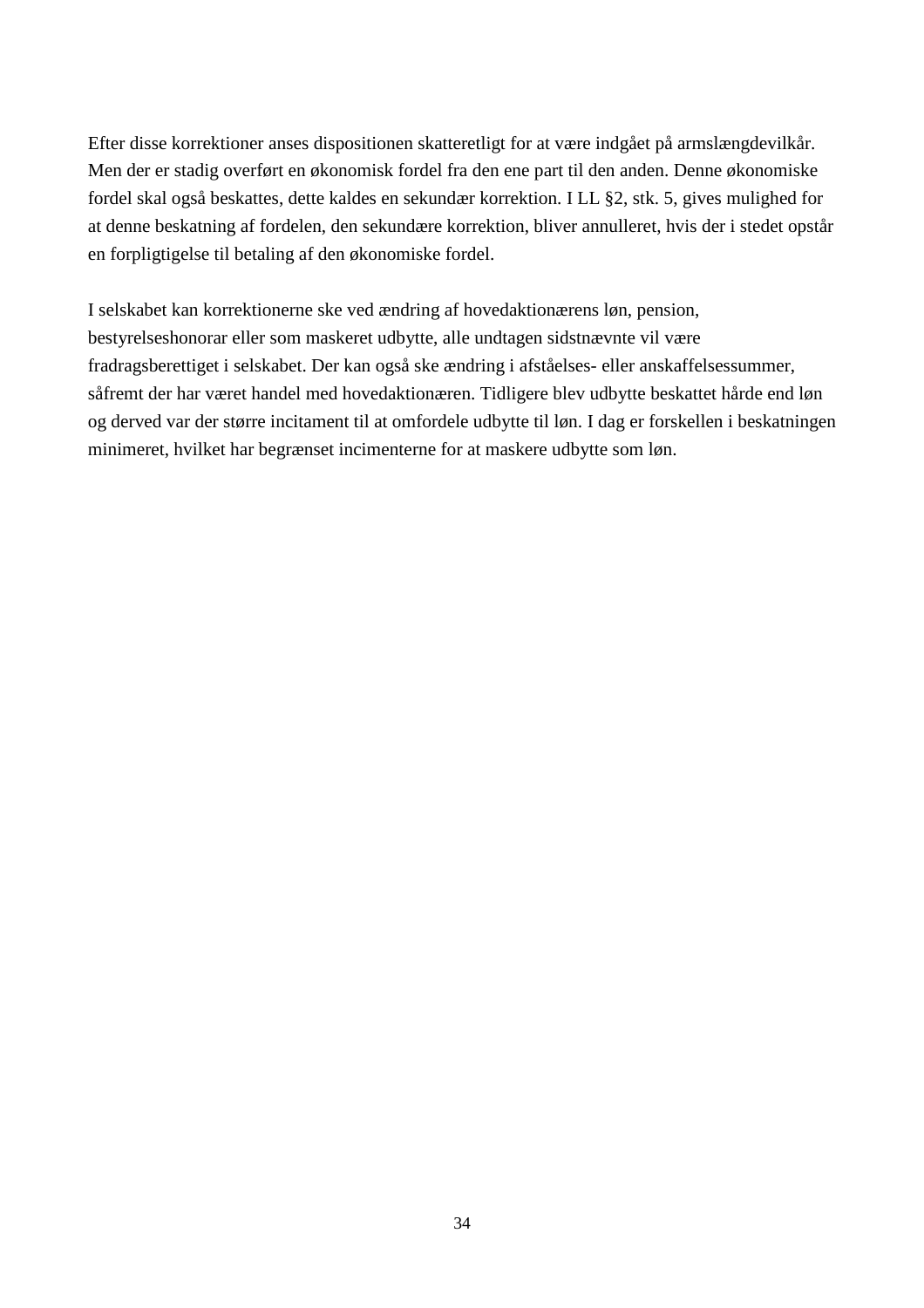Efter disse korrektioner anses dispositionen skatteretligt for at være indgået på armslængdevilkår. Men der er stadig overført en økonomisk fordel fra den ene part til den anden. Denne økonomiske fordel skal også beskattes, dette kaldes en sekundær korrektion. I LL §2, stk. 5, gives mulighed for at denne beskatning af fordelen, den sekundære korrektion, bliver annulleret, hvis der i stedet opstår en forpligtigelse til betaling af den økonomiske fordel.

I selskabet kan korrektionerne ske ved ændring af hovedaktionærens løn, pension, bestyrelseshonorar eller som maskeret udbytte, alle undtagen sidstnævnte vil være fradragsberettiget i selskabet. Der kan også ske ændring i afståelses- eller anskaffelsessummer, såfremt der har været handel med hovedaktionæren. Tidligere blev udbytte beskattet hårde end løn og derved var der større incitament til at omfordele udbytte til løn. I dag er forskellen i beskatningen minimeret, hvilket har begrænset incimenterne for at maskere udbytte som løn.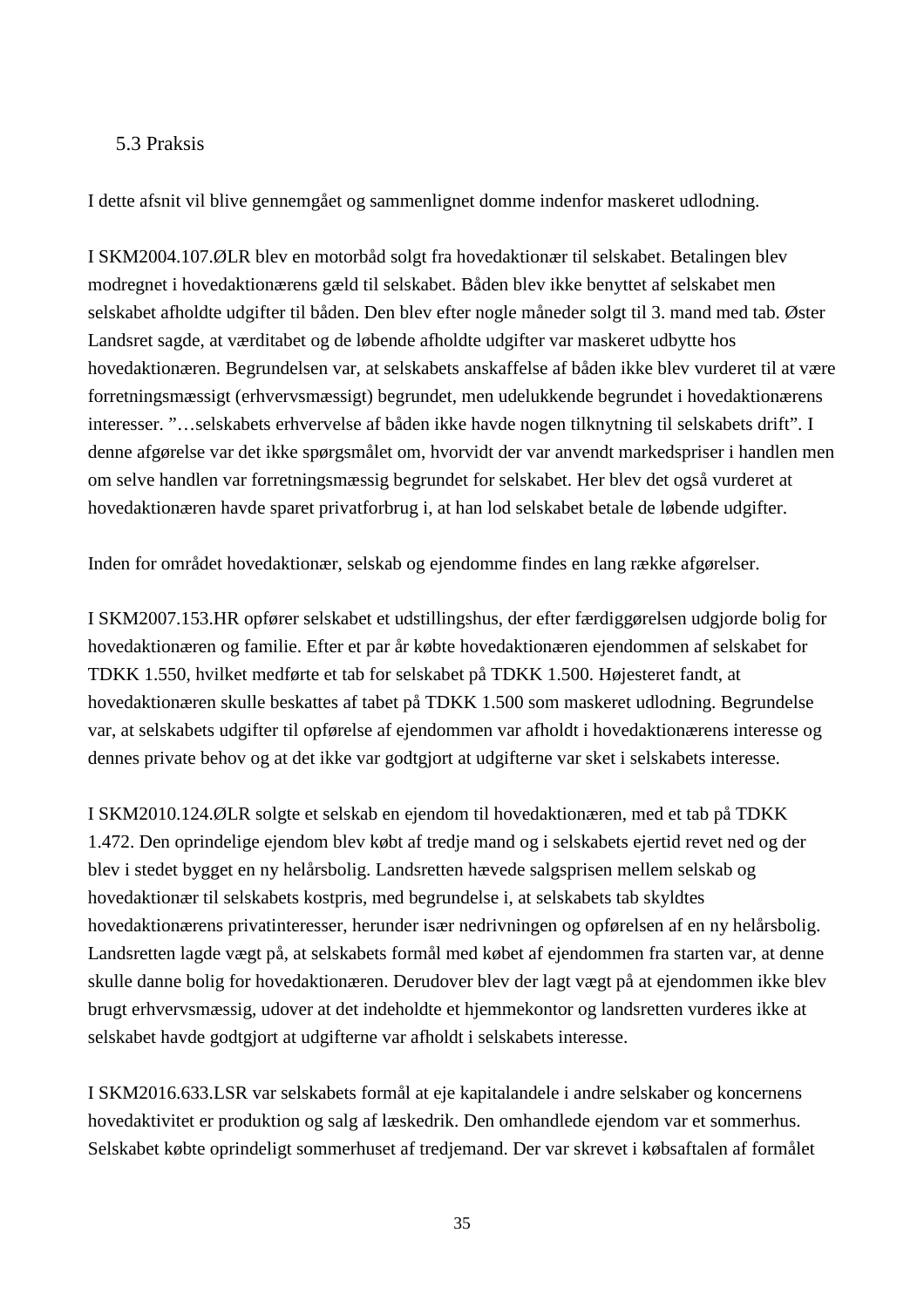### 5.3 Praksis

I dette afsnit vil blive gennemgået og sammenlignet domme indenfor maskeret udlodning.

I SKM2004.107.ØLR blev en motorbåd solgt fra hovedaktionær til selskabet. Betalingen blev modregnet i hovedaktionærens gæld til selskabet. Båden blev ikke benyttet af selskabet men selskabet afholdte udgifter til båden. Den blev efter nogle måneder solgt til 3. mand med tab. Øster Landsret sagde, at værditabet og de løbende afholdte udgifter var maskeret udbytte hos hovedaktionæren. Begrundelsen var, at selskabets anskaffelse af båden ikke blev vurderet til at være forretningsmæssigt (erhvervsmæssigt) begrundet, men udelukkende begrundet i hovedaktionærens interesser. "…selskabets erhvervelse af båden ikke havde nogen tilknytning til selskabets drift". I denne afgørelse var det ikke spørgsmålet om, hvorvidt der var anvendt markedspriser i handlen men om selve handlen var forretningsmæssig begrundet for selskabet. Her blev det også vurderet at hovedaktionæren havde sparet privatforbrug i, at han lod selskabet betale de løbende udgifter.

Inden for området hovedaktionær, selskab og ejendomme findes en lang række afgørelser.

I SKM2007.153.HR opfører selskabet et udstillingshus, der efter færdiggørelsen udgjorde bolig for hovedaktionæren og familie. Efter et par år købte hovedaktionæren ejendommen af selskabet for TDKK 1.550, hvilket medførte et tab for selskabet på TDKK 1.500. Højesteret fandt, at hovedaktionæren skulle beskattes af tabet på TDKK 1.500 som maskeret udlodning. Begrundelse var, at selskabets udgifter til opførelse af ejendommen var afholdt i hovedaktionærens interesse og dennes private behov og at det ikke var godtgjort at udgifterne var sket i selskabets interesse.

I SKM2010.124.ØLR solgte et selskab en ejendom til hovedaktionæren, med et tab på TDKK 1.472. Den oprindelige ejendom blev købt af tredje mand og i selskabets ejertid revet ned og der blev i stedet bygget en ny helårsbolig. Landsretten hævede salgsprisen mellem selskab og hovedaktionær til selskabets kostpris, med begrundelse i, at selskabets tab skyldtes hovedaktionærens privatinteresser, herunder især nedrivningen og opførelsen af en ny helårsbolig. Landsretten lagde vægt på, at selskabets formål med købet af ejendommen fra starten var, at denne skulle danne bolig for hovedaktionæren. Derudover blev der lagt vægt på at ejendommen ikke blev brugt erhvervsmæssig, udover at det indeholdte et hjemmekontor og landsretten vurderes ikke at selskabet havde godtgjort at udgifterne var afholdt i selskabets interesse.

I SKM2016.633.LSR var selskabets formål at eje kapitalandele i andre selskaber og koncernens hovedaktivitet er produktion og salg af læskedrik. Den omhandlede ejendom var et sommerhus. Selskabet købte oprindeligt sommerhuset af tredjemand. Der var skrevet i købsaftalen af formålet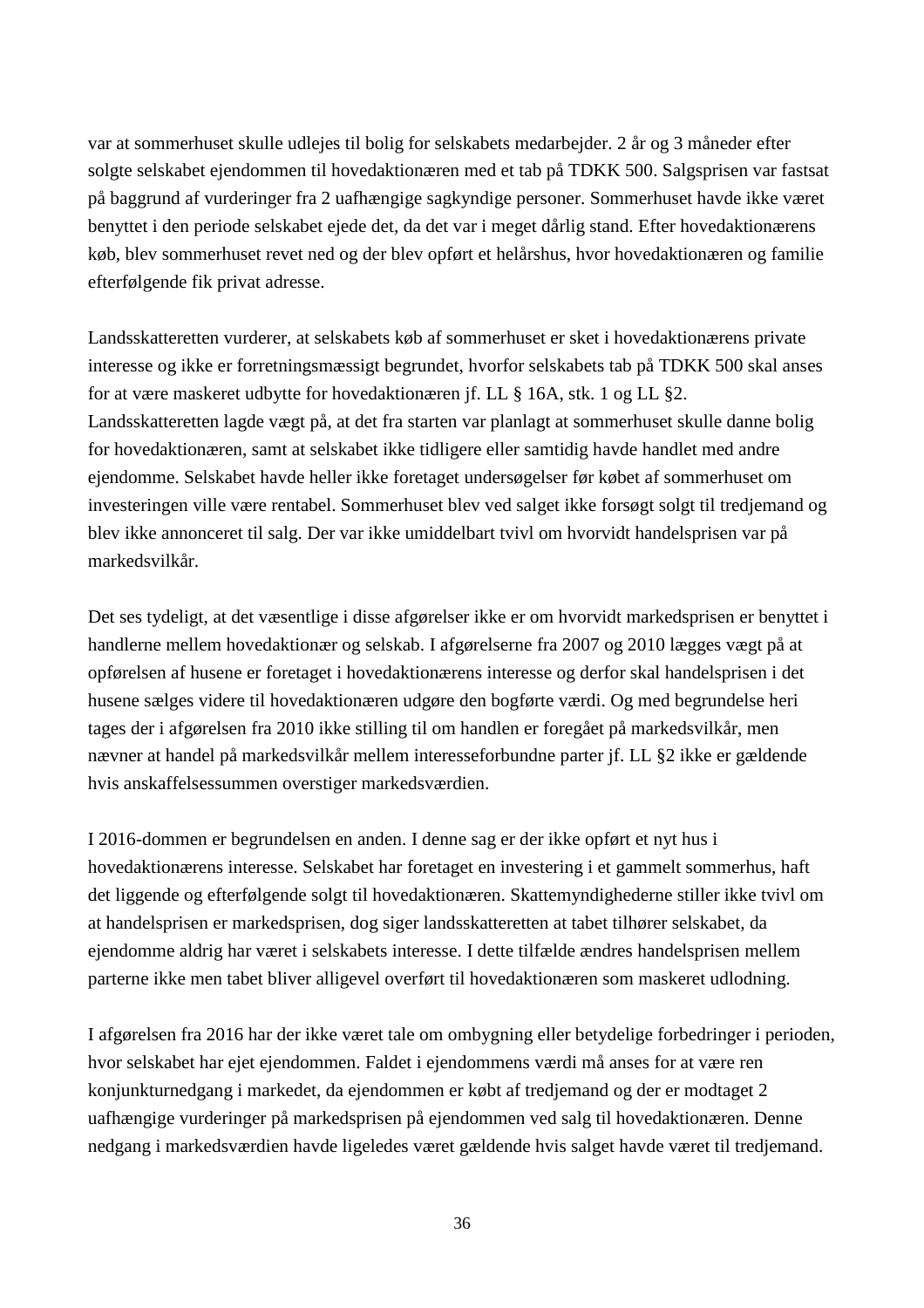var at sommerhuset skulle udlejes til bolig for selskabets medarbejder. 2 år og 3 måneder efter solgte selskabet ejendommen til hovedaktionæren med et tab på TDKK 500. Salgsprisen var fastsat på baggrund af vurderinger fra 2 uafhængige sagkyndige personer. Sommerhuset havde ikke været benyttet i den periode selskabet ejede det, da det var i meget dårlig stand. Efter hovedaktionærens køb, blev sommerhuset revet ned og der blev opført et helårshus, hvor hovedaktionæren og familie efterfølgende fik privat adresse.

Landsskatteretten vurderer, at selskabets køb af sommerhuset er sket i hovedaktionærens private interesse og ikke er forretningsmæssigt begrundet, hvorfor selskabets tab på TDKK 500 skal anses for at være maskeret udbytte for hovedaktionæren jf. LL § 16A, stk. 1 og LL §2. Landsskatteretten lagde vægt på, at det fra starten var planlagt at sommerhuset skulle danne bolig for hovedaktionæren, samt at selskabet ikke tidligere eller samtidig havde handlet med andre ejendomme. Selskabet havde heller ikke foretaget undersøgelser før købet af sommerhuset om investeringen ville være rentabel. Sommerhuset blev ved salget ikke forsøgt solgt til tredjemand og blev ikke annonceret til salg. Der var ikke umiddelbart tvivl om hvorvidt handelsprisen var på markedsvilkår.

Det ses tydeligt, at det væsentlige i disse afgørelser ikke er om hvorvidt markedsprisen er benyttet i handlerne mellem hovedaktionær og selskab. I afgørelserne fra 2007 og 2010 lægges vægt på at opførelsen af husene er foretaget i hovedaktionærens interesse og derfor skal handelsprisen i det husene sælges videre til hovedaktionæren udgøre den bogførte værdi. Og med begrundelse heri tages der i afgørelsen fra 2010 ikke stilling til om handlen er foregået på markedsvilkår, men nævner at handel på markedsvilkår mellem interesseforbundne parter jf. LL §2 ikke er gældende hvis anskaffelsessummen overstiger markedsværdien.

I 2016-dommen er begrundelsen en anden. I denne sag er der ikke opført et nyt hus i hovedaktionærens interesse. Selskabet har foretaget en investering i et gammelt sommerhus, haft det liggende og efterfølgende solgt til hovedaktionæren. Skattemyndighederne stiller ikke tvivl om at handelsprisen er markedsprisen, dog siger landsskatteretten at tabet tilhører selskabet, da ejendomme aldrig har været i selskabets interesse. I dette tilfælde ændres handelsprisen mellem parterne ikke men tabet bliver alligevel overført til hovedaktionæren som maskeret udlodning.

I afgørelsen fra 2016 har der ikke været tale om ombygning eller betydelige forbedringer i perioden, hvor selskabet har ejet ejendommen. Faldet i ejendommens værdi må anses for at være ren konjunkturnedgang i markedet, da ejendommen er købt af tredjemand og der er modtaget 2 uafhængige vurderinger på markedsprisen på ejendommen ved salg til hovedaktionæren. Denne nedgang i markedsværdien havde ligeledes været gældende hvis salget havde været til tredjemand.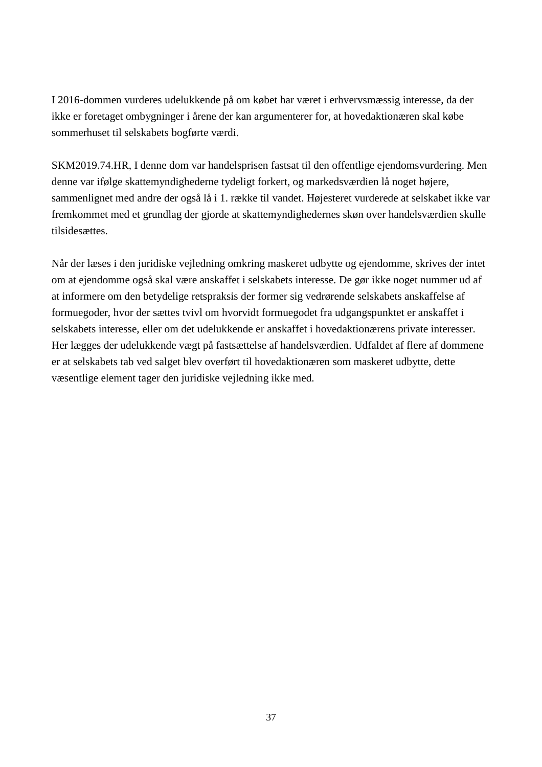I 2016-dommen vurderes udelukkende på om købet har været i erhvervsmæssig interesse, da der ikke er foretaget ombygninger i årene der kan argumenterer for, at hovedaktionæren skal købe sommerhuset til selskabets bogførte værdi.

SKM2019.74.HR, I denne dom var handelsprisen fastsat til den offentlige ejendomsvurdering. Men denne var ifølge skattemyndighederne tydeligt forkert, og markedsværdien lå noget højere, sammenlignet med andre der også lå i 1. række til vandet. Højesteret vurderede at selskabet ikke var fremkommet med et grundlag der gjorde at skattemyndighedernes skøn over handelsværdien skulle tilsidesættes.

Når der læses i den juridiske vejledning omkring maskeret udbytte og ejendomme, skrives der intet om at ejendomme også skal være anskaffet i selskabets interesse. De gør ikke noget nummer ud af at informere om den betydelige retspraksis der former sig vedrørende selskabets anskaffelse af formuegoder, hvor der sættes tvivl om hvorvidt formuegodet fra udgangspunktet er anskaffet i selskabets interesse, eller om det udelukkende er anskaffet i hovedaktionærens private interesser. Her lægges der udelukkende vægt på fastsættelse af handelsværdien. Udfaldet af flere af dommene er at selskabets tab ved salget blev overført til hovedaktionæren som maskeret udbytte, dette væsentlige element tager den juridiske vejledning ikke med.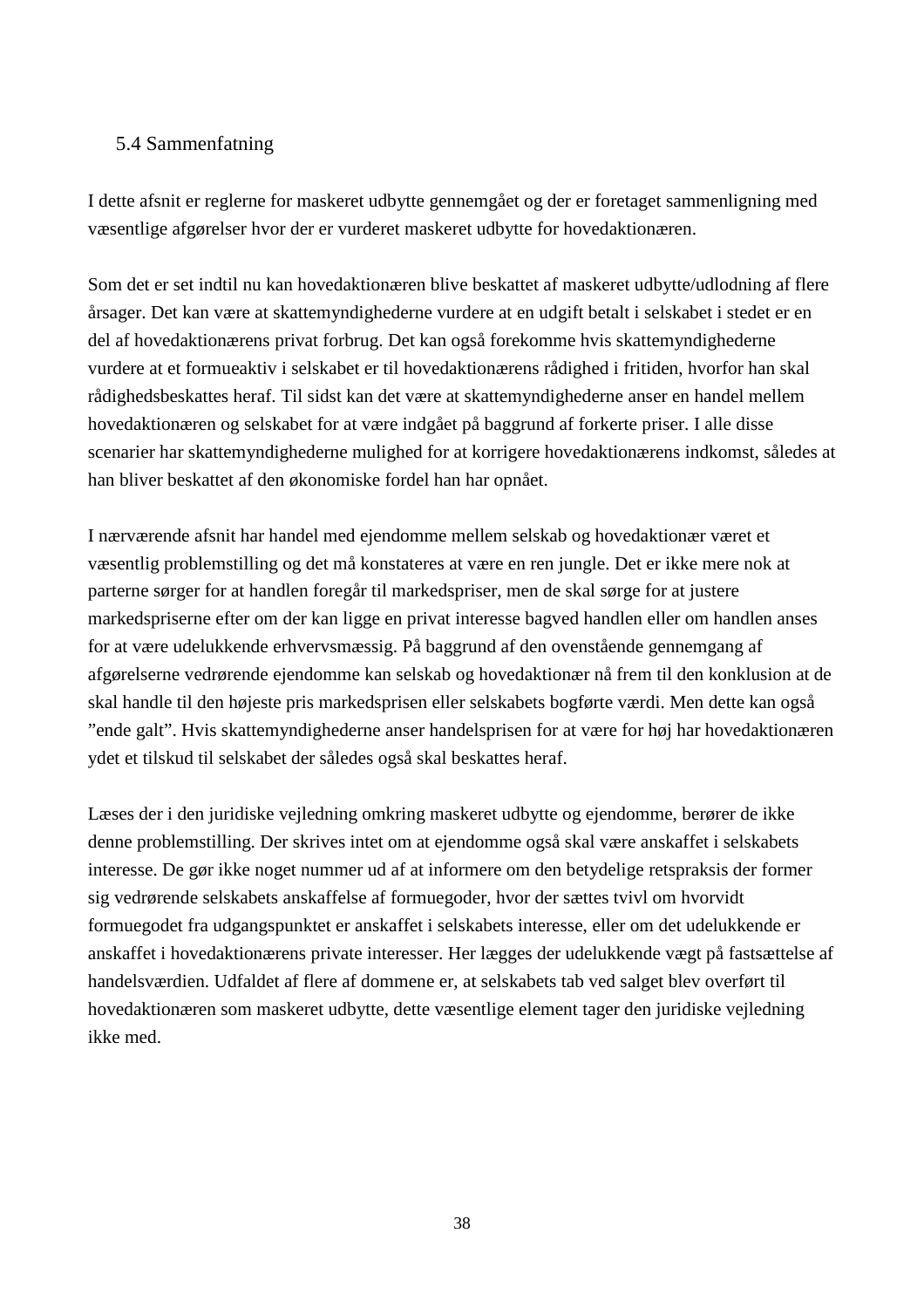## 5.4 Sammenfatning

I dette afsnit er reglerne for maskeret udbytte gennemgået og der er foretaget sammenligning med væsentlige afgørelser hvor der er vurderet maskeret udbytte for hovedaktionæren.

Som det er set indtil nu kan hovedaktionæren blive beskattet af maskeret udbytte/udlodning af flere årsager. Det kan være at skattemyndighederne vurdere at en udgift betalt i selskabet i stedet er en del af hovedaktionærens privat forbrug. Det kan også forekomme hvis skattemyndighederne vurdere at et formueaktiv i selskabet er til hovedaktionærens rådighed i fritiden, hvorfor han skal rådighedsbeskattes heraf. Til sidst kan det være at skattemyndighederne anser en handel mellem hovedaktionæren og selskabet for at være indgået på baggrund af forkerte priser. I alle disse scenarier har skattemyndighederne mulighed for at korrigere hovedaktionærens indkomst, således at han bliver beskattet af den økonomiske fordel han har opnået.

I nærværende afsnit har handel med ejendomme mellem selskab og hovedaktionær været et væsentlig problemstilling og det må konstateres at være en ren jungle. Det er ikke mere nok at parterne sørger for at handlen foregår til markedspriser, men de skal sørge for at justere markedspriserne efter om der kan ligge en privat interesse bagved handlen eller om handlen anses for at være udelukkende erhvervsmæssig. På baggrund af den ovenstående gennemgang af afgørelserne vedrørende ejendomme kan selskab og hovedaktionær nå frem til den konklusion at de skal handle til den højeste pris markedsprisen eller selskabets bogførte værdi. Men dette kan også "ende galt". Hvis skattemyndighederne anser handelsprisen for at være for høj har hovedaktionæren ydet et tilskud til selskabet der således også skal beskattes heraf.

Læses der i den juridiske vejledning omkring maskeret udbytte og ejendomme, berører de ikke denne problemstilling. Der skrives intet om at ejendomme også skal være anskaffet i selskabets interesse. De gør ikke noget nummer ud af at informere om den betydelige retspraksis der former sig vedrørende selskabets anskaffelse af formuegoder, hvor der sættes tvivl om hvorvidt formuegodet fra udgangspunktet er anskaffet i selskabets interesse, eller om det udelukkende er anskaffet i hovedaktionærens private interesser. Her lægges der udelukkende vægt på fastsættelse af handelsværdien. Udfaldet af flere af dommene er, at selskabets tab ved salget blev overført til hovedaktionæren som maskeret udbytte, dette væsentlige element tager den juridiske vejledning ikke med.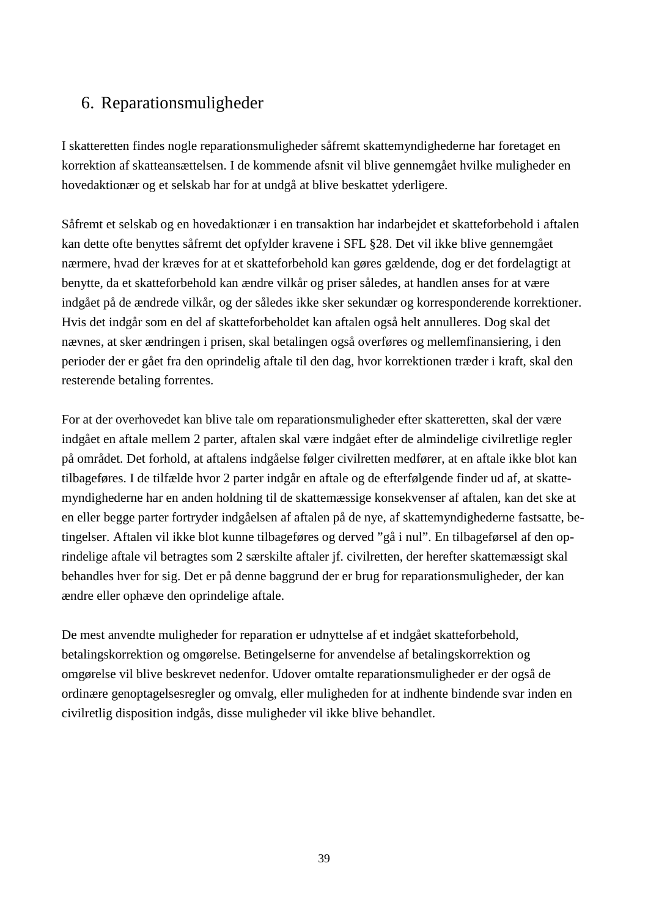# 6. Reparationsmuligheder

I skatteretten findes nogle reparationsmuligheder såfremt skattemyndighederne har foretaget en korrektion af skatteansættelsen. I de kommende afsnit vil blive gennemgået hvilke muligheder en hovedaktionær og et selskab har for at undgå at blive beskattet yderligere.

Såfremt et selskab og en hovedaktionær i en transaktion har indarbejdet et skatteforbehold i aftalen kan dette ofte benyttes såfremt det opfylder kravene i SFL §28. Det vil ikke blive gennemgået nærmere, hvad der kræves for at et skatteforbehold kan gøres gældende, dog er det fordelagtigt at benytte, da et skatteforbehold kan ændre vilkår og priser således, at handlen anses for at være indgået på de ændrede vilkår, og der således ikke sker sekundær og korresponderende korrektioner. Hvis det indgår som en del af skatteforbeholdet kan aftalen også helt annulleres. Dog skal det nævnes, at sker ændringen i prisen, skal betalingen også overføres og mellemfinansiering, i den perioder der er gået fra den oprindelig aftale til den dag, hvor korrektionen træder i kraft, skal den resterende betaling forrentes.

For at der overhovedet kan blive tale om reparationsmuligheder efter skatteretten, skal der være indgået en aftale mellem 2 parter, aftalen skal være indgået efter de almindelige civilretlige regler på området. Det forhold, at aftalens indgåelse følger civilretten medfører, at en aftale ikke blot kan tilbageføres. I de tilfælde hvor 2 parter indgår en aftale og de efterfølgende finder ud af, at skattemyndighederne har en anden holdning til de skattemæssige konsekvenser af aftalen, kan det ske at en eller begge parter fortryder indgåelsen af aftalen på de nye, af skattemyndighederne fastsatte, betingelser. Aftalen vil ikke blot kunne tilbageføres og derved "gå i nul". En tilbageførsel af den oprindelige aftale vil betragtes som 2 særskilte aftaler jf. civilretten, der herefter skattemæssigt skal behandles hver for sig. Det er på denne baggrund der er brug for reparationsmuligheder, der kan ændre eller ophæve den oprindelige aftale.

De mest anvendte muligheder for reparation er udnyttelse af et indgået skatteforbehold, betalingskorrektion og omgørelse. Betingelserne for anvendelse af betalingskorrektion og omgørelse vil blive beskrevet nedenfor. Udover omtalte reparationsmuligheder er der også de ordinære genoptagelsesregler og omvalg, eller muligheden for at indhente bindende svar inden en civilretlig disposition indgås, disse muligheder vil ikke blive behandlet.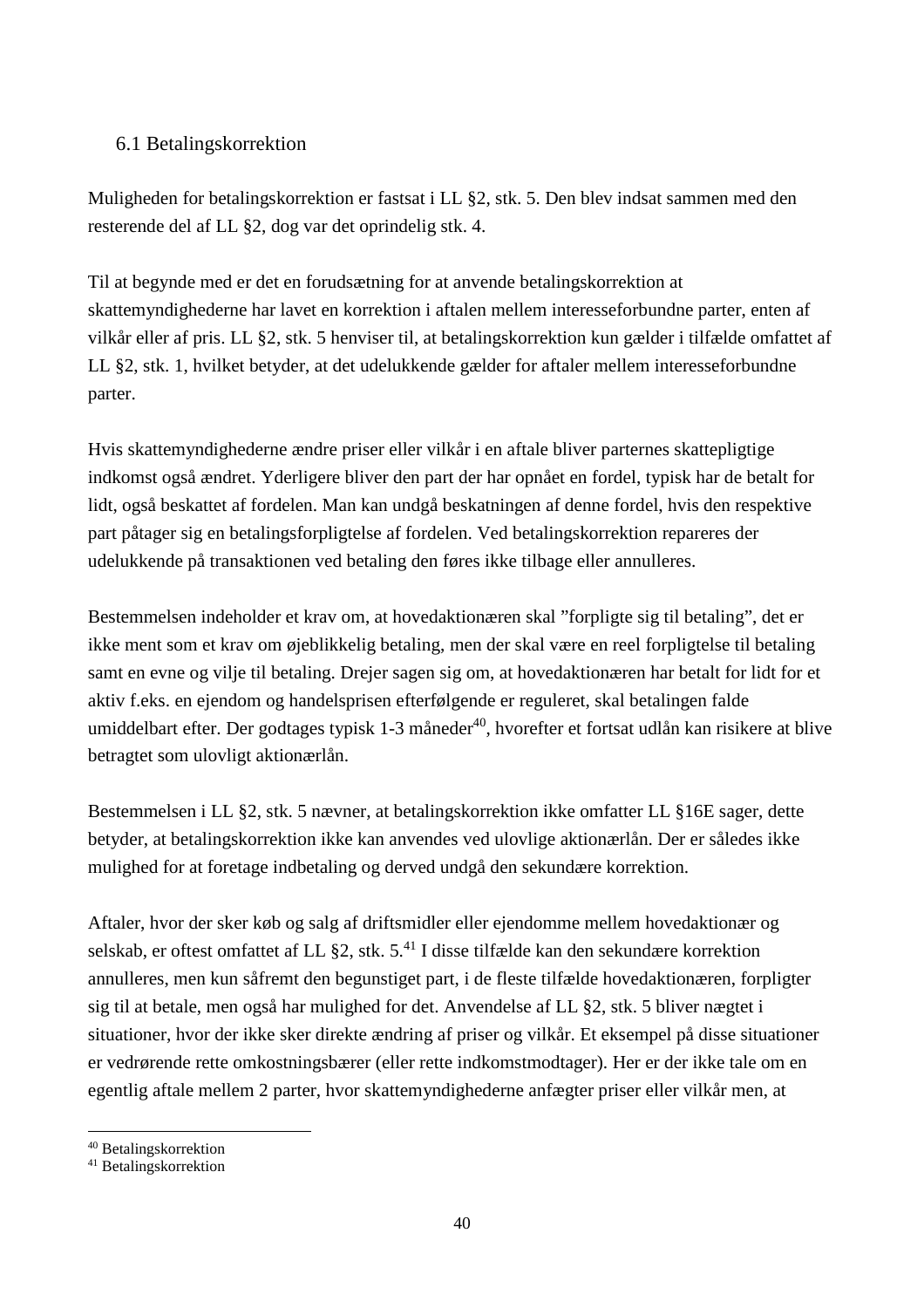## 6.1 Betalingskorrektion

Muligheden for betalingskorrektion er fastsat i LL §2, stk. 5. Den blev indsat sammen med den resterende del af LL §2, dog var det oprindelig stk. 4.

Til at begynde med er det en forudsætning for at anvende betalingskorrektion at skattemyndighederne har lavet en korrektion i aftalen mellem interesseforbundne parter, enten af vilkår eller af pris. LL §2, stk. 5 henviser til, at betalingskorrektion kun gælder i tilfælde omfattet af LL §2, stk. 1, hvilket betyder, at det udelukkende gælder for aftaler mellem interesseforbundne parter.

Hvis skattemyndighederne ændre priser eller vilkår i en aftale bliver parternes skattepligtige indkomst også ændret. Yderligere bliver den part der har opnået en fordel, typisk har de betalt for lidt, også beskattet af fordelen. Man kan undgå beskatningen af denne fordel, hvis den respektive part påtager sig en betalingsforpligtelse af fordelen. Ved betalingskorrektion repareres der udelukkende på transaktionen ved betaling den føres ikke tilbage eller annulleres.

Bestemmelsen indeholder et krav om, at hovedaktionæren skal "forpligte sig til betaling", det er ikke ment som et krav om øjeblikkelig betaling, men der skal være en reel forpligtelse til betaling samt en evne og vilje til betaling. Drejer sagen sig om, at hovedaktionæren har betalt for lidt for et aktiv f.eks. en ejendom og handelsprisen efterfølgende er reguleret, skal betalingen falde umiddelbart efter. Der godtages typisk 1-3 måneder[40], hvorefter et fortsat udlån kan risikere at blive betragtet som ulovligt aktionærlån.

Bestemmelsen i LL §2, stk. 5 nævner, at betalingskorrektion ikke omfatter LL §16E sager, dette betyder, at betalingskorrektion ikke kan anvendes ved ulovlige aktionærlån. Der er således ikke mulighed for at foretage indbetaling og derved undgå den sekundære korrektion.

Aftaler, hvor der sker køb og salg af driftsmidler eller ejendomme mellem hovedaktionær og selskab, er oftest omfattet af LL §2, stk. 5.[41] I disse tilfælde kan den sekundære korrektion annulleres, men kun såfremt den begunstiget part, i de fleste tilfælde hovedaktionæren, forpligter sig til at betale, men også har mulighed for det. Anvendelse af LL §2, stk. 5 bliver nægtet i situationer, hvor der ikke sker direkte ændring af priser og vilkår. Et eksempel på disse situationer er vedrørende rette omkostningsbærer (eller rette indkomstmodtager). Her er der ikke tale om en egentlig aftale mellem 2 parter, hvor skattemyndighederne anfægter priser eller vilkår men, at

---

[40] Betalingskorrektion

[41] Betalingskorrektion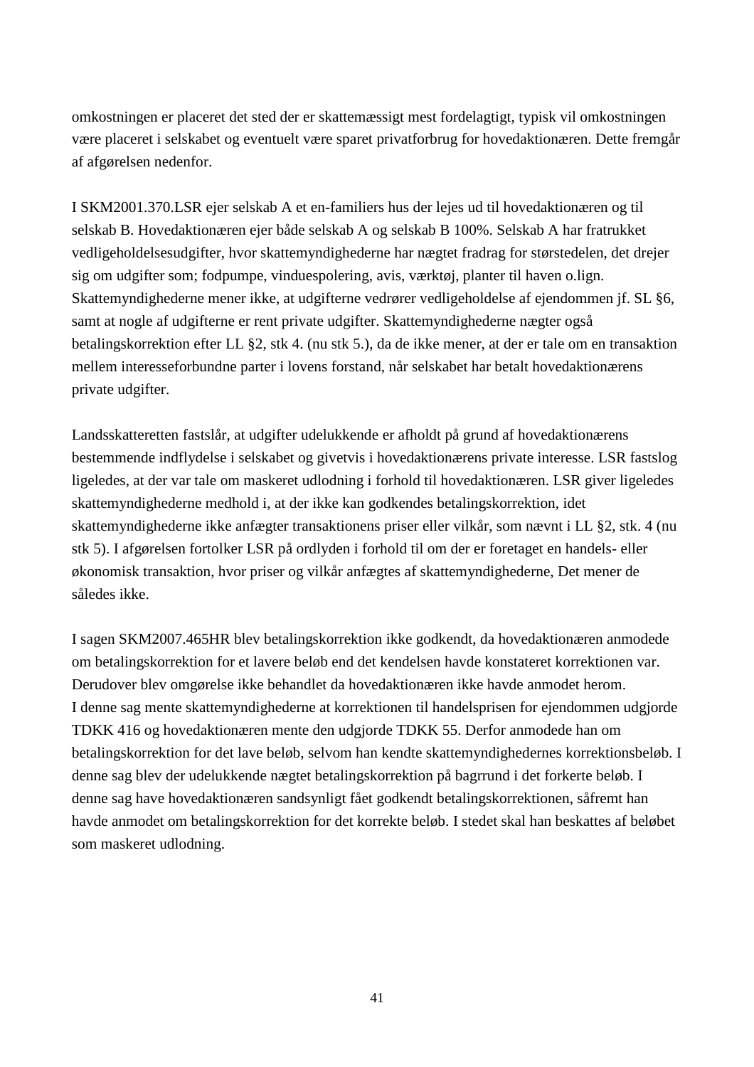omkostningen er placeret det sted der er skattemæssigt mest fordelagtigt, typisk vil omkostningen være placeret i selskabet og eventuelt være sparet privatforbrug for hovedaktionæren. Dette fremgår af afgørelsen nedenfor.

I SKM2001.370.LSR ejer selskab A et en-familiers hus der lejes ud til hovedaktionæren og til selskab B. Hovedaktionæren ejer både selskab A og selskab B 100%. Selskab A har fratrukket vedligeholdelsesudgifter, hvor skattemyndighederne har nægtet fradrag for størstedelen, det drejer sig om udgifter som; fodpumpe, vinduespolering, avis, værktøj, planter til haven o.lign. Skattemyndighederne mener ikke, at udgifterne vedrører vedligeholdelse af ejendommen jf. SL §6, samt at nogle af udgifterne er rent private udgifter. Skattemyndighederne nægter også betalingskorrektion efter LL §2, stk 4. (nu stk 5.), da de ikke mener, at der er tale om en transaktion mellem interesseforbundne parter i lovens forstand, når selskabet har betalt hovedaktionærens private udgifter.

Landsskatteretten fastslår, at udgifter udelukkende er afholdt på grund af hovedaktionærens bestemmende indflydelse i selskabet og givetvis i hovedaktionærens private interesse. LSR fastslog ligeledes, at der var tale om maskeret udlodning i forhold til hovedaktionæren. LSR giver ligeledes skattemyndighederne medhold i, at der ikke kan godkendes betalingskorrektion, idet skattemyndighederne ikke anfægter transaktionens priser eller vilkår, som nævnt i LL §2, stk. 4 (nu stk 5). I afgørelsen fortolker LSR på ordlyden i forhold til om der er foretaget en handels- eller økonomisk transaktion, hvor priser og vilkår anfægtes af skattemyndighederne, Det mener de således ikke.

I sagen SKM2007.465HR blev betalingskorrektion ikke godkendt, da hovedaktionæren anmodede om betalingskorrektion for et lavere beløb end det kendelsen havde konstateret korrektionen var. Derudover blev omgørelse ikke behandlet da hovedaktionæren ikke havde anmodet herom.
I denne sag mente skattemyndighederne at korrektionen til handelsprisen for ejendommen udgjorde TDKK 416 og hovedaktionæren mente den udgjorde TDKK 55. Derfor anmodede han om betalingskorrektion for det lave beløb, selvom han kendte skattemyndighedernes korrektionsbeløb. I denne sag blev der udelukkende nægtet betalingskorrektion på bagrrund i det forkerte beløb. I denne sag have hovedaktionæren sandsynligt fået godkendt betalingskorrektionen, såfremt han havde anmodet om betalingskorrektion for det korrekte beløb. I stedet skal han beskattes af beløbet som maskeret udlodning.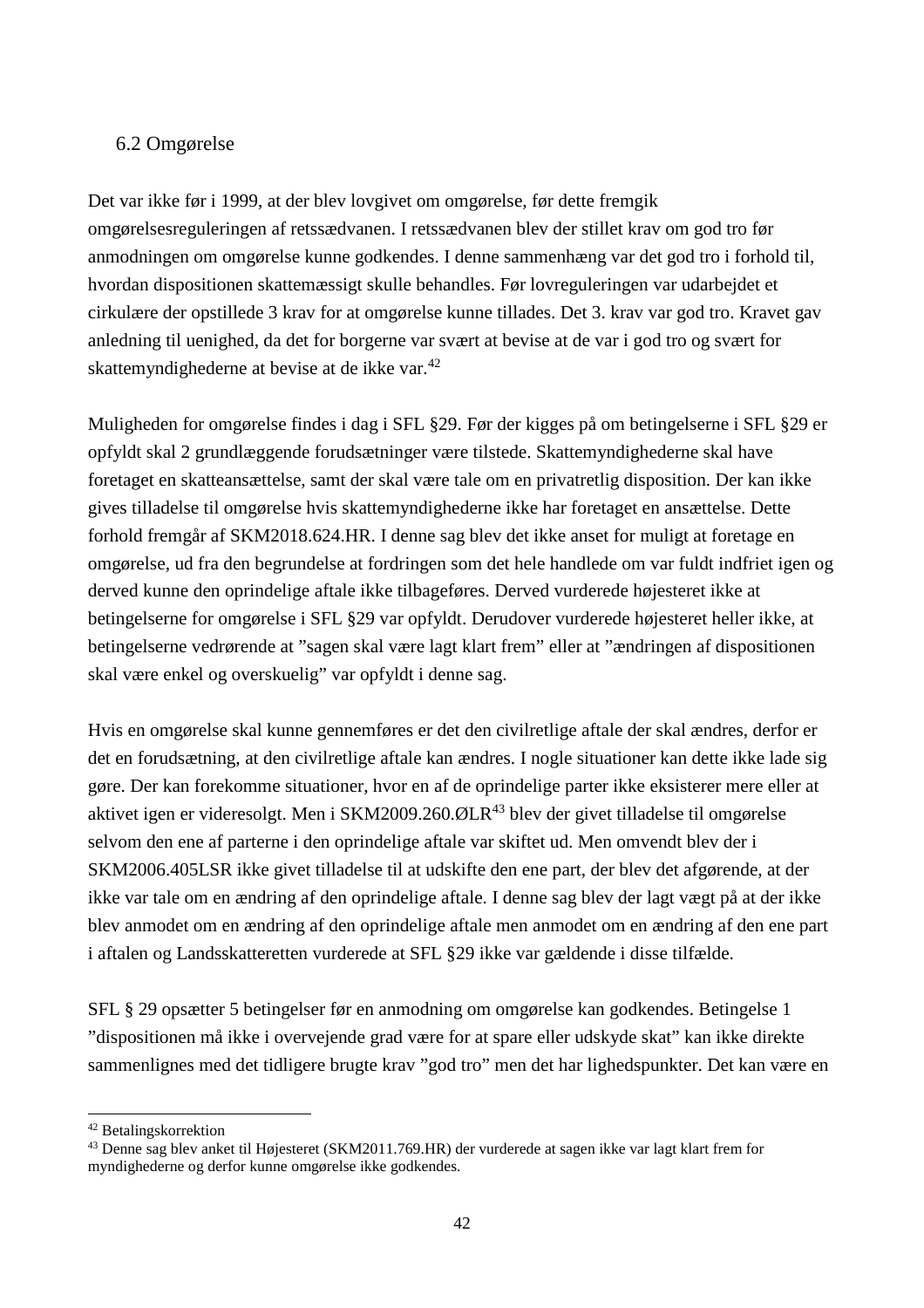## 6.2 Omgørelse

Det var ikke før i 1999, at der blev lovgivet om omgørelse, før dette fremgik omgørelsesreguleringen af retssædvanen. I retssædvanen blev der stillet krav om god tro før anmodningen om omgørelse kunne godkendes. I denne sammenhæng var det god tro i forhold til, hvordan dispositionen skattemæssigt skulle behandles. Før lovreguleringen var udarbejdet et cirkulære der opstillede 3 krav for at omgørelse kunne tillades. Det 3. krav var god tro. Kravet gav anledning til uenighed, da det for borgerne var svært at bevise at de var i god tro og svært for skattemyndighederne at bevise at de ikke var.[42]

Muligheden for omgørelse findes i dag i SFL §29. Før der kigges på om betingelserne i SFL §29 er opfyldt skal 2 grundlæggende forudsætninger være tilstede. Skattemyndighederne skal have foretaget en skatteansættelse, samt der skal være tale om en privatretlig disposition. Der kan ikke gives tilladelse til omgørelse hvis skattemyndighederne ikke har foretaget en ansættelse. Dette forhold fremgår af SKM2018.624.HR. I denne sag blev det ikke anset for muligt at foretage en omgørelse, ud fra den begrundelse at fordringen som det hele handlede om var fuldt indfriet igen og derved kunne den oprindelige aftale ikke tilbageføres. Derved vurderede højesteret ikke at betingelserne for omgørelse i SFL §29 var opfyldt. Derudover vurderede højesteret heller ikke, at betingelserne vedrørende at ”sagen skal være lagt klart frem” eller at ”ændringen af dispositionen skal være enkel og overskuelig” var opfyldt i denne sag.

Hvis en omgørelse skal kunne gennemføres er det den civilretlige aftale der skal ændres, derfor er det en forudsætning, at den civilretlige aftale kan ændres. I nogle situationer kan dette ikke lade sig gøre. Der kan forekomme situationer, hvor en af de oprindelige parter ikke eksisterer mere eller at aktivet igen er videresolgt. Men i SKM2009.260.ØLR[43] blev der givet tilladelse til omgørelse selvom den ene af parterne i den oprindelige aftale var skiftet ud. Men omvendt blev der i SKM2006.405LSR ikke givet tilladelse til at udskifte den ene part, der blev det afgørende, at der ikke var tale om en ændring af den oprindelige aftale. I denne sag blev der lagt vægt på at der ikke blev anmodet om en ændring af den oprindelige aftale men anmodet om en ændring af den ene part i aftalen og Landsskatteretten vurderede at SFL §29 ikke var gældende i disse tilfælde.

SFL § 29 opsætter 5 betingelser før en anmodning om omgørelse kan godkendes. Betingelse 1 ”dispositionen må ikke i overvejende grad være for at spare eller udskyde skat” kan ikke direkte sammenlignes med det tidligere brugte krav ”god tro” men det har lighedspunkter. Det kan være en

---

[42] Betalingskorrektion

[43] Denne sag blev anket til Højesteret (SKM2011.769.HR) der vurderede at sagen ikke var lagt klart frem for myndighederne og derfor kunne omgørelse ikke godkendes.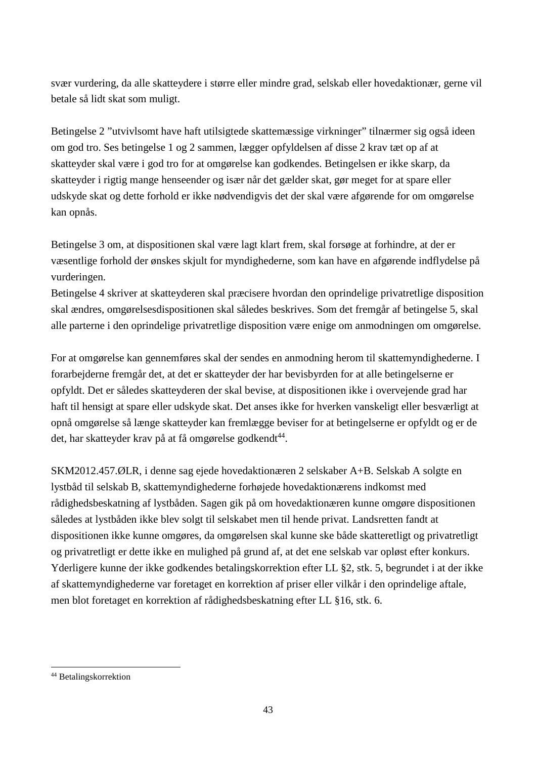svær vurdering, da alle skatteydere i større eller mindre grad, selskab eller hovedaktionær, gerne vil betale så lidt skat som muligt.

Betingelse 2 ”utvivlsomt have haft utilsigtede skattemæssige virkninger” tilnærmer sig også ideen om god tro. Ses betingelse 1 og 2 sammen, lægger opfyldelsen af disse 2 krav tæt op af at skatteyder skal være i god tro for at omgørelse kan godkendes. Betingelsen er ikke skarp, da skatteyder i rigtig mange henseender og især når det gælder skat, gør meget for at spare eller udskyde skat og dette forhold er ikke nødvendigvis det der skal være afgørende for om omgørelse kan opnås.

Betingelse 3 om, at dispositionen skal være lagt klart frem, skal forsøge at forhindre, at der er væsentlige forhold der ønskes skjult for myndighederne, som kan have en afgørende indflydelse på vurderingen.

Betingelse 4 skriver at skatteyderen skal præcisere hvordan den oprindelige privatretlige disposition skal ændres, omgørelsesdispositionen skal således beskrives. Som det fremgår af betingelse 5, skal alle parterne i den oprindelige privatretlige disposition være enige om anmodningen om omgørelse.

For at omgørelse kan gennemføres skal der sendes en anmodning herom til skattemyndighederne. I forarbejderne fremgår det, at det er skatteyder der har bevisbyrden for at alle betingelserne er opfyldt. Det er således skatteyderen der skal bevise, at dispositionen ikke i overvejende grad har haft til hensigt at spare eller udskyde skat. Det anses ikke for hverken vanskeligt eller besværligt at opnå omgørelse så længe skatteyder kan fremlægge beviser for at betingelserne er opfyldt og er de det, har skatteyder krav på at få omgørelse godkendt[44].

SKM2012.457.ØLR, i denne sag ejede hovedaktionæren 2 selskaber A+B. Selskab A solgte en lystbåd til selskab B, skattemyndighederne forhøjede hovedaktionærens indkomst med rådighedsbeskatning af lystbåden. Sagen gik på om hovedaktionæren kunne omgøre dispositionen således at lystbåden ikke blev solgt til selskabet men til hende privat. Landsretten fandt at dispositionen ikke kunne omgøres, da omgørelsen skal kunne ske både skatteretligt og privatretligt og privatretligt er dette ikke en mulighed på grund af, at det ene selskab var opløst efter konkurs. Yderligere kunne der ikke godkendes betalingskorrektion efter LL §2, stk. 5, begrundet i at der ikke af skattemyndighederne var foretaget en korrektion af priser eller vilkår i den oprindelige aftale, men blot foretaget en korrektion af rådighedsbeskatning efter LL §16, stk. 6.

---

[44] Betalingskorrektion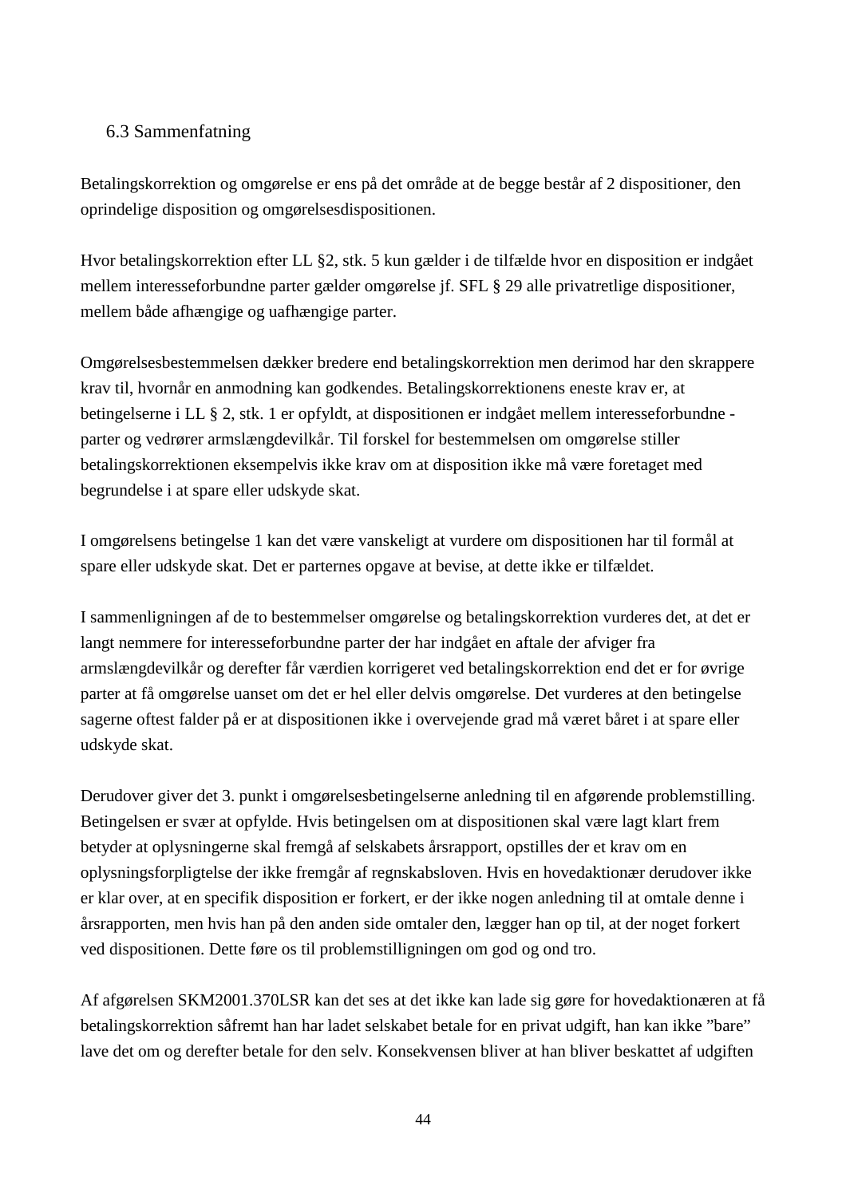### 6.3 Sammenfatning

Betalingskorrektion og omgørelse er ens på det område at de begge består af 2 dispositioner, den oprindelige disposition og omgørelsesdispositionen.

Hvor betalingskorrektion efter LL §2, stk. 5 kun gælder i de tilfælde hvor en disposition er indgået mellem interesseforbundne parter gælder omgørelse jf. SFL § 29 alle privatretlige dispositioner, mellem både afhængige og uafhængige parter.

Omgørelsesbestemmelsen dækker bredere end betalingskorrektion men derimod har den skrappere krav til, hvornår en anmodning kan godkendes. Betalingskorrektionens eneste krav er, at betingelserne i LL § 2, stk. 1 er opfyldt, at dispositionen er indgået mellem interesseforbundne - parter og vedrører armslængdevilkår. Til forskel for bestemmelsen om omgørelse stiller betalingskorrektionen eksempelvis ikke krav om at disposition ikke må være foretaget med begrundelse i at spare eller udskyde skat.

I omgørelsens betingelse 1 kan det være vanskeligt at vurdere om dispositionen har til formål at spare eller udskyde skat. Det er parternes opgave at bevise, at dette ikke er tilfældet.

I sammenligningen af de to bestemmelser omgørelse og betalingskorrektion vurderes det, at det er langt nemmere for interesseforbundne parter der har indgået en aftale der afviger fra armslængdevilkår og derefter får værdien korrigeret ved betalingskorrektion end det er for øvrige parter at få omgørelse uanset om det er hel eller delvis omgørelse. Det vurderes at den betingelse sagerne oftest falder på er at dispositionen ikke i overvejende grad må været båret i at spare eller udskyde skat.

Derudover giver det 3. punkt i omgørelsesbetingelserne anledning til en afgørende problemstilling. Betingelsen er svær at opfylde. Hvis betingelsen om at dispositionen skal være lagt klart frem betyder at oplysningerne skal fremgå af selskabets årsrapport, opstilles der et krav om en oplysningsforpligtelse der ikke fremgår af regnskabsloven. Hvis en hovedaktionær derudover ikke er klar over, at en specifik disposition er forkert, er der ikke nogen anledning til at omtale denne i årsrapporten, men hvis han på den anden side omtaler den, lægger han op til, at der noget forkert ved dispositionen. Dette føre os til problemstilligningen om god og ond tro.

Af afgørelsen SKM2001.370LSR kan det ses at det ikke kan lade sig gøre for hovedaktionæren at få betalingskorrektion såfremt han har ladet selskabet betale for en privat udgift, han kan ikke "bare" lave det om og derefter betale for den selv. Konsekvensen bliver at han bliver beskattet af udgiften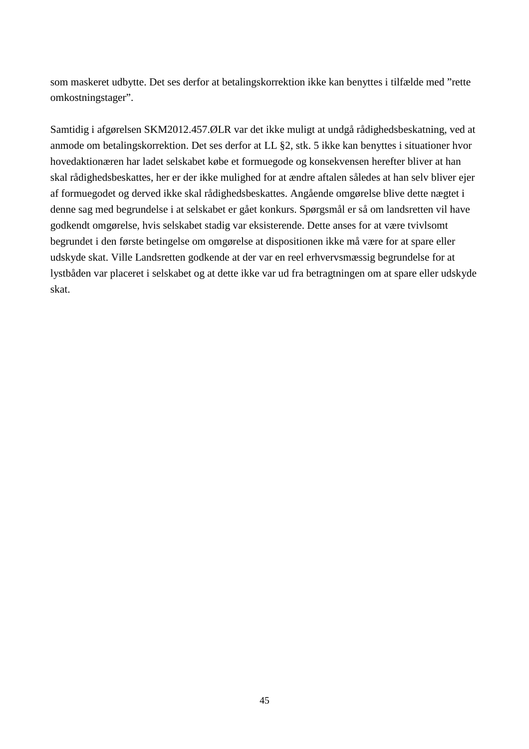som maskeret udbytte. Det ses derfor at betalingskorrektion ikke kan benyttes i tilfælde med ”rette omkostningstager”.

Samtidig i afgørelsen SKM2012.457.ØLR var det ikke muligt at undgå rådighedsbeskatning, ved at anmode om betalingskorrektion. Det ses derfor at LL §2, stk. 5 ikke kan benyttes i situationer hvor hovedaktionæren har ladet selskabet købe et formuegode og konsekvensen herefter bliver at han skal rådighedsbeskattes, her er der ikke mulighed for at ændre aftalen således at han selv bliver ejer af formuegodet og derved ikke skal rådighedsbeskattes. Angående omgørelse blive dette nægtet i denne sag med begrundelse i at selskabet er gået konkurs. Spørgsmål er så om landsretten vil have godkendt omgørelse, hvis selskabet stadig var eksisterende. Dette anses for at være tvivlsomt begrundet i den første betingelse om omgørelse at dispositionen ikke må være for at spare eller udskyde skat. Ville Landsretten godkende at der var en reel erhvervsmæssig begrundelse for at lystbåden var placeret i selskabet og at dette ikke var ud fra betragtningen om at spare eller udskyde skat.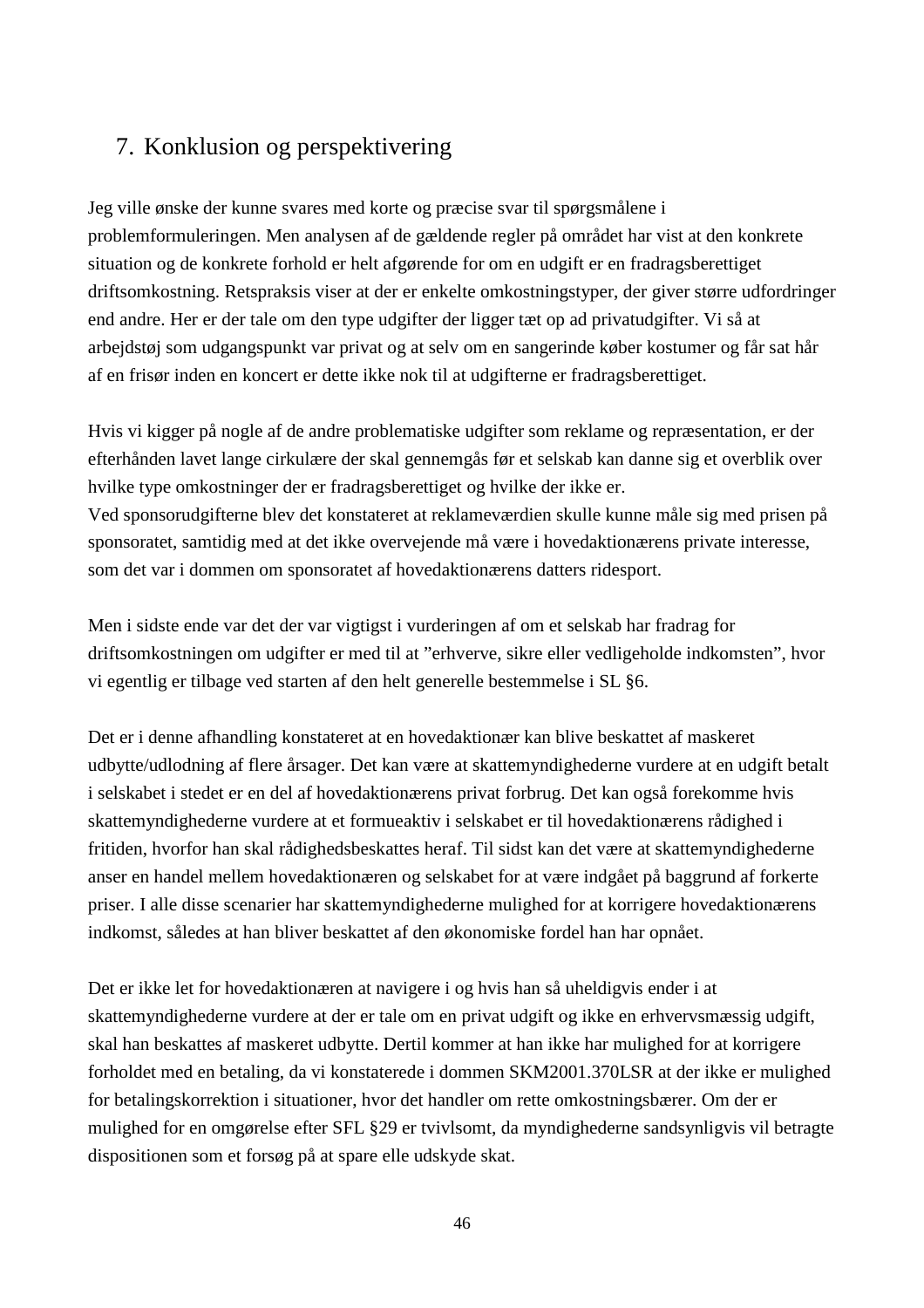## 7. Konklusion og perspektivering

Jeg ville ønske der kunne svares med korte og præcise svar til spørgsmålene i problemformuleringen. Men analysen af de gældende regler på området har vist at den konkrete situation og de konkrete forhold er helt afgørende for om en udgift er en fradragsberettiget driftsomkostning. Retspraksis viser at der er enkelte omkostningstyper, der giver større udfordringer end andre. Her er der tale om den type udgifter der ligger tæt op ad privatudgifter. Vi så at arbejdstøj som udgangspunkt var privat og at selv om en sangerinde køber kostumer og får sat hår af en frisør inden en koncert er dette ikke nok til at udgifterne er fradragsberettiget.

Hvis vi kigger på nogle af de andre problematiske udgifter som reklame og repræsentation, er der efterhånden lavet lange cirkulære der skal gennemgås før et selskab kan danne sig et overblik over hvilke type omkostninger der er fradragsberettiget og hvilke der ikke er.
Ved sponsorudgifterne blev det konstateret at reklameværdien skulle kunne måle sig med prisen på sponsoratet, samtidig med at det ikke overvejende må være i hovedaktionærens private interesse, som det var i dommen om sponsoratet af hovedaktionærens datters ridesport.

Men i sidste ende var det der var vigtigst i vurderingen af om et selskab har fradrag for driftsomkostningen om udgifter er med til at "erhverve, sikre eller vedligeholde indkomsten", hvor vi egentlig er tilbage ved starten af den helt generelle bestemmelse i SL §6.

Det er i denne afhandling konstateret at en hovedaktionær kan blive beskattet af maskeret udbytte/udlodning af flere årsager. Det kan være at skattemyndighederne vurdere at en udgift betalt i selskabet i stedet er en del af hovedaktionærens privat forbrug. Det kan også forekomme hvis skattemyndighederne vurdere at et formueaktiv i selskabet er til hovedaktionærens rådighed i fritiden, hvorfor han skal rådighedsbeskattes heraf. Til sidst kan det være at skattemyndighederne anser en handel mellem hovedaktionæren og selskabet for at være indgået på baggrund af forkerte priser. I alle disse scenarier har skattemyndighederne mulighed for at korrigere hovedaktionærens indkomst, således at han bliver beskattet af den økonomiske fordel han har opnået.

Det er ikke let for hovedaktionæren at navigere i og hvis han så uheldigvis ender i at skattemyndighederne vurdere at der er tale om en privat udgift og ikke en erhvervsmæssig udgift, skal han beskattes af maskeret udbytte. Dertil kommer at han ikke har mulighed for at korrigere forholdet med en betaling, da vi konstaterede i dommen SKM2001.370LSR at der ikke er mulighed for betalingskorrektion i situationer, hvor det handler om rette omkostningsbærer. Om der er mulighed for en omgørelse efter SFL §29 er tvivlsomt, da myndighederne sandsynligvis vil betragte dispositionen som et forsøg på at spare elle udskyde skat.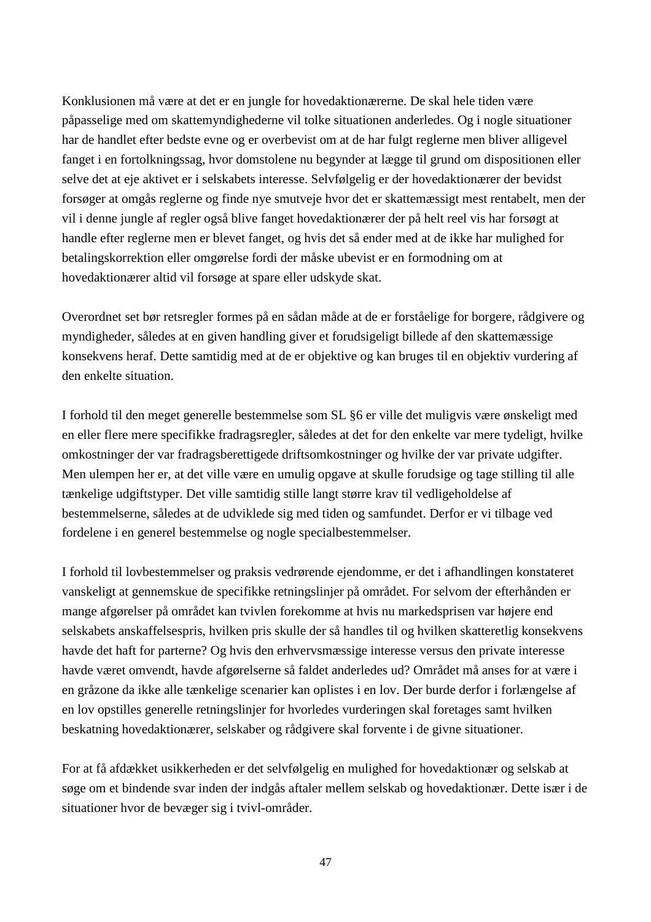Konklusionen må være at det er en jungle for hovedaktionærerne. De skal hele tiden være påpasselige med om skattemyndighederne vil tolke situationen anderledes. Og i nogle situationer har de handlet efter bedste evne og er overbevist om at de har fulgt reglerne men bliver alligevel fanget i en fortolkningssag, hvor domstolene nu begynder at lægge til grund om dispositionen eller selve det at eje aktivet er i selskabets interesse. Selvfølgelig er der hovedaktionærer der bevidst forsøger at omgås reglerne og finde nye smutveje hvor det er skattemæssigt mest rentabelt, men der vil i denne jungle af regler også blive fanget hovedaktionærer der på helt reel vis har forsøgt at handle efter reglerne men er blevet fanget, og hvis det så ender med at de ikke har mulighed for betalingskorrektion eller omgørelse fordi der måske ubevist er en formodning om at hovedaktionærer altid vil forsøge at spare eller udskyde skat.

Overordnet set bør retsregler formes på en sådan måde at de er forståelige for borgere, rådgivere og myndigheder, således at en given handling giver et forudsigeligt billede af den skattemæssige konsekvens heraf. Dette samtidig med at de er objektive og kan bruges til en objektiv vurdering af den enkelte situation.

I forhold til den meget generelle bestemmelse som SL §6 er ville det muligvis være ønskeligt med en eller flere mere specifikke fradragsregler, således at det for den enkelte var mere tydeligt, hvilke omkostninger der var fradragsberettigede driftsomkostninger og hvilke der var private udgifter. Men ulempen her er, at det ville være en umulig opgave at skulle forudsige og tage stilling til alle tænkelige udgiftstyper. Det ville samtidig stille langt større krav til vedligeholdelse af bestemmelserne, således at de udviklede sig med tiden og samfundet. Derfor er vi tilbage ved fordelene i en generel bestemmelse og nogle specialbestemmelser.

I forhold til lovbestemmelser og praksis vedrørende ejendomme, er det i afhandlingen konstateret vanskeligt at gennemskue de specifikke retningslinjer på området. For selvom der efterhånden er mange afgørelser på området kan tvivlen forekomme at hvis nu markedsprisen var højere end selskabets anskaffelsespris, hvilken pris skulle der så handles til og hvilken skatteretlig konsekvens havde det haft for parterne? Og hvis den erhvervsmæssige interesse versus den private interesse havde været omvendt, havde afgørelserne så faldet anderledes ud? Området må anses for at være i en gråzone da ikke alle tænkelige scenarier kan oplistes i en lov. Der burde derfor i forlængelse af en lov opstilles generelle retningslinjer for hvorledes vurderingen skal foretages samt hvilken beskatning hovedaktionærer, selskaber og rådgivere skal forvente i de givne situationer.

For at få afdækket usikkerheden er det selvfølgelig en mulighed for hovedaktionær og selskab at søge om et bindende svar inden der indgås aftaler mellem selskab og hovedaktionær. Dette især i de situationer hvor de bevæger sig i tvivl-områder.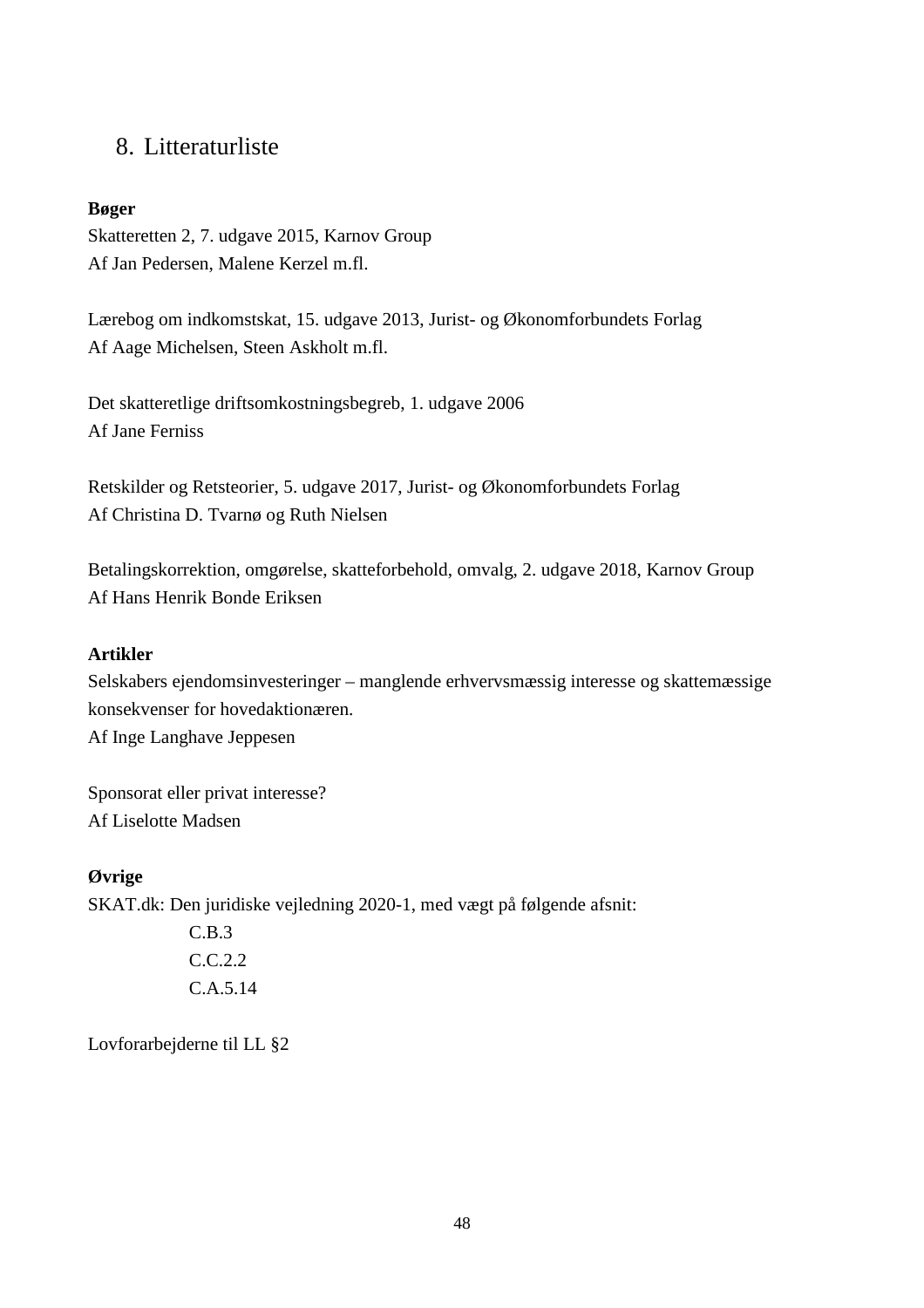# 8. Litteraturliste

**Bøger**

Skatteretten 2, 7. udgave 2015, Karnov Group
Af Jan Pedersen, Malene Kerzel m.fl.

Lærebog om indkomstskat, 15. udgave 2013, Jurist- og Økonomforbundets Forlag
Af Aage Michelsen, Steen Askholt m.fl.

Det skatteretlige driftsomkostningsbegreb, 1. udgave 2006
Af Jane Ferniss

Retskilder og Retsteorier, 5. udgave 2017, Jurist- og Økonomforbundets Forlag
Af Christina D. Tvarnø og Ruth Nielsen

Betalingskorrektion, omgørelse, skatteforbehold, omvalg, 2. udgave 2018, Karnov Group
Af Hans Henrik Bonde Eriksen

**Artikler**

Selskabers ejendomsinvesteringer – manglende erhvervsmæssig interesse og skattemæssige konsekvenser for hovedaktionæren.
Af Inge Langhave Jeppesen

Sponsorat eller privat interesse?
Af Liselotte Madsen

**Øvrige**

SKAT.dk: Den juridiske vejledning 2020-1, med vægt på følgende afsnit:

C.B.3
C.C.2.2
C.A.5.14

Lovforarbejderne til LL §2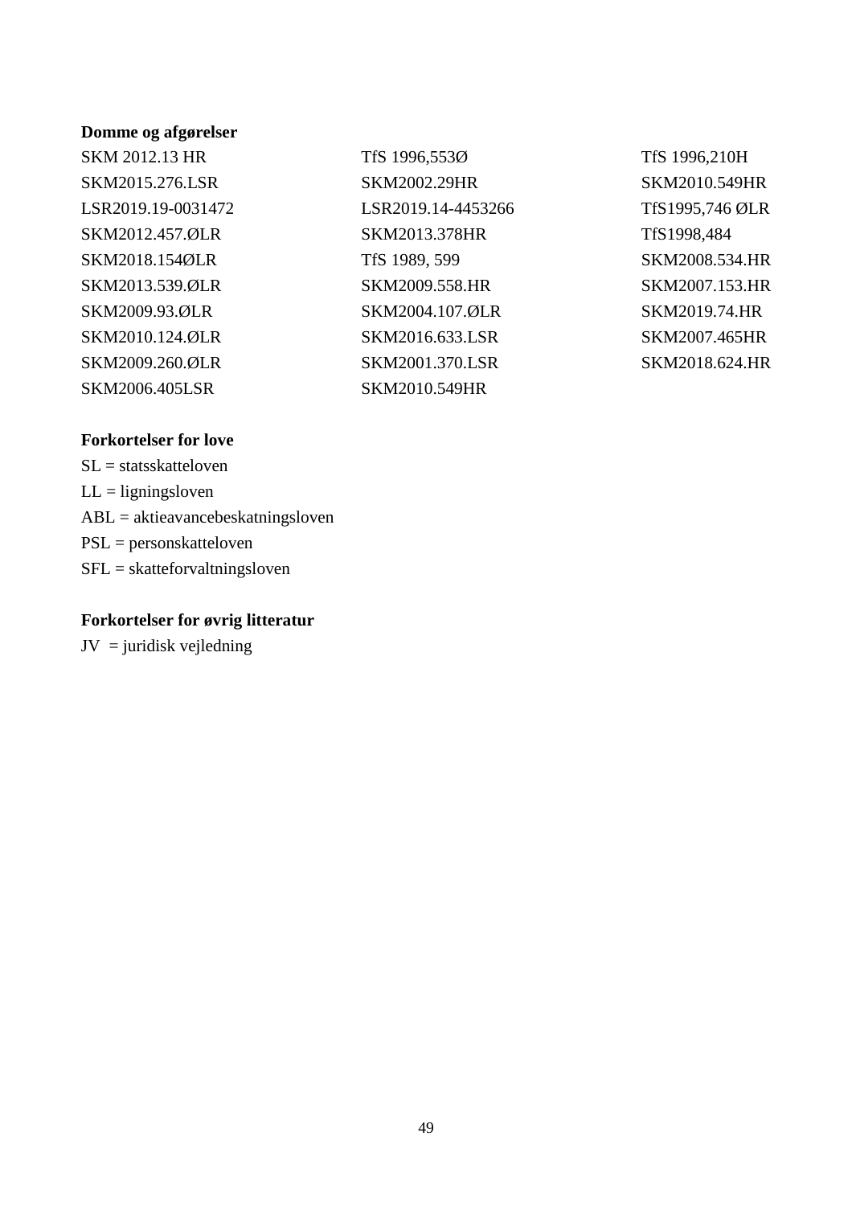**Domme og afgørelser**

| | | |
|---|---|---|
| SKM 2012.13 HR | TfS 1996,553Ø | TfS 1996,210H |
| SKM2015.276.LSR | SKM2002.29HR | SKM2010.549HR |
| LSR2019.19-0031472 | LSR2019.14-4453266 | TfS1995,746 ØLR |
| SKM2012.457.ØLR | SKM2013.378HR | TfS1998,484 |
| SKM2018.154ØLR | TfS 1989, 599 | SKM2008.534.HR |
| SKM2013.539.ØLR | SKM2009.558.HR | SKM2007.153.HR |
| SKM2009.93.ØLR | SKM2004.107.ØLR | SKM2019.74.HR |
| SKM2010.124.ØLR | SKM2016.633.LSR | SKM2007.465HR |
| SKM2009.260.ØLR | SKM2001.370.LSR | SKM2018.624.HR |
| SKM2006.405LSR | SKM2010.549HR | |

**Forkortelser for love**

SL = statsskatteloven
LL = ligningsloven
ABL = aktieavancebeskatningsloven
PSL = personskatteloven
SFL = skatteforvaltningsloven

**Forkortelser for øvrig litteratur**

JV = juridisk vejledning